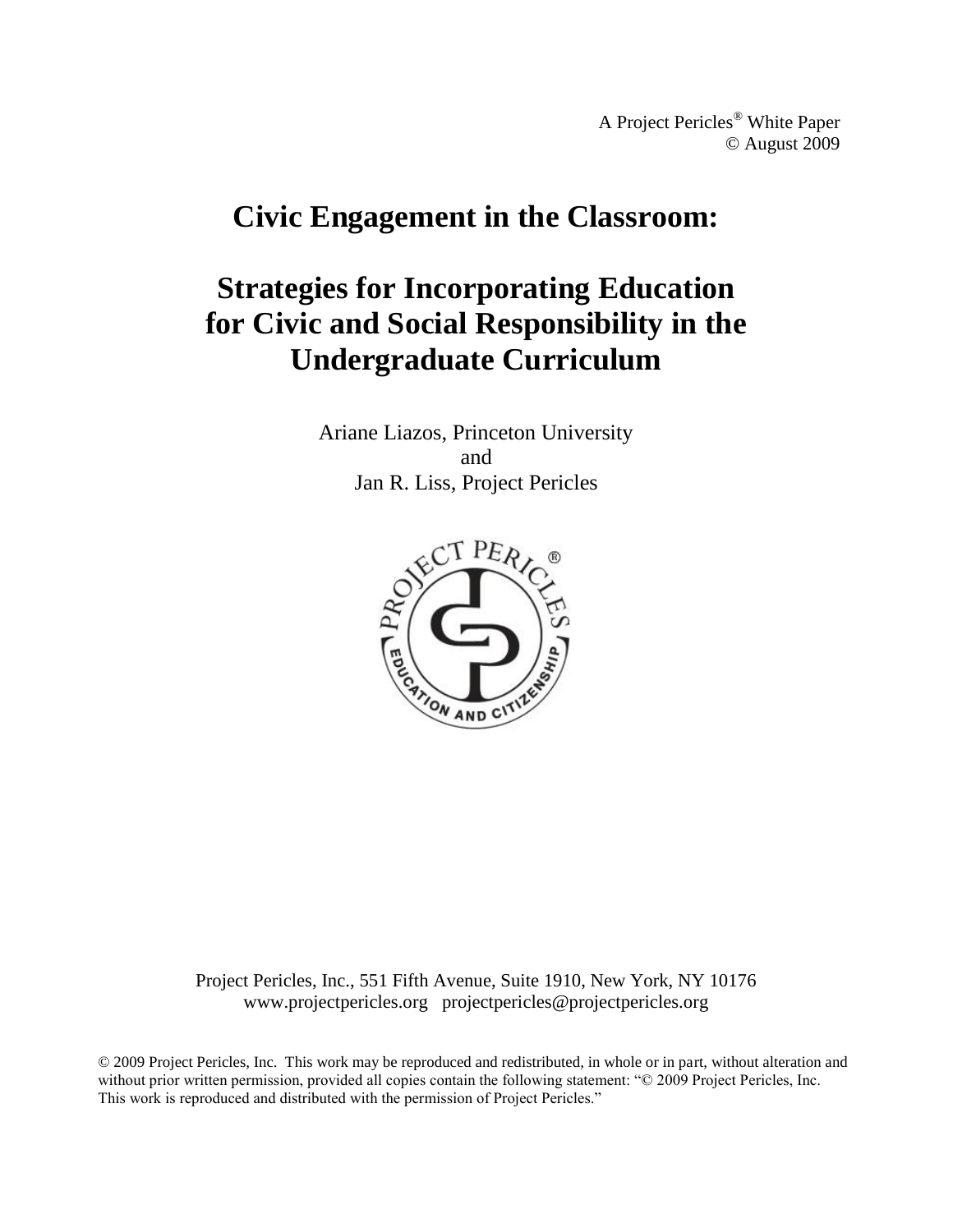A Project Pericles® White Paper
© August 2009

# Civic Engagement in the Classroom:

# Strategies for Incorporating Education for Civic and Social Responsibility in the Undergraduate Curriculum

Ariane Liazos, Princeton University
and
Jan R. Liss, Project Pericles

Project Pericles, Inc., 551 Fifth Avenue, Suite 1910, New York, NY 10176
www.projectpericles.org projectpericles@projectpericles.org

© 2009 Project Pericles, Inc. This work may be reproduced and redistributed, in whole or in part, without alteration and without prior written permission, provided all copies contain the following statement: "© 2009 Project Pericles, Inc. This work is reproduced and distributed with the permission of Project Pericles."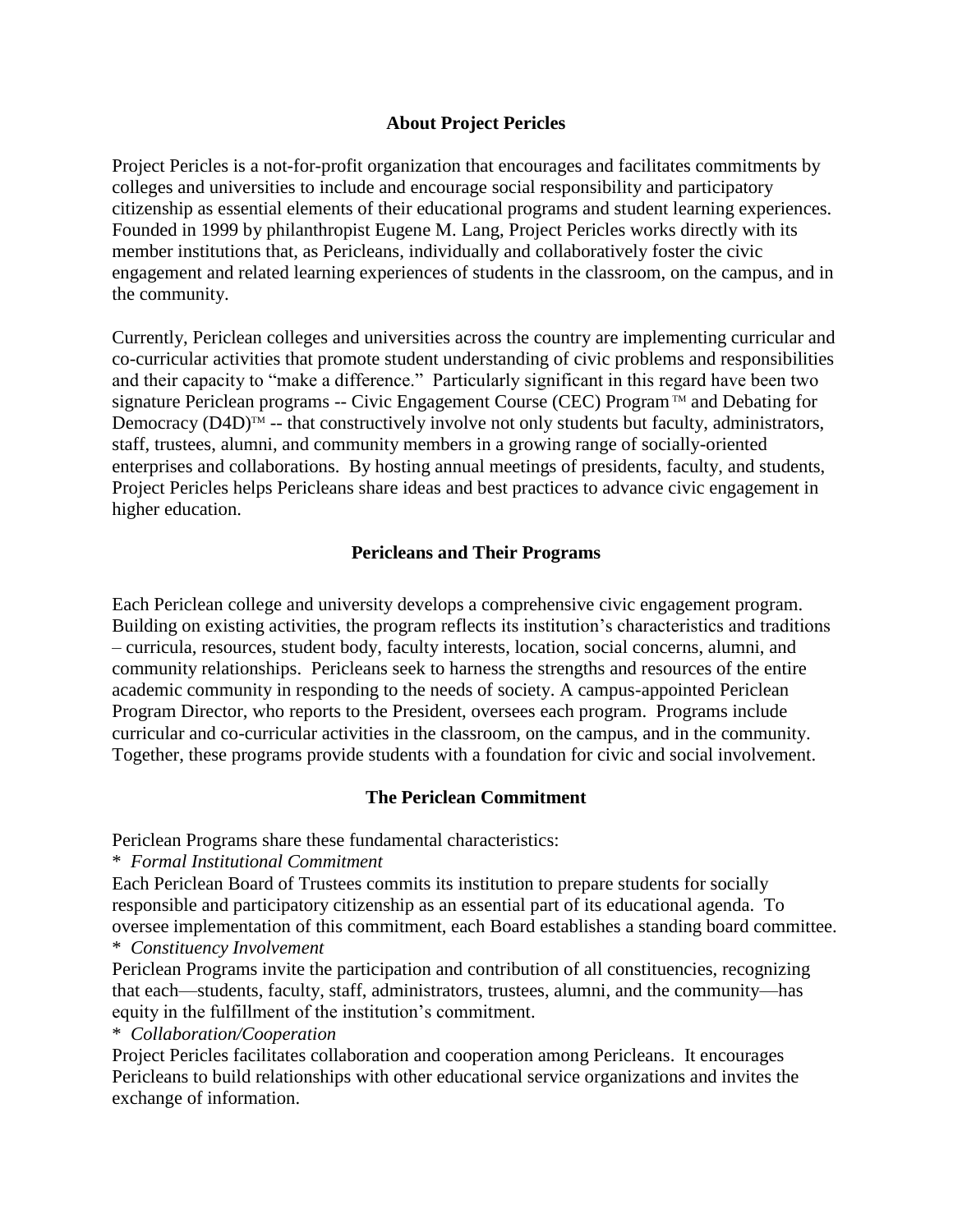## About Project Pericles

Project Pericles is a not-for-profit organization that encourages and facilitates commitments by colleges and universities to include and encourage social responsibility and participatory citizenship as essential elements of their educational programs and student learning experiences. Founded in 1999 by philanthropist Eugene M. Lang, Project Pericles works directly with its member institutions that, as Pericleans, individually and collaboratively foster the civic engagement and related learning experiences of students in the classroom, on the campus, and in the community.

Currently, Periclean colleges and universities across the country are implementing curricular and co-curricular activities that promote student understanding of civic problems and responsibilities and their capacity to "make a difference." Particularly significant in this regard have been two signature Periclean programs -- Civic Engagement Course (CEC) Program™ and Debating for Democracy (D4D)™ -- that constructively involve not only students but faculty, administrators, staff, trustees, alumni, and community members in a growing range of socially-oriented enterprises and collaborations. By hosting annual meetings of presidents, faculty, and students, Project Pericles helps Pericleans share ideas and best practices to advance civic engagement in higher education.

## Pericleans and Their Programs

Each Periclean college and university develops a comprehensive civic engagement program. Building on existing activities, the program reflects its institution's characteristics and traditions – curricula, resources, student body, faculty interests, location, social concerns, alumni, and community relationships. Pericleans seek to harness the strengths and resources of the entire academic community in responding to the needs of society. A campus-appointed Periclean Program Director, who reports to the President, oversees each program. Programs include curricular and co-curricular activities in the classroom, on the campus, and in the community. Together, these programs provide students with a foundation for civic and social involvement.

## The Periclean Commitment

Periclean Programs share these fundamental characteristics:

\* *Formal Institutional Commitment*

Each Periclean Board of Trustees commits its institution to prepare students for socially responsible and participatory citizenship as an essential part of its educational agenda. To oversee implementation of this commitment, each Board establishes a standing board committee.

\* *Constituency Involvement*

Periclean Programs invite the participation and contribution of all constituencies, recognizing that each—students, faculty, staff, administrators, trustees, alumni, and the community—has equity in the fulfillment of the institution's commitment.

\* *Collaboration/Cooperation*

Project Pericles facilitates collaboration and cooperation among Pericleans. It encourages Pericleans to build relationships with other educational service organizations and invites the exchange of information.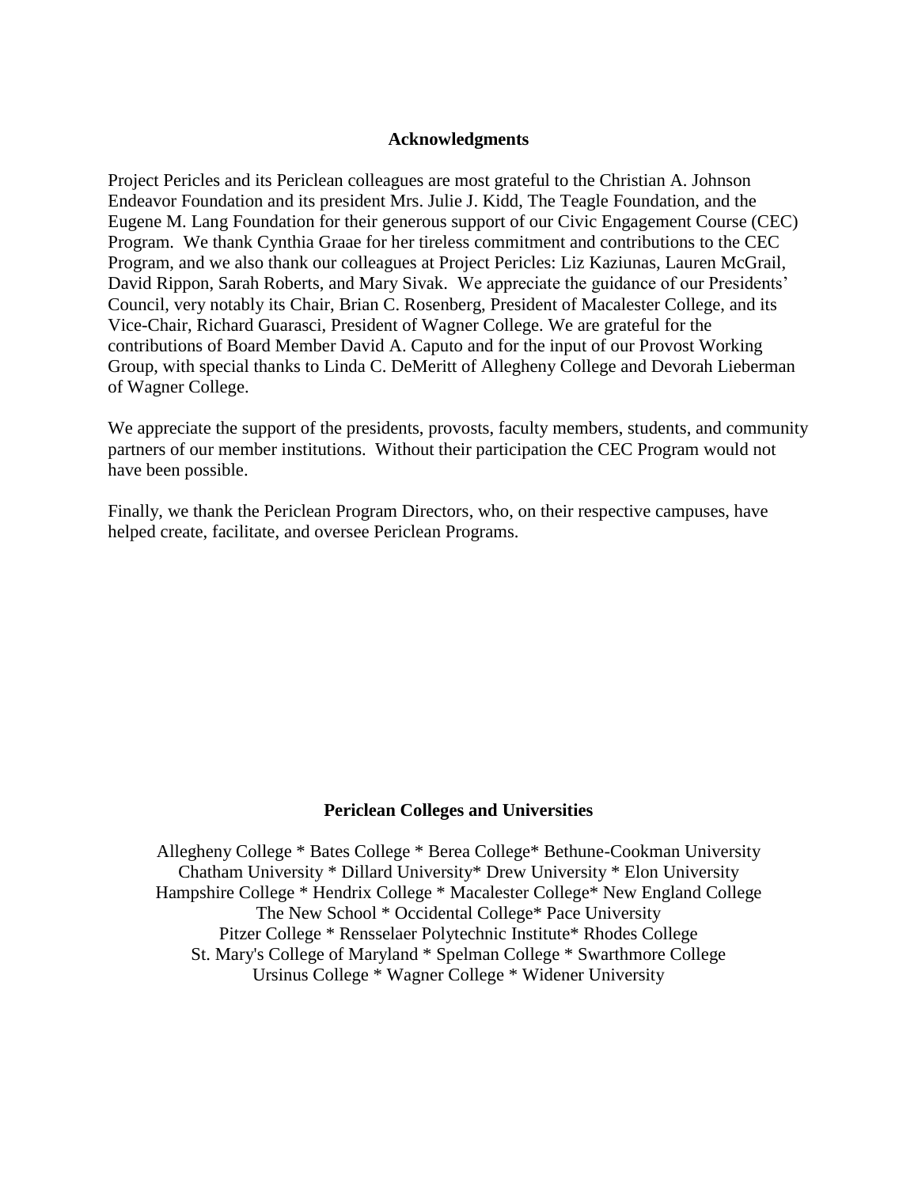## Acknowledgments

Project Pericles and its Periclean colleagues are most grateful to the Christian A. Johnson Endeavor Foundation and its president Mrs. Julie J. Kidd, The Teagle Foundation, and the Eugene M. Lang Foundation for their generous support of our Civic Engagement Course (CEC) Program. We thank Cynthia Graae for her tireless commitment and contributions to the CEC Program, and we also thank our colleagues at Project Pericles: Liz Kaziunas, Lauren McGrail, David Rippon, Sarah Roberts, and Mary Sivak. We appreciate the guidance of our Presidents' Council, very notably its Chair, Brian C. Rosenberg, President of Macalester College, and its Vice-Chair, Richard Guarasci, President of Wagner College. We are grateful for the contributions of Board Member David A. Caputo and for the input of our Provost Working Group, with special thanks to Linda C. DeMeritt of Allegheny College and Devorah Lieberman of Wagner College.

We appreciate the support of the presidents, provosts, faculty members, students, and community partners of our member institutions. Without their participation the CEC Program would not have been possible.

Finally, we thank the Periclean Program Directors, who, on their respective campuses, have helped create, facilitate, and oversee Periclean Programs.

## Periclean Colleges and Universities

Allegheny College * Bates College * Berea College* Bethune-Cookman University
Chatham University * Dillard University* Drew University * Elon University
Hampshire College * Hendrix College * Macalester College* New England College
The New School * Occidental College* Pace University
Pitzer College * Rensselaer Polytechnic Institute* Rhodes College
St. Mary's College of Maryland * Spelman College * Swarthmore College
Ursinus College * Wagner College * Widener University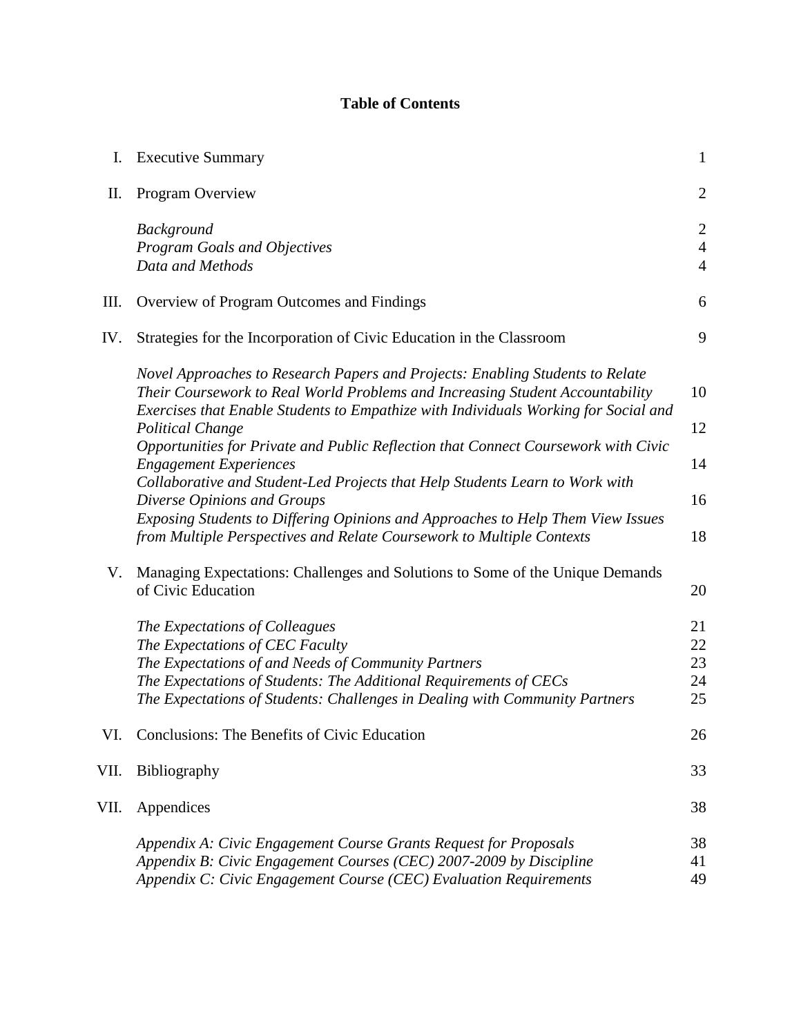# Table of Contents

| | | |
|---|---|---|
| I. | Executive Summary | 1 |
| II. | Program Overview | 2 |
| | *Background* | 2 |
| | *Program Goals and Objectives* | 4 |
| | *Data and Methods* | 4 |
| III. | Overview of Program Outcomes and Findings | 6 |
| IV. | Strategies for the Incorporation of Civic Education in the Classroom | 9 |
| | *Novel Approaches to Research Papers and Projects: Enabling Students to Relate Their Coursework to Real World Problems and Increasing Student Accountability* | 10 |
| | *Exercises that Enable Students to Empathize with Individuals Working for Social and Political Change* | 12 |
| | *Opportunities for Private and Public Reflection that Connect Coursework with Civic Engagement Experiences* | 14 |
| | *Collaborative and Student-Led Projects that Help Students Learn to Work with Diverse Opinions and Groups* | 16 |
| | *Exposing Students to Differing Opinions and Approaches to Help Them View Issues from Multiple Perspectives and Relate Coursework to Multiple Contexts* | 18 |
| V. | Managing Expectations: Challenges and Solutions to Some of the Unique Demands of Civic Education | 20 |
| | *The Expectations of Colleagues* | 21 |
| | *The Expectations of CEC Faculty* | 22 |
| | *The Expectations of and Needs of Community Partners* | 23 |
| | *The Expectations of Students: The Additional Requirements of CECs* | 24 |
| | *The Expectations of Students: Challenges in Dealing with Community Partners* | 25 |
| VI. | Conclusions: The Benefits of Civic Education | 26 |
| VII. | Bibliography | 33 |
| VII. | Appendices | 38 |
| | *Appendix A: Civic Engagement Course Grants Request for Proposals* | 38 |
| | *Appendix B: Civic Engagement Courses (CEC) 2007-2009 by Discipline* | 41 |
| | *Appendix C: Civic Engagement Course (CEC) Evaluation Requirements* | 49 |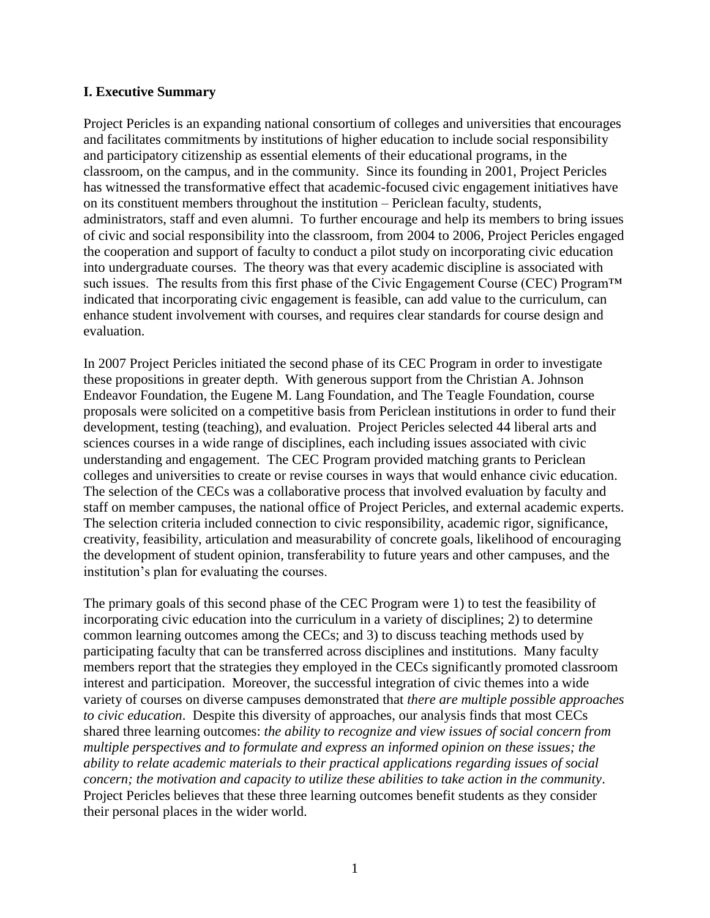**I. Executive Summary**

Project Pericles is an expanding national consortium of colleges and universities that encourages and facilitates commitments by institutions of higher education to include social responsibility and participatory citizenship as essential elements of their educational programs, in the classroom, on the campus, and in the community. Since its founding in 2001, Project Pericles has witnessed the transformative effect that academic-focused civic engagement initiatives have on its constituent members throughout the institution – Periclean faculty, students, administrators, staff and even alumni. To further encourage and help its members to bring issues of civic and social responsibility into the classroom, from 2004 to 2006, Project Pericles engaged the cooperation and support of faculty to conduct a pilot study on incorporating civic education into undergraduate courses. The theory was that every academic discipline is associated with such issues. The results from this first phase of the Civic Engagement Course (CEC) Program™ indicated that incorporating civic engagement is feasible, can add value to the curriculum, can enhance student involvement with courses, and requires clear standards for course design and evaluation.

In 2007 Project Pericles initiated the second phase of its CEC Program in order to investigate these propositions in greater depth. With generous support from the Christian A. Johnson Endeavor Foundation, the Eugene M. Lang Foundation, and The Teagle Foundation, course proposals were solicited on a competitive basis from Periclean institutions in order to fund their development, testing (teaching), and evaluation. Project Pericles selected 44 liberal arts and sciences courses in a wide range of disciplines, each including issues associated with civic understanding and engagement. The CEC Program provided matching grants to Periclean colleges and universities to create or revise courses in ways that would enhance civic education. The selection of the CECs was a collaborative process that involved evaluation by faculty and staff on member campuses, the national office of Project Pericles, and external academic experts. The selection criteria included connection to civic responsibility, academic rigor, significance, creativity, feasibility, articulation and measurability of concrete goals, likelihood of encouraging the development of student opinion, transferability to future years and other campuses, and the institution's plan for evaluating the courses.

The primary goals of this second phase of the CEC Program were 1) to test the feasibility of incorporating civic education into the curriculum in a variety of disciplines; 2) to determine common learning outcomes among the CECs; and 3) to discuss teaching methods used by participating faculty that can be transferred across disciplines and institutions. Many faculty members report that the strategies they employed in the CECs significantly promoted classroom interest and participation. Moreover, the successful integration of civic themes into a wide variety of courses on diverse campuses demonstrated that *there are multiple possible approaches to civic education*. Despite this diversity of approaches, our analysis finds that most CECs shared three learning outcomes: *the ability to recognize and view issues of social concern from multiple perspectives and to formulate and express an informed opinion on these issues; the ability to relate academic materials to their practical applications regarding issues of social concern; the motivation and capacity to utilize these abilities to take action in the community*. Project Pericles believes that these three learning outcomes benefit students as they consider their personal places in the wider world.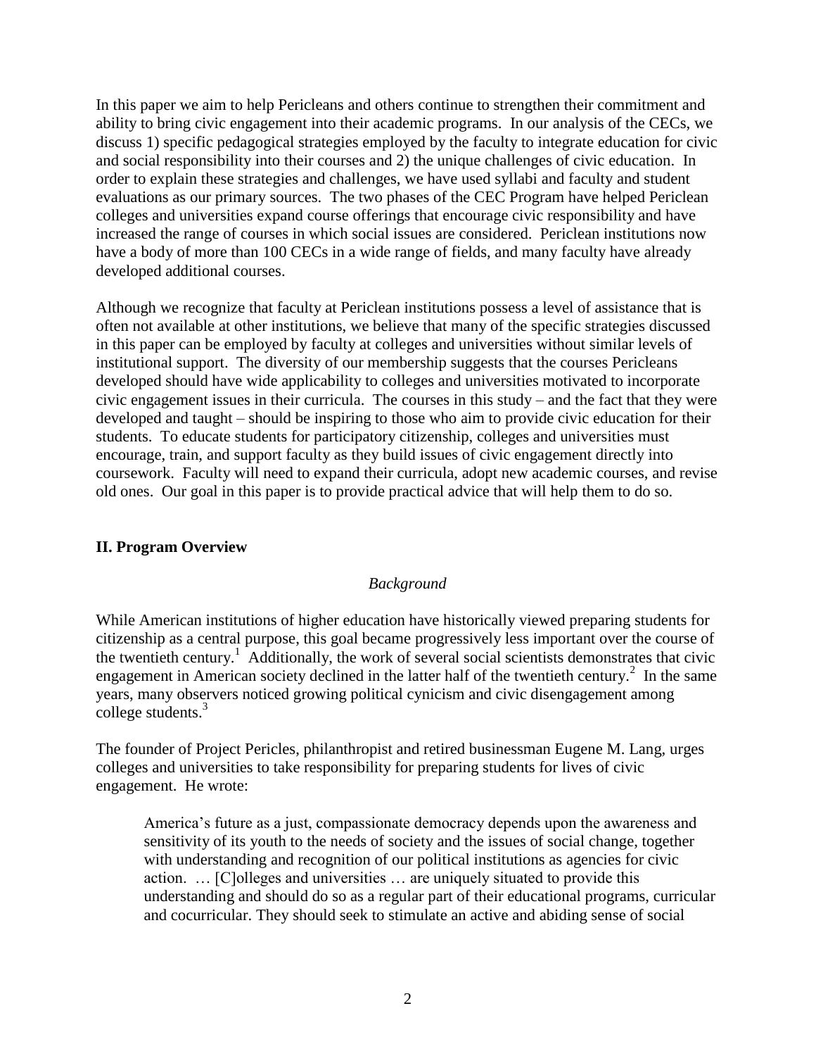In this paper we aim to help Pericleans and others continue to strengthen their commitment and ability to bring civic engagement into their academic programs. In our analysis of the CECs, we discuss 1) specific pedagogical strategies employed by the faculty to integrate education for civic and social responsibility into their courses and 2) the unique challenges of civic education. In order to explain these strategies and challenges, we have used syllabi and faculty and student evaluations as our primary sources. The two phases of the CEC Program have helped Periclean colleges and universities expand course offerings that encourage civic responsibility and have increased the range of courses in which social issues are considered. Periclean institutions now have a body of more than 100 CECs in a wide range of fields, and many faculty have already developed additional courses.

Although we recognize that faculty at Periclean institutions possess a level of assistance that is often not available at other institutions, we believe that many of the specific strategies discussed in this paper can be employed by faculty at colleges and universities without similar levels of institutional support. The diversity of our membership suggests that the courses Pericleans developed should have wide applicability to colleges and universities motivated to incorporate civic engagement issues in their curricula. The courses in this study – and the fact that they were developed and taught – should be inspiring to those who aim to provide civic education for their students. To educate students for participatory citizenship, colleges and universities must encourage, train, and support faculty as they build issues of civic engagement directly into coursework. Faculty will need to expand their curricula, adopt new academic courses, and revise old ones. Our goal in this paper is to provide practical advice that will help them to do so.

## II. Program Overview

### *Background*

While American institutions of higher education have historically viewed preparing students for citizenship as a central purpose, this goal became progressively less important over the course of the twentieth century.[1] Additionally, the work of several social scientists demonstrates that civic engagement in American society declined in the latter half of the twentieth century.[2] In the same years, many observers noticed growing political cynicism and civic disengagement among college students.[3]

The founder of Project Pericles, philanthropist and retired businessman Eugene M. Lang, urges colleges and universities to take responsibility for preparing students for lives of civic engagement. He wrote:

> America's future as a just, compassionate democracy depends upon the awareness and sensitivity of its youth to the needs of society and the issues of social change, together with understanding and recognition of our political institutions as agencies for civic action. … [C]olleges and universities … are uniquely situated to provide this understanding and should do so as a regular part of their educational programs, curricular and cocurricular. They should seek to stimulate an active and abiding sense of social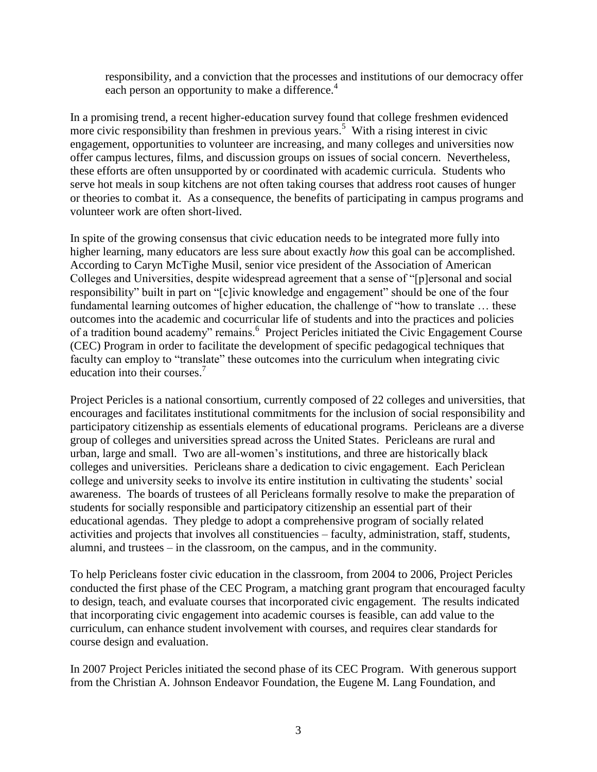> responsibility, and a conviction that the processes and institutions of our democracy offer each person an opportunity to make a difference.[4]

In a promising trend, a recent higher-education survey found that college freshmen evidenced more civic responsibility than freshmen in previous years.[5] With a rising interest in civic engagement, opportunities to volunteer are increasing, and many colleges and universities now offer campus lectures, films, and discussion groups on issues of social concern. Nevertheless, these efforts are often unsupported by or coordinated with academic curricula. Students who serve hot meals in soup kitchens are not often taking courses that address root causes of hunger or theories to combat it. As a consequence, the benefits of participating in campus programs and volunteer work are often short-lived.

In spite of the growing consensus that civic education needs to be integrated more fully into higher learning, many educators are less sure about exactly *how* this goal can be accomplished. According to Caryn McTighe Musil, senior vice president of the Association of American Colleges and Universities, despite widespread agreement that a sense of "[p]ersonal and social responsibility" built in part on "[c]ivic knowledge and engagement" should be one of the four fundamental learning outcomes of higher education, the challenge of "how to translate … these outcomes into the academic and cocurricular life of students and into the practices and policies of a tradition bound academy" remains.[6] Project Pericles initiated the Civic Engagement Course (CEC) Program in order to facilitate the development of specific pedagogical techniques that faculty can employ to "translate" these outcomes into the curriculum when integrating civic education into their courses.[7]

Project Pericles is a national consortium, currently composed of 22 colleges and universities, that encourages and facilitates institutional commitments for the inclusion of social responsibility and participatory citizenship as essentials elements of educational programs. Pericleans are a diverse group of colleges and universities spread across the United States. Pericleans are rural and urban, large and small. Two are all-women's institutions, and three are historically black colleges and universities. Pericleans share a dedication to civic engagement. Each Periclean college and university seeks to involve its entire institution in cultivating the students' social awareness. The boards of trustees of all Pericleans formally resolve to make the preparation of students for socially responsible and participatory citizenship an essential part of their educational agendas. They pledge to adopt a comprehensive program of socially related activities and projects that involves all constituencies – faculty, administration, staff, students, alumni, and trustees – in the classroom, on the campus, and in the community.

To help Pericleans foster civic education in the classroom, from 2004 to 2006, Project Pericles conducted the first phase of the CEC Program, a matching grant program that encouraged faculty to design, teach, and evaluate courses that incorporated civic engagement. The results indicated that incorporating civic engagement into academic courses is feasible, can add value to the curriculum, can enhance student involvement with courses, and requires clear standards for course design and evaluation.

In 2007 Project Pericles initiated the second phase of its CEC Program. With generous support from the Christian A. Johnson Endeavor Foundation, the Eugene M. Lang Foundation, and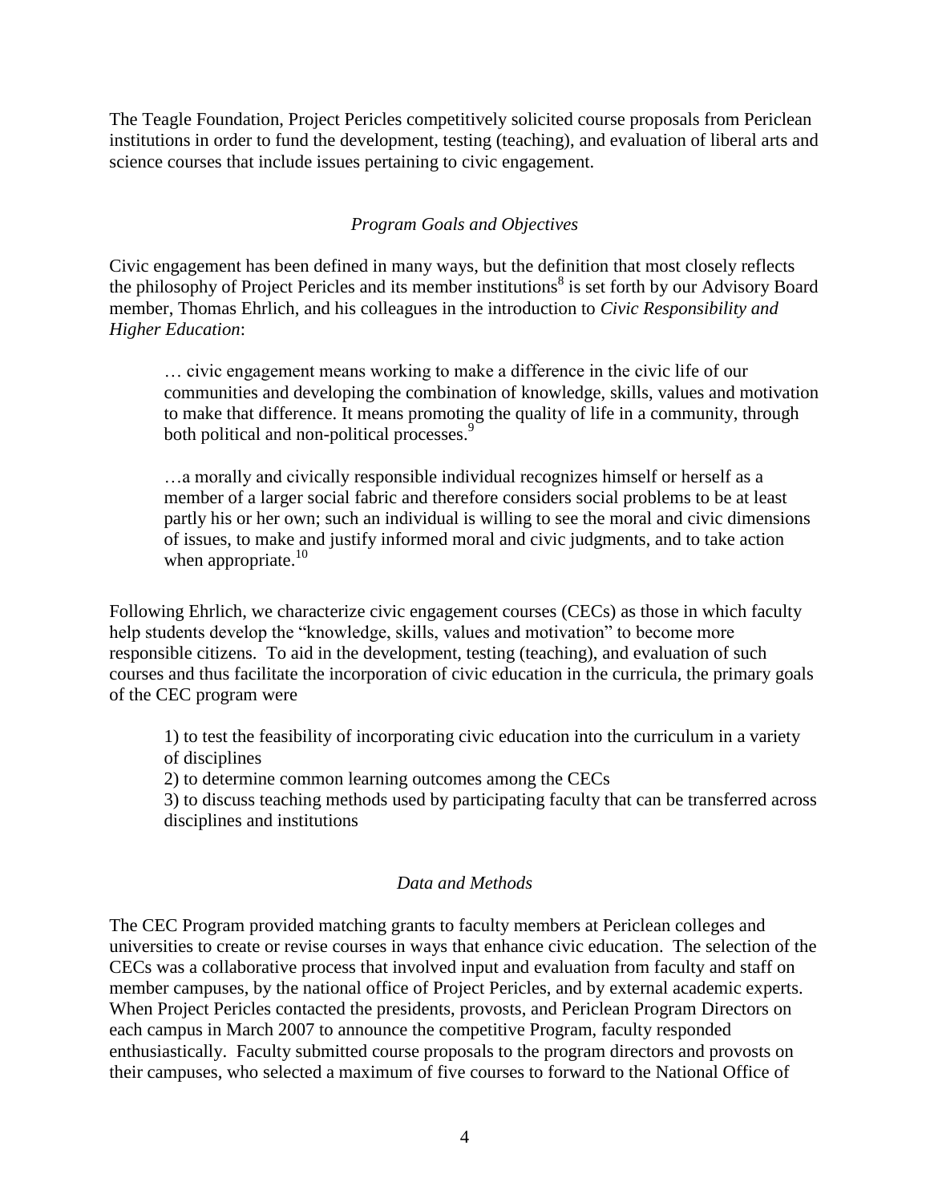The Teagle Foundation, Project Pericles competitively solicited course proposals from Periclean institutions in order to fund the development, testing (teaching), and evaluation of liberal arts and science courses that include issues pertaining to civic engagement.

### *Program Goals and Objectives*

Civic engagement has been defined in many ways, but the definition that most closely reflects the philosophy of Project Pericles and its member institutions[8] is set forth by our Advisory Board member, Thomas Ehrlich, and his colleagues in the introduction to *Civic Responsibility and Higher Education*:

> … civic engagement means working to make a difference in the civic life of our communities and developing the combination of knowledge, skills, values and motivation to make that difference. It means promoting the quality of life in a community, through both political and non-political processes.[9]
>
> …a morally and civically responsible individual recognizes himself or herself as a member of a larger social fabric and therefore considers social problems to be at least partly his or her own; such an individual is willing to see the moral and civic dimensions of issues, to make and justify informed moral and civic judgments, and to take action when appropriate.[10]

Following Ehrlich, we characterize civic engagement courses (CECs) as those in which faculty help students develop the "knowledge, skills, values and motivation" to become more responsible citizens. To aid in the development, testing (teaching), and evaluation of such courses and thus facilitate the incorporation of civic education in the curricula, the primary goals of the CEC program were

> 1) to test the feasibility of incorporating civic education into the curriculum in a variety of disciplines
> 2) to determine common learning outcomes among the CECs
> 3) to discuss teaching methods used by participating faculty that can be transferred across disciplines and institutions

### *Data and Methods*

The CEC Program provided matching grants to faculty members at Periclean colleges and universities to create or revise courses in ways that enhance civic education. The selection of the CECs was a collaborative process that involved input and evaluation from faculty and staff on member campuses, by the national office of Project Pericles, and by external academic experts. When Project Pericles contacted the presidents, provosts, and Periclean Program Directors on each campus in March 2007 to announce the competitive Program, faculty responded enthusiastically. Faculty submitted course proposals to the program directors and provosts on their campuses, who selected a maximum of five courses to forward to the National Office of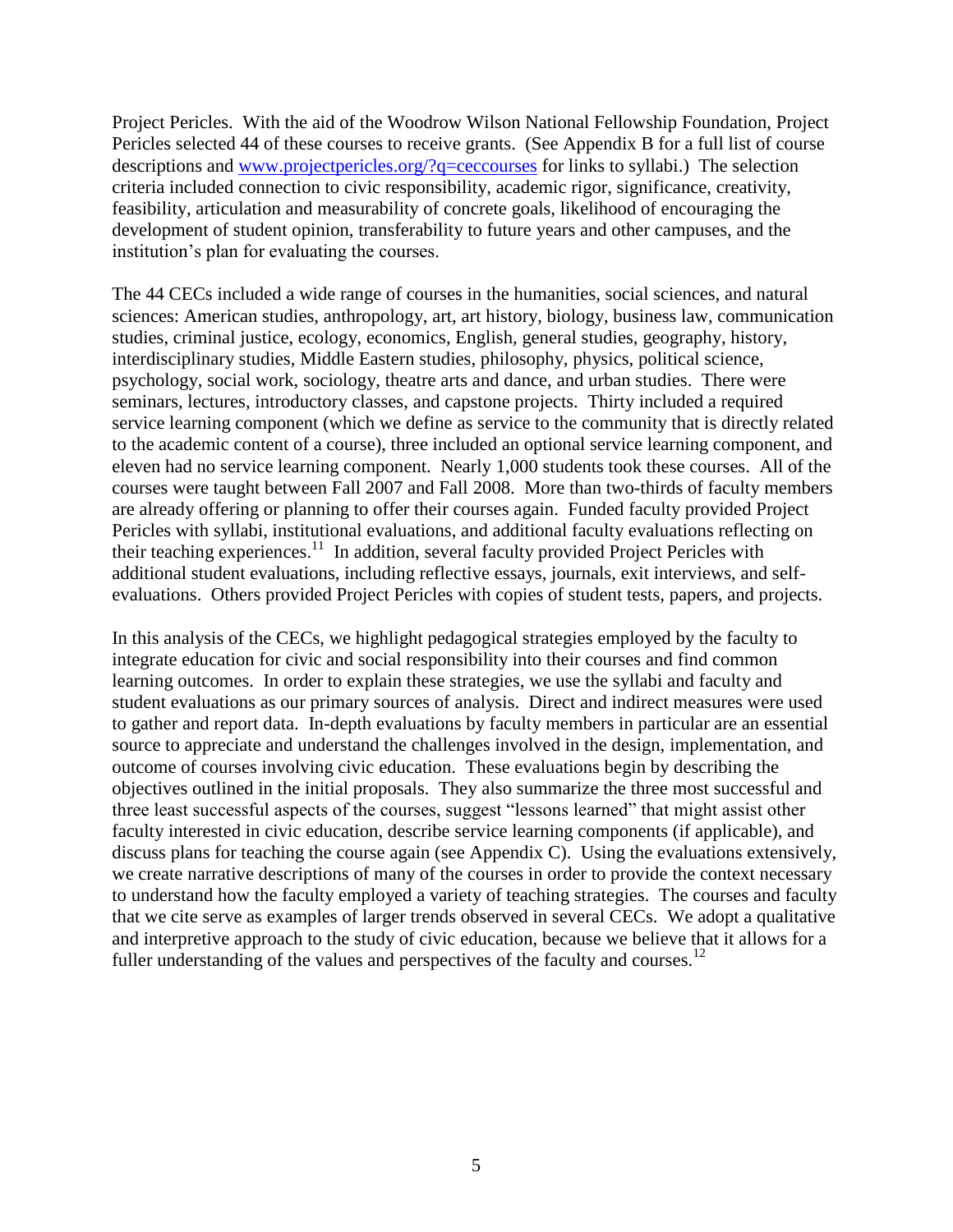Project Pericles. With the aid of the Woodrow Wilson National Fellowship Foundation, Project Pericles selected 44 of these courses to receive grants. (See Appendix B for a full list of course descriptions and [www.projectpericles.org/?q=ceccourses](www.projectpericles.org/?q=ceccourses) for links to syllabi.) The selection criteria included connection to civic responsibility, academic rigor, significance, creativity, feasibility, articulation and measurability of concrete goals, likelihood of encouraging the development of student opinion, transferability to future years and other campuses, and the institution's plan for evaluating the courses.

The 44 CECs included a wide range of courses in the humanities, social sciences, and natural sciences: American studies, anthropology, art, art history, biology, business law, communication studies, criminal justice, ecology, economics, English, general studies, geography, history, interdisciplinary studies, Middle Eastern studies, philosophy, physics, political science, psychology, social work, sociology, theatre arts and dance, and urban studies. There were seminars, lectures, introductory classes, and capstone projects. Thirty included a required service learning component (which we define as service to the community that is directly related to the academic content of a course), three included an optional service learning component, and eleven had no service learning component. Nearly 1,000 students took these courses. All of the courses were taught between Fall 2007 and Fall 2008. More than two-thirds of faculty members are already offering or planning to offer their courses again. Funded faculty provided Project Pericles with syllabi, institutional evaluations, and additional faculty evaluations reflecting on their teaching experiences.[11] In addition, several faculty provided Project Pericles with additional student evaluations, including reflective essays, journals, exit interviews, and self-evaluations. Others provided Project Pericles with copies of student tests, papers, and projects.

In this analysis of the CECs, we highlight pedagogical strategies employed by the faculty to integrate education for civic and social responsibility into their courses and find common learning outcomes. In order to explain these strategies, we use the syllabi and faculty and student evaluations as our primary sources of analysis. Direct and indirect measures were used to gather and report data. In-depth evaluations by faculty members in particular are an essential source to appreciate and understand the challenges involved in the design, implementation, and outcome of courses involving civic education. These evaluations begin by describing the objectives outlined in the initial proposals. They also summarize the three most successful and three least successful aspects of the courses, suggest "lessons learned" that might assist other faculty interested in civic education, describe service learning components (if applicable), and discuss plans for teaching the course again (see Appendix C). Using the evaluations extensively, we create narrative descriptions of many of the courses in order to provide the context necessary to understand how the faculty employed a variety of teaching strategies. The courses and faculty that we cite serve as examples of larger trends observed in several CECs. We adopt a qualitative and interpretive approach to the study of civic education, because we believe that it allows for a fuller understanding of the values and perspectives of the faculty and courses.[12]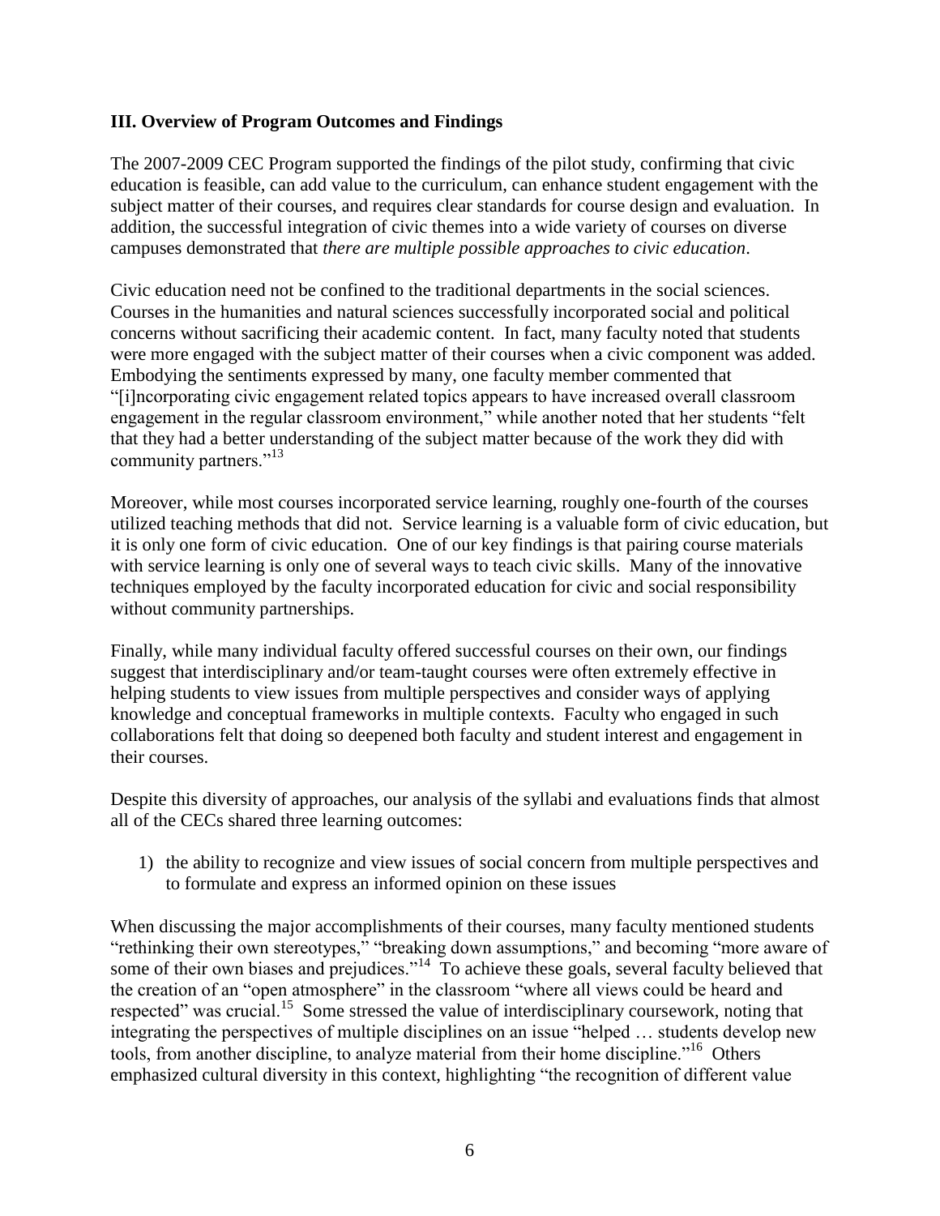## III. Overview of Program Outcomes and Findings

The 2007-2009 CEC Program supported the findings of the pilot study, confirming that civic education is feasible, can add value to the curriculum, can enhance student engagement with the subject matter of their courses, and requires clear standards for course design and evaluation. In addition, the successful integration of civic themes into a wide variety of courses on diverse campuses demonstrated that *there are multiple possible approaches to civic education*.

Civic education need not be confined to the traditional departments in the social sciences. Courses in the humanities and natural sciences successfully incorporated social and political concerns without sacrificing their academic content. In fact, many faculty noted that students were more engaged with the subject matter of their courses when a civic component was added. Embodying the sentiments expressed by many, one faculty member commented that "[i]ncorporating civic engagement related topics appears to have increased overall classroom engagement in the regular classroom environment," while another noted that her students "felt that they had a better understanding of the subject matter because of the work they did with community partners."[13]

Moreover, while most courses incorporated service learning, roughly one-fourth of the courses utilized teaching methods that did not. Service learning is a valuable form of civic education, but it is only one form of civic education. One of our key findings is that pairing course materials with service learning is only one of several ways to teach civic skills. Many of the innovative techniques employed by the faculty incorporated education for civic and social responsibility without community partnerships.

Finally, while many individual faculty offered successful courses on their own, our findings suggest that interdisciplinary and/or team-taught courses were often extremely effective in helping students to view issues from multiple perspectives and consider ways of applying knowledge and conceptual frameworks in multiple contexts. Faculty who engaged in such collaborations felt that doing so deepened both faculty and student interest and engagement in their courses.

Despite this diversity of approaches, our analysis of the syllabi and evaluations finds that almost all of the CECs shared three learning outcomes:

1) the ability to recognize and view issues of social concern from multiple perspectives and to formulate and express an informed opinion on these issues

When discussing the major accomplishments of their courses, many faculty mentioned students "rethinking their own stereotypes," "breaking down assumptions," and becoming "more aware of some of their own biases and prejudices."[14] To achieve these goals, several faculty believed that the creation of an "open atmosphere" in the classroom "where all views could be heard and respected" was crucial.[15] Some stressed the value of interdisciplinary coursework, noting that integrating the perspectives of multiple disciplines on an issue "helped … students develop new tools, from another discipline, to analyze material from their home discipline."[16] Others emphasized cultural diversity in this context, highlighting "the recognition of different value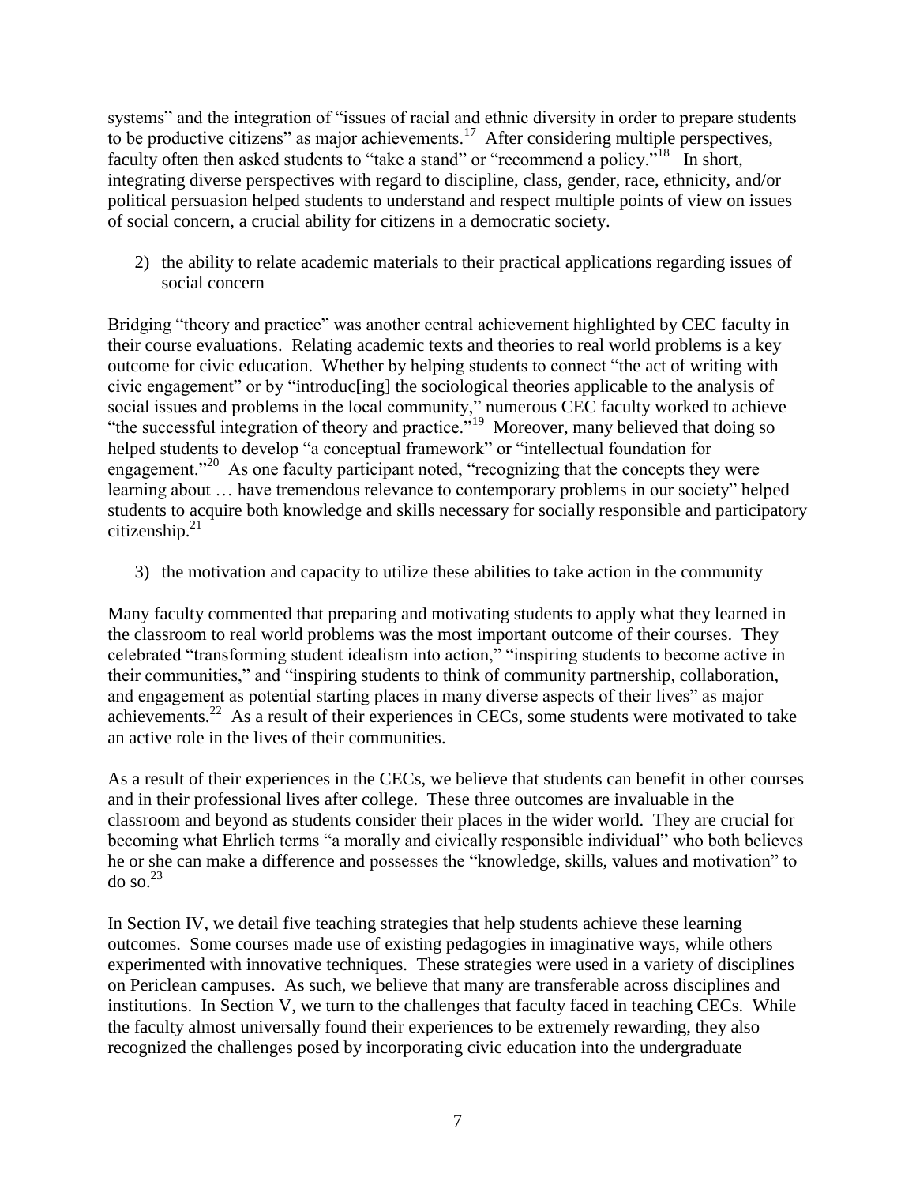systems" and the integration of "issues of racial and ethnic diversity in order to prepare students to be productive citizens" as major achievements.[17] After considering multiple perspectives, faculty often then asked students to "take a stand" or "recommend a policy."[18] In short, integrating diverse perspectives with regard to discipline, class, gender, race, ethnicity, and/or political persuasion helped students to understand and respect multiple points of view on issues of social concern, a crucial ability for citizens in a democratic society.

2) the ability to relate academic materials to their practical applications regarding issues of social concern

Bridging "theory and practice" was another central achievement highlighted by CEC faculty in their course evaluations. Relating academic texts and theories to real world problems is a key outcome for civic education. Whether by helping students to connect "the act of writing with civic engagement" or by "introduc[ing] the sociological theories applicable to the analysis of social issues and problems in the local community," numerous CEC faculty worked to achieve "the successful integration of theory and practice."[19] Moreover, many believed that doing so helped students to develop "a conceptual framework" or "intellectual foundation for engagement."[20] As one faculty participant noted, "recognizing that the concepts they were learning about … have tremendous relevance to contemporary problems in our society" helped students to acquire both knowledge and skills necessary for socially responsible and participatory citizenship.[21]

3) the motivation and capacity to utilize these abilities to take action in the community

Many faculty commented that preparing and motivating students to apply what they learned in the classroom to real world problems was the most important outcome of their courses. They celebrated "transforming student idealism into action," "inspiring students to become active in their communities," and "inspiring students to think of community partnership, collaboration, and engagement as potential starting places in many diverse aspects of their lives" as major achievements.[22] As a result of their experiences in CECs, some students were motivated to take an active role in the lives of their communities.

As a result of their experiences in the CECs, we believe that students can benefit in other courses and in their professional lives after college. These three outcomes are invaluable in the classroom and beyond as students consider their places in the wider world. They are crucial for becoming what Ehrlich terms "a morally and civically responsible individual" who both believes he or she can make a difference and possesses the "knowledge, skills, values and motivation" to do so.[23]

In Section IV, we detail five teaching strategies that help students achieve these learning outcomes. Some courses made use of existing pedagogies in imaginative ways, while others experimented with innovative techniques. These strategies were used in a variety of disciplines on Periclean campuses. As such, we believe that many are transferable across disciplines and institutions. In Section V, we turn to the challenges that faculty faced in teaching CECs. While the faculty almost universally found their experiences to be extremely rewarding, they also recognized the challenges posed by incorporating civic education into the undergraduate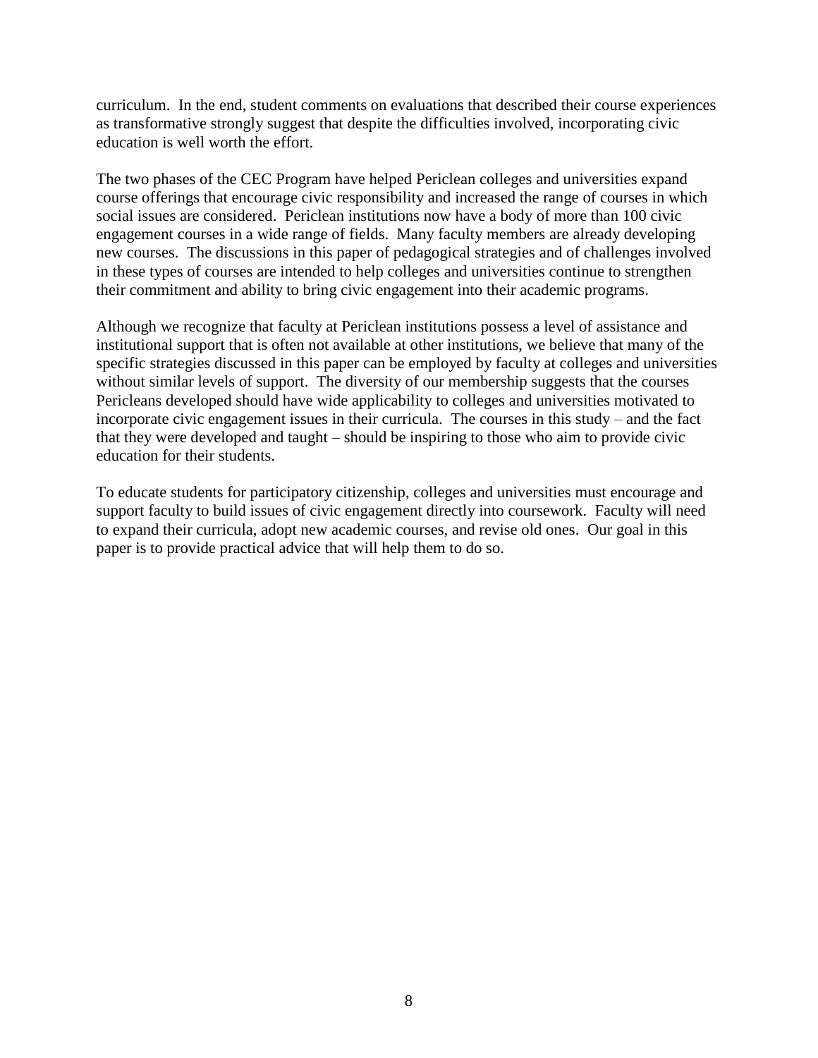curriculum. In the end, student comments on evaluations that described their course experiences as transformative strongly suggest that despite the difficulties involved, incorporating civic education is well worth the effort.

The two phases of the CEC Program have helped Periclean colleges and universities expand course offerings that encourage civic responsibility and increased the range of courses in which social issues are considered. Periclean institutions now have a body of more than 100 civic engagement courses in a wide range of fields. Many faculty members are already developing new courses. The discussions in this paper of pedagogical strategies and of challenges involved in these types of courses are intended to help colleges and universities continue to strengthen their commitment and ability to bring civic engagement into their academic programs.

Although we recognize that faculty at Periclean institutions possess a level of assistance and institutional support that is often not available at other institutions, we believe that many of the specific strategies discussed in this paper can be employed by faculty at colleges and universities without similar levels of support. The diversity of our membership suggests that the courses Pericleans developed should have wide applicability to colleges and universities motivated to incorporate civic engagement issues in their curricula. The courses in this study – and the fact that they were developed and taught – should be inspiring to those who aim to provide civic education for their students.

To educate students for participatory citizenship, colleges and universities must encourage and support faculty to build issues of civic engagement directly into coursework. Faculty will need to expand their curricula, adopt new academic courses, and revise old ones. Our goal in this paper is to provide practical advice that will help them to do so.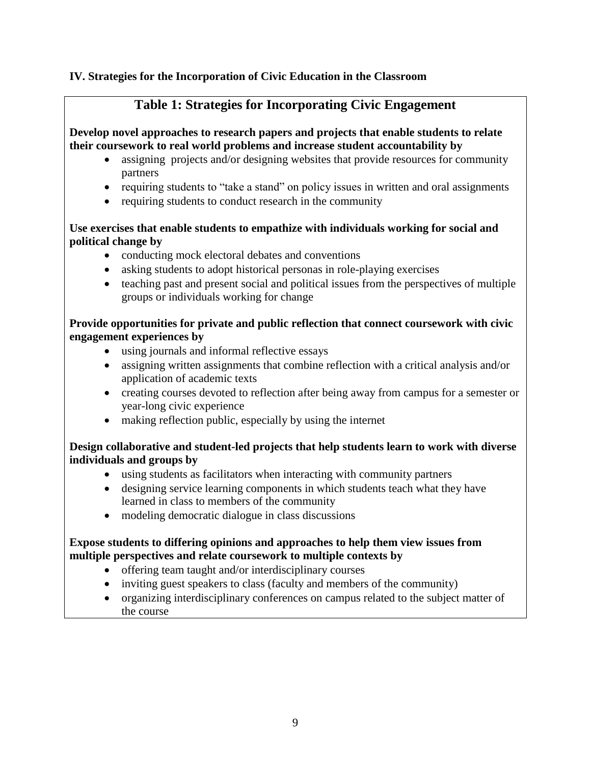**IV. Strategies for the Incorporation of Civic Education in the Classroom**

## Table 1: Strategies for Incorporating Civic Engagement

**Develop novel approaches to research papers and projects that enable students to relate their coursework to real world problems and increase student accountability by**

- assigning projects and/or designing websites that provide resources for community partners
- requiring students to "take a stand" on policy issues in written and oral assignments
- requiring students to conduct research in the community

**Use exercises that enable students to empathize with individuals working for social and political change by**

- conducting mock electoral debates and conventions
- asking students to adopt historical personas in role-playing exercises
- teaching past and present social and political issues from the perspectives of multiple groups or individuals working for change

**Provide opportunities for private and public reflection that connect coursework with civic engagement experiences by**

- using journals and informal reflective essays
- assigning written assignments that combine reflection with a critical analysis and/or application of academic texts
- creating courses devoted to reflection after being away from campus for a semester or year-long civic experience
- making reflection public, especially by using the internet

**Design collaborative and student-led projects that help students learn to work with diverse individuals and groups by**

- using students as facilitators when interacting with community partners
- designing service learning components in which students teach what they have learned in class to members of the community
- modeling democratic dialogue in class discussions

**Expose students to differing opinions and approaches to help them view issues from multiple perspectives and relate coursework to multiple contexts by**

- offering team taught and/or interdisciplinary courses
- inviting guest speakers to class (faculty and members of the community)
- organizing interdisciplinary conferences on campus related to the subject matter of the course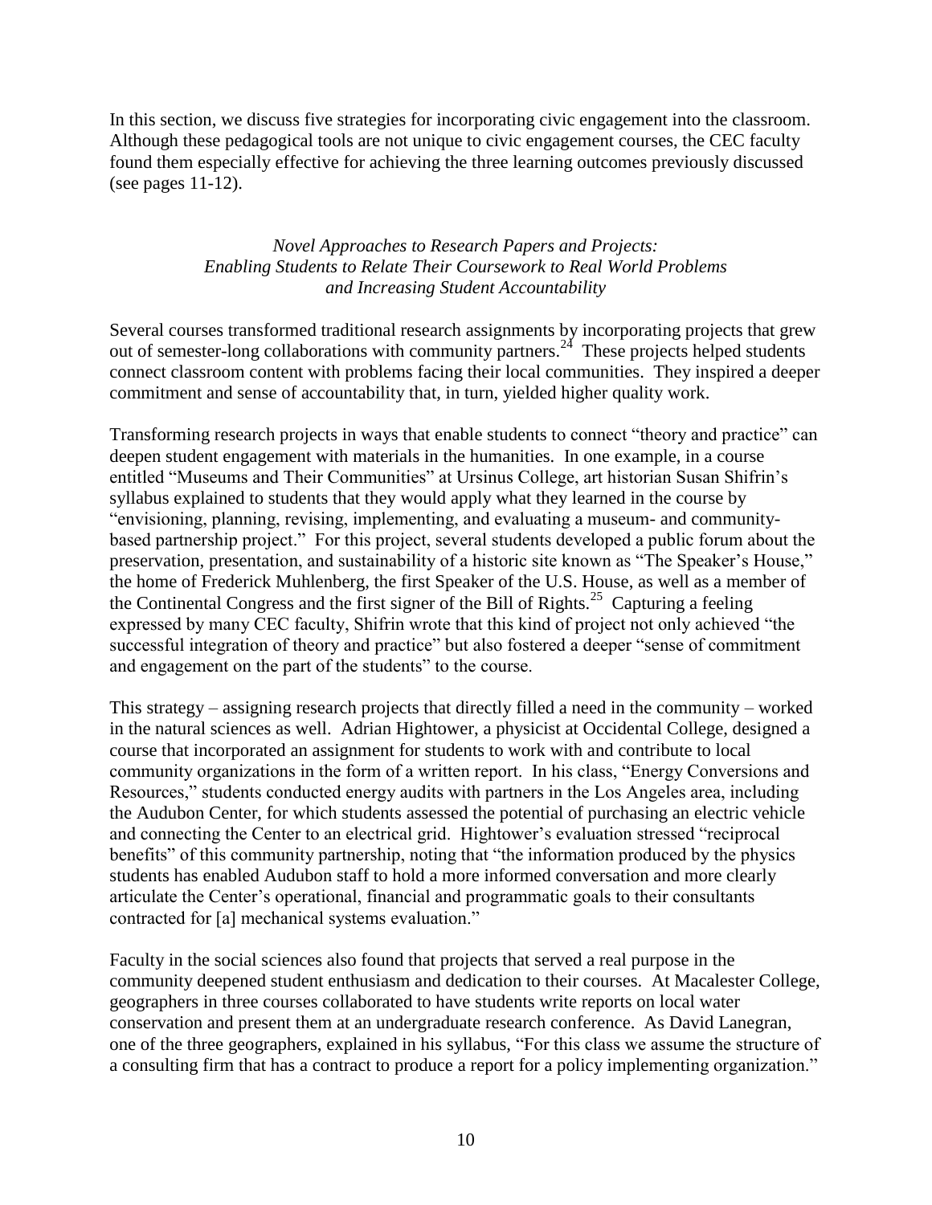In this section, we discuss five strategies for incorporating civic engagement into the classroom. Although these pedagogical tools are not unique to civic engagement courses, the CEC faculty found them especially effective for achieving the three learning outcomes previously discussed (see pages 11-12).

### *Novel Approaches to Research Papers and Projects: Enabling Students to Relate Their Coursework to Real World Problems and Increasing Student Accountability*

Several courses transformed traditional research assignments by incorporating projects that grew out of semester-long collaborations with community partners.[24] These projects helped students connect classroom content with problems facing their local communities. They inspired a deeper commitment and sense of accountability that, in turn, yielded higher quality work.

Transforming research projects in ways that enable students to connect "theory and practice" can deepen student engagement with materials in the humanities. In one example, in a course entitled "Museums and Their Communities" at Ursinus College, art historian Susan Shifrin's syllabus explained to students that they would apply what they learned in the course by "envisioning, planning, revising, implementing, and evaluating a museum- and community-based partnership project." For this project, several students developed a public forum about the preservation, presentation, and sustainability of a historic site known as "The Speaker's House," the home of Frederick Muhlenberg, the first Speaker of the U.S. House, as well as a member of the Continental Congress and the first signer of the Bill of Rights.[25] Capturing a feeling expressed by many CEC faculty, Shifrin wrote that this kind of project not only achieved "the successful integration of theory and practice" but also fostered a deeper "sense of commitment and engagement on the part of the students" to the course.

This strategy – assigning research projects that directly filled a need in the community – worked in the natural sciences as well. Adrian Hightower, a physicist at Occidental College, designed a course that incorporated an assignment for students to work with and contribute to local community organizations in the form of a written report. In his class, "Energy Conversions and Resources," students conducted energy audits with partners in the Los Angeles area, including the Audubon Center, for which students assessed the potential of purchasing an electric vehicle and connecting the Center to an electrical grid. Hightower's evaluation stressed "reciprocal benefits" of this community partnership, noting that "the information produced by the physics students has enabled Audubon staff to hold a more informed conversation and more clearly articulate the Center's operational, financial and programmatic goals to their consultants contracted for [a] mechanical systems evaluation."

Faculty in the social sciences also found that projects that served a real purpose in the community deepened student enthusiasm and dedication to their courses. At Macalester College, geographers in three courses collaborated to have students write reports on local water conservation and present them at an undergraduate research conference. As David Lanegran, one of the three geographers, explained in his syllabus, "For this class we assume the structure of a consulting firm that has a contract to produce a report for a policy implementing organization."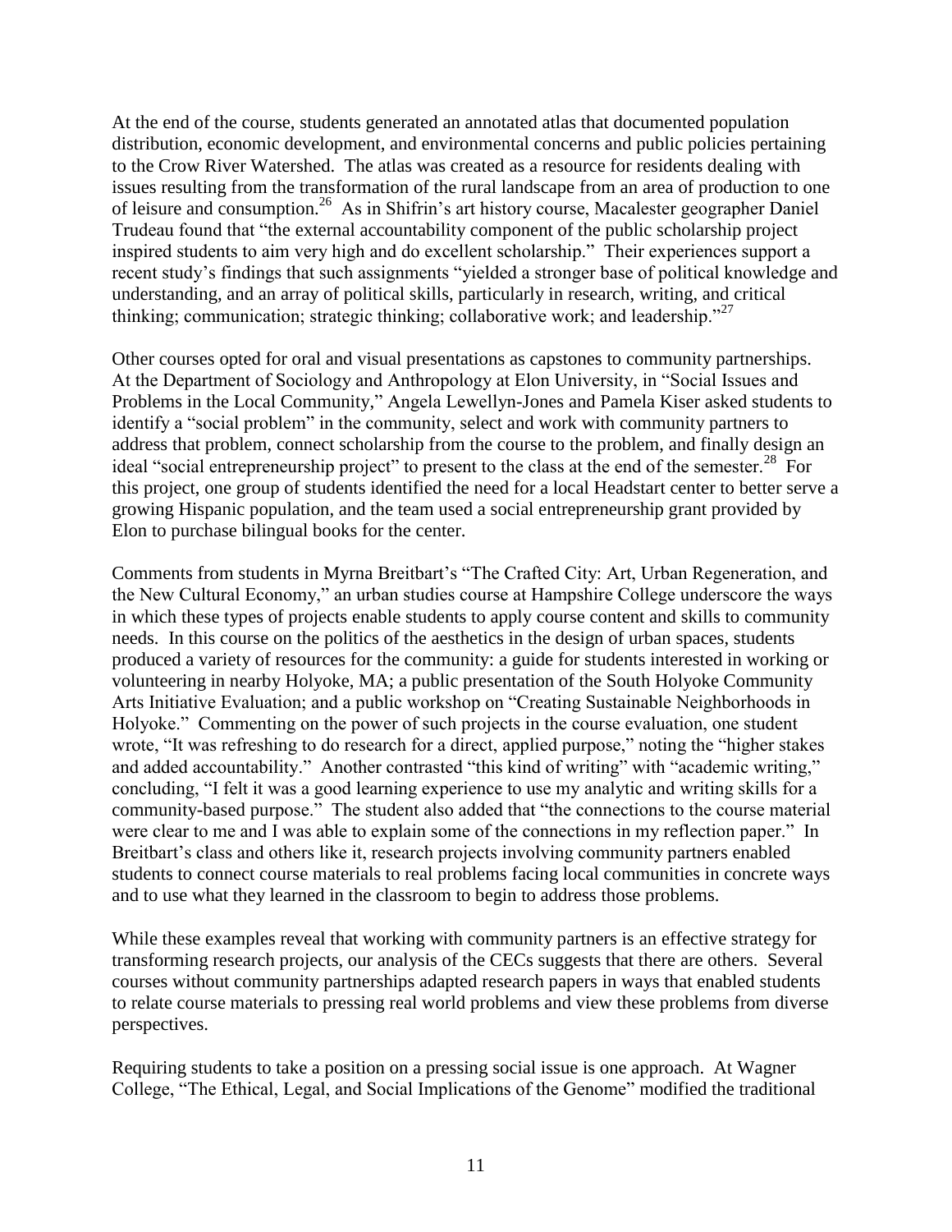At the end of the course, students generated an annotated atlas that documented population distribution, economic development, and environmental concerns and public policies pertaining to the Crow River Watershed. The atlas was created as a resource for residents dealing with issues resulting from the transformation of the rural landscape from an area of production to one of leisure and consumption.[26] As in Shifrin's art history course, Macalester geographer Daniel Trudeau found that "the external accountability component of the public scholarship project inspired students to aim very high and do excellent scholarship." Their experiences support a recent study's findings that such assignments "yielded a stronger base of political knowledge and understanding, and an array of political skills, particularly in research, writing, and critical thinking; communication; strategic thinking; collaborative work; and leadership."[27]

Other courses opted for oral and visual presentations as capstones to community partnerships. At the Department of Sociology and Anthropology at Elon University, in "Social Issues and Problems in the Local Community," Angela Lewellyn-Jones and Pamela Kiser asked students to identify a "social problem" in the community, select and work with community partners to address that problem, connect scholarship from the course to the problem, and finally design an ideal "social entrepreneurship project" to present to the class at the end of the semester.[28] For this project, one group of students identified the need for a local Headstart center to better serve a growing Hispanic population, and the team used a social entrepreneurship grant provided by Elon to purchase bilingual books for the center.

Comments from students in Myrna Breitbart's "The Crafted City: Art, Urban Regeneration, and the New Cultural Economy," an urban studies course at Hampshire College underscore the ways in which these types of projects enable students to apply course content and skills to community needs. In this course on the politics of the aesthetics in the design of urban spaces, students produced a variety of resources for the community: a guide for students interested in working or volunteering in nearby Holyoke, MA; a public presentation of the South Holyoke Community Arts Initiative Evaluation; and a public workshop on "Creating Sustainable Neighborhoods in Holyoke." Commenting on the power of such projects in the course evaluation, one student wrote, "It was refreshing to do research for a direct, applied purpose," noting the "higher stakes and added accountability." Another contrasted "this kind of writing" with "academic writing," concluding, "I felt it was a good learning experience to use my analytic and writing skills for a community-based purpose." The student also added that "the connections to the course material were clear to me and I was able to explain some of the connections in my reflection paper." In Breitbart's class and others like it, research projects involving community partners enabled students to connect course materials to real problems facing local communities in concrete ways and to use what they learned in the classroom to begin to address those problems.

While these examples reveal that working with community partners is an effective strategy for transforming research projects, our analysis of the CECs suggests that there are others. Several courses without community partnerships adapted research papers in ways that enabled students to relate course materials to pressing real world problems and view these problems from diverse perspectives.

Requiring students to take a position on a pressing social issue is one approach. At Wagner College, "The Ethical, Legal, and Social Implications of the Genome" modified the traditional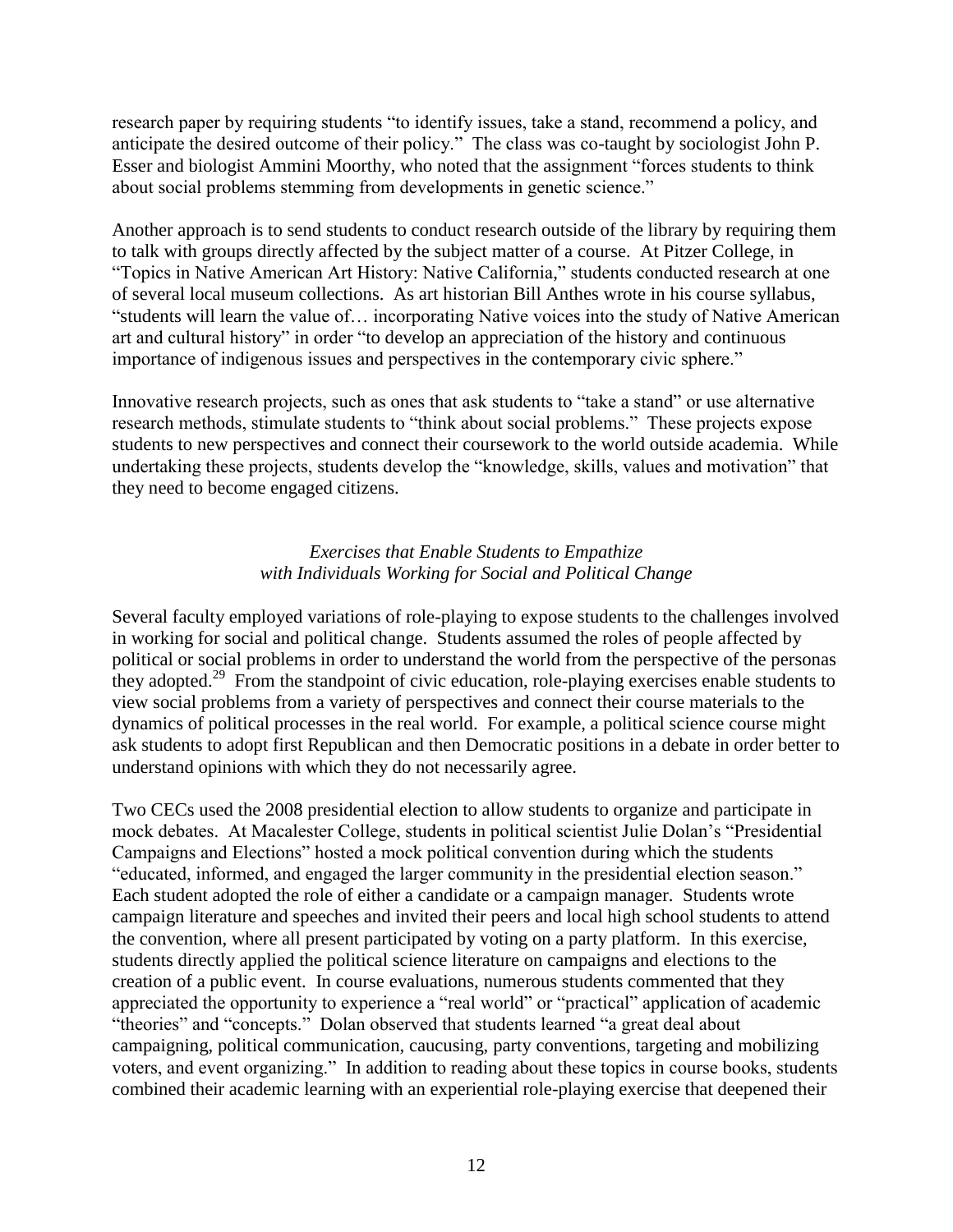research paper by requiring students "to identify issues, take a stand, recommend a policy, and anticipate the desired outcome of their policy." The class was co-taught by sociologist John P. Esser and biologist Ammini Moorthy, who noted that the assignment "forces students to think about social problems stemming from developments in genetic science."

Another approach is to send students to conduct research outside of the library by requiring them to talk with groups directly affected by the subject matter of a course. At Pitzer College, in "Topics in Native American Art History: Native California," students conducted research at one of several local museum collections. As art historian Bill Anthes wrote in his course syllabus, "students will learn the value of… incorporating Native voices into the study of Native American art and cultural history" in order "to develop an appreciation of the history and continuous importance of indigenous issues and perspectives in the contemporary civic sphere."

Innovative research projects, such as ones that ask students to "take a stand" or use alternative research methods, stimulate students to "think about social problems." These projects expose students to new perspectives and connect their coursework to the world outside academia. While undertaking these projects, students develop the "knowledge, skills, values and motivation" that they need to become engaged citizens.

*Exercises that Enable Students to Empathize with Individuals Working for Social and Political Change*

Several faculty employed variations of role-playing to expose students to the challenges involved in working for social and political change. Students assumed the roles of people affected by political or social problems in order to understand the world from the perspective of the personas they adopted.[29] From the standpoint of civic education, role-playing exercises enable students to view social problems from a variety of perspectives and connect their course materials to the dynamics of political processes in the real world. For example, a political science course might ask students to adopt first Republican and then Democratic positions in a debate in order better to understand opinions with which they do not necessarily agree.

Two CECs used the 2008 presidential election to allow students to organize and participate in mock debates. At Macalester College, students in political scientist Julie Dolan's "Presidential Campaigns and Elections" hosted a mock political convention during which the students "educated, informed, and engaged the larger community in the presidential election season." Each student adopted the role of either a candidate or a campaign manager. Students wrote campaign literature and speeches and invited their peers and local high school students to attend the convention, where all present participated by voting on a party platform. In this exercise, students directly applied the political science literature on campaigns and elections to the creation of a public event. In course evaluations, numerous students commented that they appreciated the opportunity to experience a "real world" or "practical" application of academic "theories" and "concepts." Dolan observed that students learned "a great deal about campaigning, political communication, caucusing, party conventions, targeting and mobilizing voters, and event organizing." In addition to reading about these topics in course books, students combined their academic learning with an experiential role-playing exercise that deepened their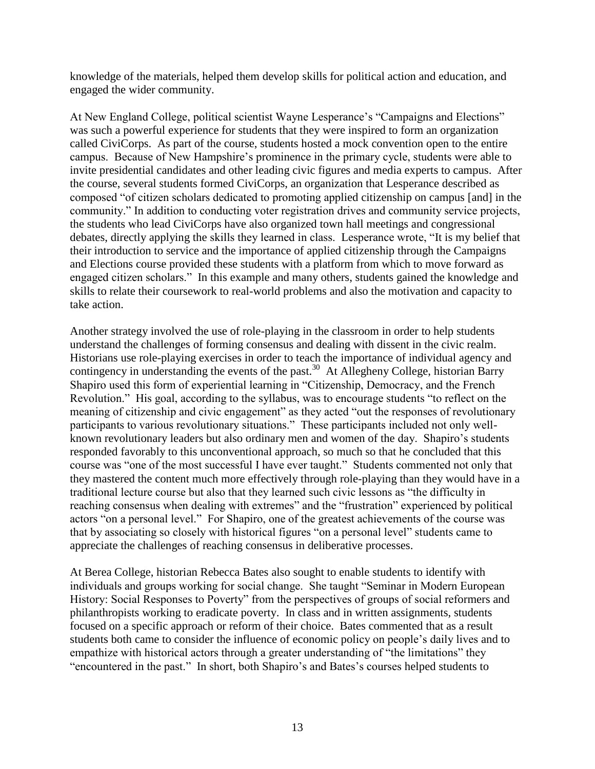knowledge of the materials, helped them develop skills for political action and education, and engaged the wider community.

At New England College, political scientist Wayne Lesperance's "Campaigns and Elections" was such a powerful experience for students that they were inspired to form an organization called CiviCorps. As part of the course, students hosted a mock convention open to the entire campus. Because of New Hampshire's prominence in the primary cycle, students were able to invite presidential candidates and other leading civic figures and media experts to campus. After the course, several students formed CiviCorps, an organization that Lesperance described as composed "of citizen scholars dedicated to promoting applied citizenship on campus [and] in the community." In addition to conducting voter registration drives and community service projects, the students who lead CiviCorps have also organized town hall meetings and congressional debates, directly applying the skills they learned in class. Lesperance wrote, "It is my belief that their introduction to service and the importance of applied citizenship through the Campaigns and Elections course provided these students with a platform from which to move forward as engaged citizen scholars." In this example and many others, students gained the knowledge and skills to relate their coursework to real-world problems and also the motivation and capacity to take action.

Another strategy involved the use of role-playing in the classroom in order to help students understand the challenges of forming consensus and dealing with dissent in the civic realm. Historians use role-playing exercises in order to teach the importance of individual agency and contingency in understanding the events of the past.[30] At Allegheny College, historian Barry Shapiro used this form of experiential learning in "Citizenship, Democracy, and the French Revolution." His goal, according to the syllabus, was to encourage students "to reflect on the meaning of citizenship and civic engagement" as they acted "out the responses of revolutionary participants to various revolutionary situations." These participants included not only well-known revolutionary leaders but also ordinary men and women of the day. Shapiro's students responded favorably to this unconventional approach, so much so that he concluded that this course was "one of the most successful I have ever taught." Students commented not only that they mastered the content much more effectively through role-playing than they would have in a traditional lecture course but also that they learned such civic lessons as "the difficulty in reaching consensus when dealing with extremes" and the "frustration" experienced by political actors "on a personal level." For Shapiro, one of the greatest achievements of the course was that by associating so closely with historical figures "on a personal level" students came to appreciate the challenges of reaching consensus in deliberative processes.

At Berea College, historian Rebecca Bates also sought to enable students to identify with individuals and groups working for social change. She taught "Seminar in Modern European History: Social Responses to Poverty" from the perspectives of groups of social reformers and philanthropists working to eradicate poverty. In class and in written assignments, students focused on a specific approach or reform of their choice. Bates commented that as a result students both came to consider the influence of economic policy on people's daily lives and to empathize with historical actors through a greater understanding of "the limitations" they "encountered in the past." In short, both Shapiro's and Bates's courses helped students to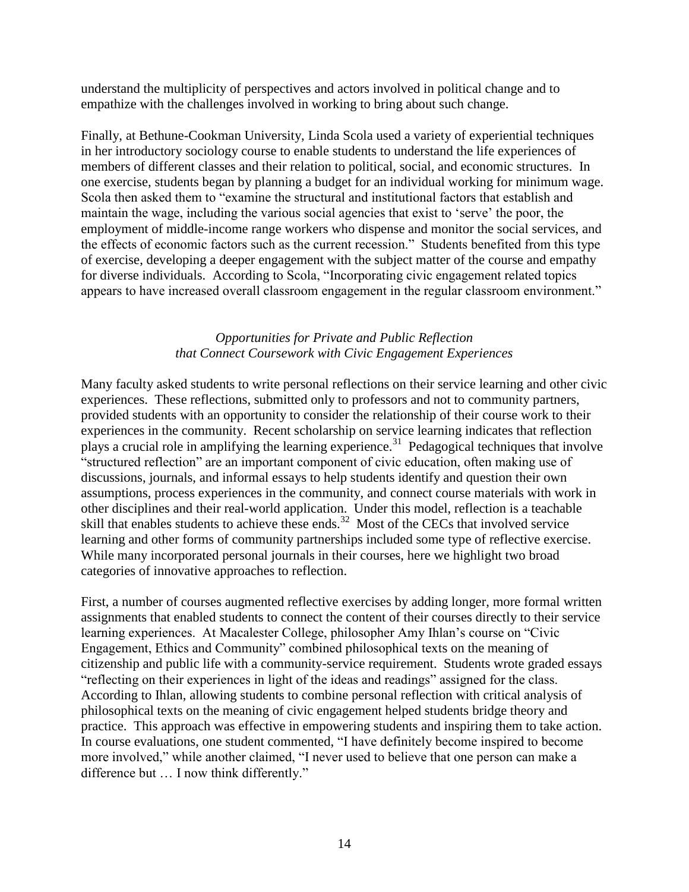understand the multiplicity of perspectives and actors involved in political change and to empathize with the challenges involved in working to bring about such change.

Finally, at Bethune-Cookman University, Linda Scola used a variety of experiential techniques in her introductory sociology course to enable students to understand the life experiences of members of different classes and their relation to political, social, and economic structures. In one exercise, students began by planning a budget for an individual working for minimum wage. Scola then asked them to "examine the structural and institutional factors that establish and maintain the wage, including the various social agencies that exist to 'serve' the poor, the employment of middle-income range workers who dispense and monitor the social services, and the effects of economic factors such as the current recession." Students benefited from this type of exercise, developing a deeper engagement with the subject matter of the course and empathy for diverse individuals. According to Scola, "Incorporating civic engagement related topics appears to have increased overall classroom engagement in the regular classroom environment."

### *Opportunities for Private and Public Reflection that Connect Coursework with Civic Engagement Experiences*

Many faculty asked students to write personal reflections on their service learning and other civic experiences. These reflections, submitted only to professors and not to community partners, provided students with an opportunity to consider the relationship of their course work to their experiences in the community. Recent scholarship on service learning indicates that reflection plays a crucial role in amplifying the learning experience.[31] Pedagogical techniques that involve "structured reflection" are an important component of civic education, often making use of discussions, journals, and informal essays to help students identify and question their own assumptions, process experiences in the community, and connect course materials with work in other disciplines and their real-world application. Under this model, reflection is a teachable skill that enables students to achieve these ends.[32] Most of the CECs that involved service learning and other forms of community partnerships included some type of reflective exercise. While many incorporated personal journals in their courses, here we highlight two broad categories of innovative approaches to reflection.

First, a number of courses augmented reflective exercises by adding longer, more formal written assignments that enabled students to connect the content of their courses directly to their service learning experiences. At Macalester College, philosopher Amy Ihlan's course on "Civic Engagement, Ethics and Community" combined philosophical texts on the meaning of citizenship and public life with a community-service requirement. Students wrote graded essays "reflecting on their experiences in light of the ideas and readings" assigned for the class. According to Ihlan, allowing students to combine personal reflection with critical analysis of philosophical texts on the meaning of civic engagement helped students bridge theory and practice. This approach was effective in empowering students and inspiring them to take action. In course evaluations, one student commented, "I have definitely become inspired to become more involved," while another claimed, "I never used to believe that one person can make a difference but … I now think differently."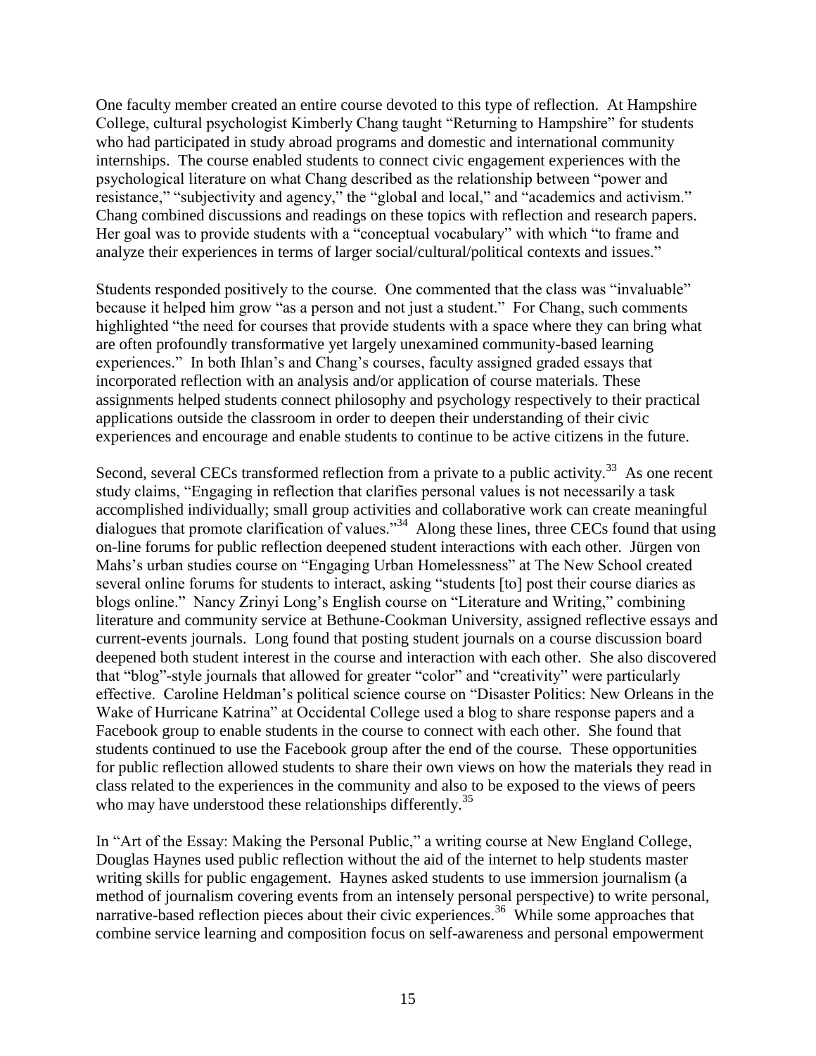One faculty member created an entire course devoted to this type of reflection. At Hampshire College, cultural psychologist Kimberly Chang taught "Returning to Hampshire" for students who had participated in study abroad programs and domestic and international community internships. The course enabled students to connect civic engagement experiences with the psychological literature on what Chang described as the relationship between "power and resistance," "subjectivity and agency," the "global and local," and "academics and activism." Chang combined discussions and readings on these topics with reflection and research papers. Her goal was to provide students with a "conceptual vocabulary" with which "to frame and analyze their experiences in terms of larger social/cultural/political contexts and issues."

Students responded positively to the course. One commented that the class was "invaluable" because it helped him grow "as a person and not just a student." For Chang, such comments highlighted "the need for courses that provide students with a space where they can bring what are often profoundly transformative yet largely unexamined community-based learning experiences." In both Ihlan's and Chang's courses, faculty assigned graded essays that incorporated reflection with an analysis and/or application of course materials. These assignments helped students connect philosophy and psychology respectively to their practical applications outside the classroom in order to deepen their understanding of their civic experiences and encourage and enable students to continue to be active citizens in the future.

Second, several CECs transformed reflection from a private to a public activity.[33] As one recent study claims, "Engaging in reflection that clarifies personal values is not necessarily a task accomplished individually; small group activities and collaborative work can create meaningful dialogues that promote clarification of values."[34] Along these lines, three CECs found that using on-line forums for public reflection deepened student interactions with each other. Jürgen von Mahs's urban studies course on "Engaging Urban Homelessness" at The New School created several online forums for students to interact, asking "students [to] post their course diaries as blogs online." Nancy Zrinyi Long's English course on "Literature and Writing," combining literature and community service at Bethune-Cookman University, assigned reflective essays and current-events journals. Long found that posting student journals on a course discussion board deepened both student interest in the course and interaction with each other. She also discovered that "blog"-style journals that allowed for greater "color" and "creativity" were particularly effective. Caroline Heldman's political science course on "Disaster Politics: New Orleans in the Wake of Hurricane Katrina" at Occidental College used a blog to share response papers and a Facebook group to enable students in the course to connect with each other. She found that students continued to use the Facebook group after the end of the course. These opportunities for public reflection allowed students to share their own views on how the materials they read in class related to the experiences in the community and also to be exposed to the views of peers who may have understood these relationships differently.[35]

In "Art of the Essay: Making the Personal Public," a writing course at New England College, Douglas Haynes used public reflection without the aid of the internet to help students master writing skills for public engagement. Haynes asked students to use immersion journalism (a method of journalism covering events from an intensely personal perspective) to write personal, narrative-based reflection pieces about their civic experiences.[36] While some approaches that combine service learning and composition focus on self-awareness and personal empowerment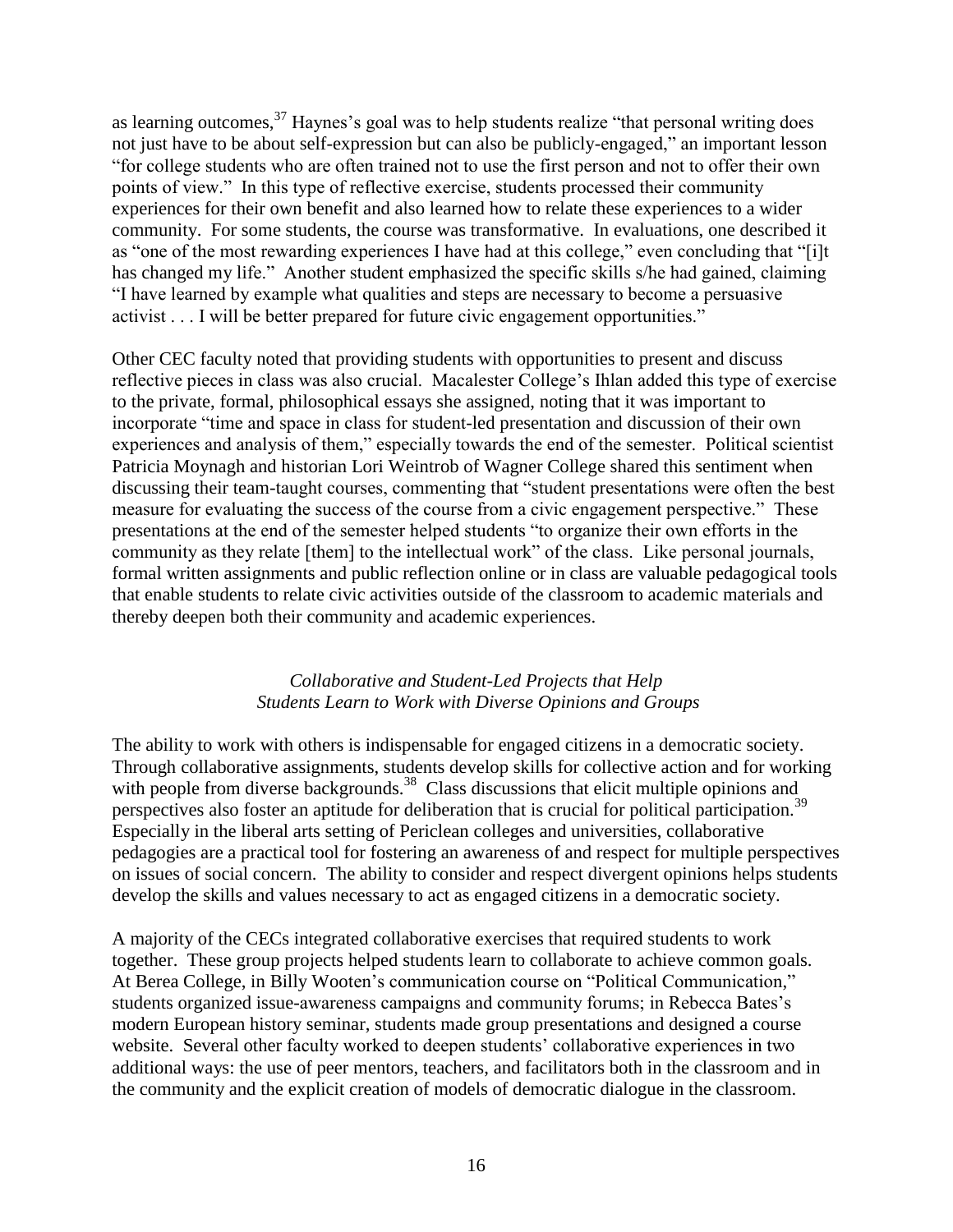as learning outcomes,[37] Haynes's goal was to help students realize "that personal writing does not just have to be about self-expression but can also be publicly-engaged," an important lesson "for college students who are often trained not to use the first person and not to offer their own points of view." In this type of reflective exercise, students processed their community experiences for their own benefit and also learned how to relate these experiences to a wider community. For some students, the course was transformative. In evaluations, one described it as "one of the most rewarding experiences I have had at this college," even concluding that "[i]t has changed my life." Another student emphasized the specific skills s/he had gained, claiming "I have learned by example what qualities and steps are necessary to become a persuasive activist . . . I will be better prepared for future civic engagement opportunities."

Other CEC faculty noted that providing students with opportunities to present and discuss reflective pieces in class was also crucial. Macalester College's Ihlan added this type of exercise to the private, formal, philosophical essays she assigned, noting that it was important to incorporate "time and space in class for student-led presentation and discussion of their own experiences and analysis of them," especially towards the end of the semester. Political scientist Patricia Moynagh and historian Lori Weintrob of Wagner College shared this sentiment when discussing their team-taught courses, commenting that "student presentations were often the best measure for evaluating the success of the course from a civic engagement perspective." These presentations at the end of the semester helped students "to organize their own efforts in the community as they relate [them] to the intellectual work" of the class. Like personal journals, formal written assignments and public reflection online or in class are valuable pedagogical tools that enable students to relate civic activities outside of the classroom to academic materials and thereby deepen both their community and academic experiences.

### *Collaborative and Student-Led Projects that Help Students Learn to Work with Diverse Opinions and Groups*

The ability to work with others is indispensable for engaged citizens in a democratic society. Through collaborative assignments, students develop skills for collective action and for working with people from diverse backgrounds.[38] Class discussions that elicit multiple opinions and perspectives also foster an aptitude for deliberation that is crucial for political participation.[39] Especially in the liberal arts setting of Periclean colleges and universities, collaborative pedagogies are a practical tool for fostering an awareness of and respect for multiple perspectives on issues of social concern. The ability to consider and respect divergent opinions helps students develop the skills and values necessary to act as engaged citizens in a democratic society.

A majority of the CECs integrated collaborative exercises that required students to work together. These group projects helped students learn to collaborate to achieve common goals. At Berea College, in Billy Wooten's communication course on "Political Communication," students organized issue-awareness campaigns and community forums; in Rebecca Bates's modern European history seminar, students made group presentations and designed a course website. Several other faculty worked to deepen students' collaborative experiences in two additional ways: the use of peer mentors, teachers, and facilitators both in the classroom and in the community and the explicit creation of models of democratic dialogue in the classroom.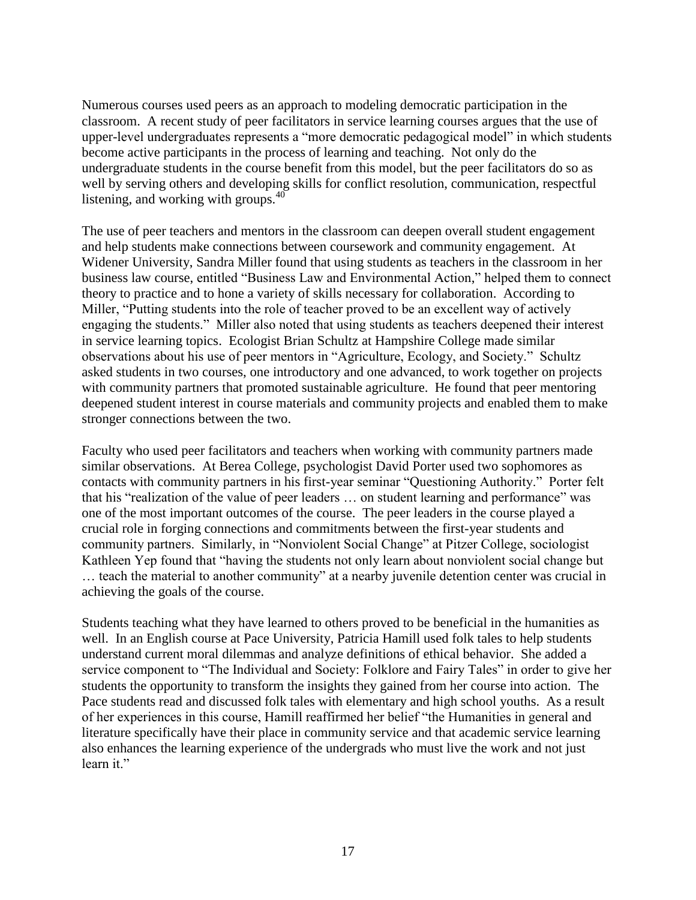Numerous courses used peers as an approach to modeling democratic participation in the classroom. A recent study of peer facilitators in service learning courses argues that the use of upper-level undergraduates represents a "more democratic pedagogical model" in which students become active participants in the process of learning and teaching. Not only do the undergraduate students in the course benefit from this model, but the peer facilitators do so as well by serving others and developing skills for conflict resolution, communication, respectful listening, and working with groups.[40]

The use of peer teachers and mentors in the classroom can deepen overall student engagement and help students make connections between coursework and community engagement. At Widener University, Sandra Miller found that using students as teachers in the classroom in her business law course, entitled "Business Law and Environmental Action," helped them to connect theory to practice and to hone a variety of skills necessary for collaboration. According to Miller, "Putting students into the role of teacher proved to be an excellent way of actively engaging the students." Miller also noted that using students as teachers deepened their interest in service learning topics. Ecologist Brian Schultz at Hampshire College made similar observations about his use of peer mentors in "Agriculture, Ecology, and Society." Schultz asked students in two courses, one introductory and one advanced, to work together on projects with community partners that promoted sustainable agriculture. He found that peer mentoring deepened student interest in course materials and community projects and enabled them to make stronger connections between the two.

Faculty who used peer facilitators and teachers when working with community partners made similar observations. At Berea College, psychologist David Porter used two sophomores as contacts with community partners in his first-year seminar "Questioning Authority." Porter felt that his "realization of the value of peer leaders … on student learning and performance" was one of the most important outcomes of the course. The peer leaders in the course played a crucial role in forging connections and commitments between the first-year students and community partners. Similarly, in "Nonviolent Social Change" at Pitzer College, sociologist Kathleen Yep found that "having the students not only learn about nonviolent social change but … teach the material to another community" at a nearby juvenile detention center was crucial in achieving the goals of the course.

Students teaching what they have learned to others proved to be beneficial in the humanities as well. In an English course at Pace University, Patricia Hamill used folk tales to help students understand current moral dilemmas and analyze definitions of ethical behavior. She added a service component to "The Individual and Society: Folklore and Fairy Tales" in order to give her students the opportunity to transform the insights they gained from her course into action. The Pace students read and discussed folk tales with elementary and high school youths. As a result of her experiences in this course, Hamill reaffirmed her belief "the Humanities in general and literature specifically have their place in community service and that academic service learning also enhances the learning experience of the undergrads who must live the work and not just learn it."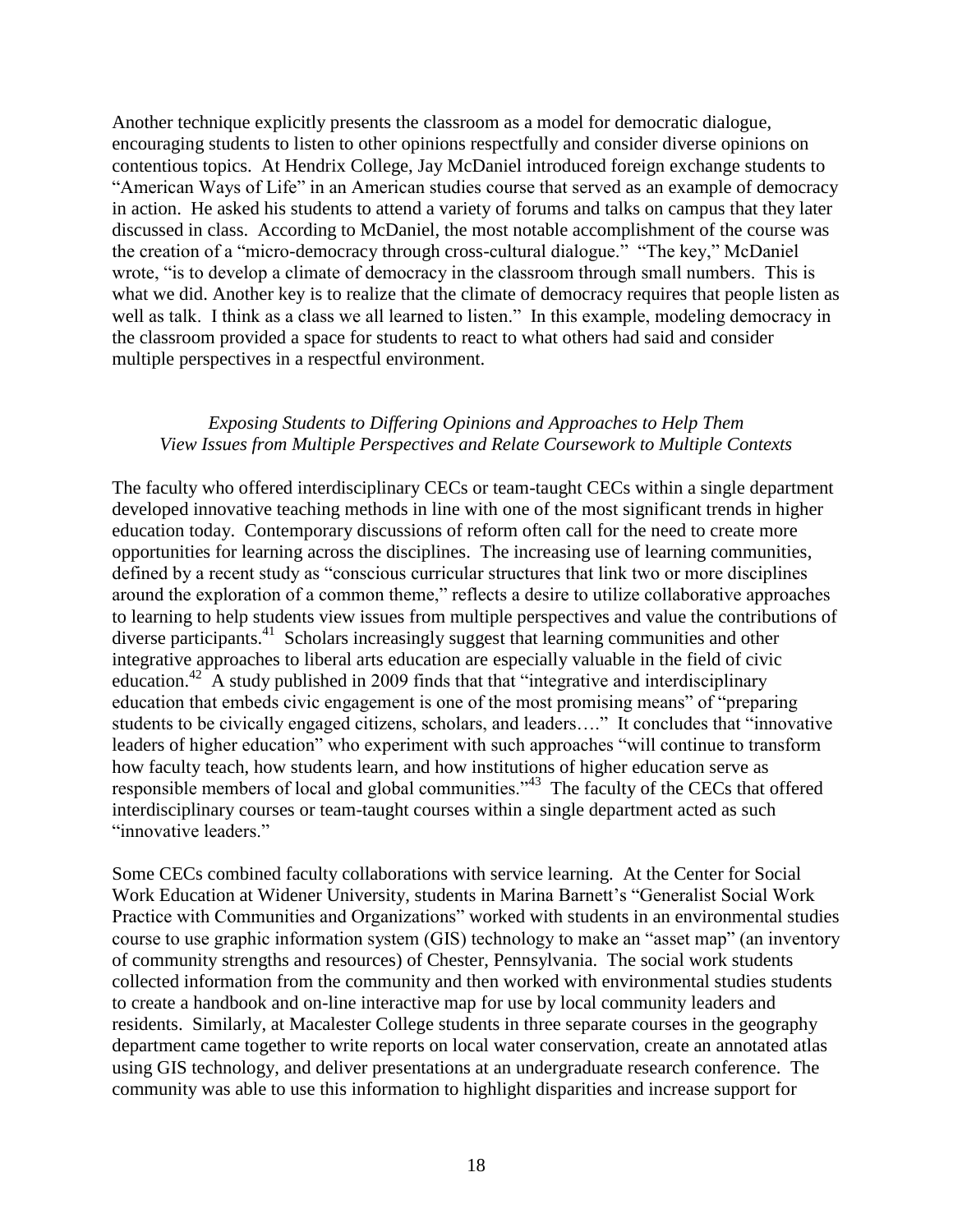Another technique explicitly presents the classroom as a model for democratic dialogue, encouraging students to listen to other opinions respectfully and consider diverse opinions on contentious topics. At Hendrix College, Jay McDaniel introduced foreign exchange students to "American Ways of Life" in an American studies course that served as an example of democracy in action. He asked his students to attend a variety of forums and talks on campus that they later discussed in class. According to McDaniel, the most notable accomplishment of the course was the creation of a "micro-democracy through cross-cultural dialogue." "The key," McDaniel wrote, "is to develop a climate of democracy in the classroom through small numbers. This is what we did. Another key is to realize that the climate of democracy requires that people listen as well as talk. I think as a class we all learned to listen." In this example, modeling democracy in the classroom provided a space for students to react to what others had said and consider multiple perspectives in a respectful environment.

### *Exposing Students to Differing Opinions and Approaches to Help Them View Issues from Multiple Perspectives and Relate Coursework to Multiple Contexts*

The faculty who offered interdisciplinary CECs or team-taught CECs within a single department developed innovative teaching methods in line with one of the most significant trends in higher education today. Contemporary discussions of reform often call for the need to create more opportunities for learning across the disciplines. The increasing use of learning communities, defined by a recent study as "conscious curricular structures that link two or more disciplines around the exploration of a common theme," reflects a desire to utilize collaborative approaches to learning to help students view issues from multiple perspectives and value the contributions of diverse participants.[41] Scholars increasingly suggest that learning communities and other integrative approaches to liberal arts education are especially valuable in the field of civic education.[42] A study published in 2009 finds that that "integrative and interdisciplinary education that embeds civic engagement is one of the most promising means" of "preparing students to be civically engaged citizens, scholars, and leaders…." It concludes that "innovative leaders of higher education" who experiment with such approaches "will continue to transform how faculty teach, how students learn, and how institutions of higher education serve as responsible members of local and global communities."[43] The faculty of the CECs that offered interdisciplinary courses or team-taught courses within a single department acted as such "innovative leaders."

Some CECs combined faculty collaborations with service learning. At the Center for Social Work Education at Widener University, students in Marina Barnett's "Generalist Social Work Practice with Communities and Organizations" worked with students in an environmental studies course to use graphic information system (GIS) technology to make an "asset map" (an inventory of community strengths and resources) of Chester, Pennsylvania. The social work students collected information from the community and then worked with environmental studies students to create a handbook and on-line interactive map for use by local community leaders and residents. Similarly, at Macalester College students in three separate courses in the geography department came together to write reports on local water conservation, create an annotated atlas using GIS technology, and deliver presentations at an undergraduate research conference. The community was able to use this information to highlight disparities and increase support for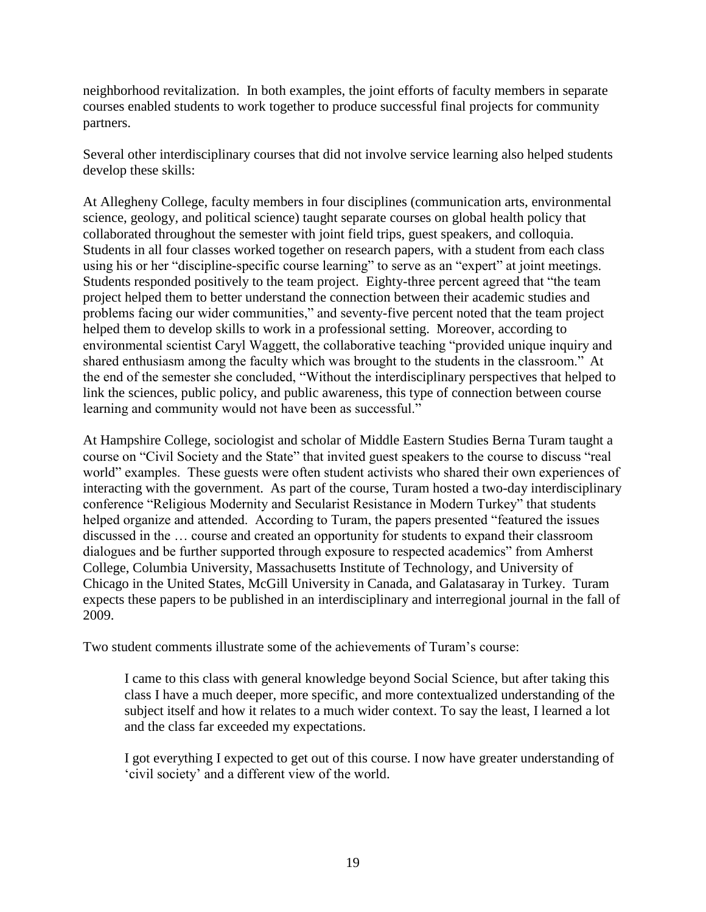neighborhood revitalization. In both examples, the joint efforts of faculty members in separate courses enabled students to work together to produce successful final projects for community partners.

Several other interdisciplinary courses that did not involve service learning also helped students develop these skills:

At Allegheny College, faculty members in four disciplines (communication arts, environmental science, geology, and political science) taught separate courses on global health policy that collaborated throughout the semester with joint field trips, guest speakers, and colloquia. Students in all four classes worked together on research papers, with a student from each class using his or her "discipline-specific course learning" to serve as an "expert" at joint meetings. Students responded positively to the team project. Eighty-three percent agreed that "the team project helped them to better understand the connection between their academic studies and problems facing our wider communities," and seventy-five percent noted that the team project helped them to develop skills to work in a professional setting. Moreover, according to environmental scientist Caryl Waggett, the collaborative teaching "provided unique inquiry and shared enthusiasm among the faculty which was brought to the students in the classroom." At the end of the semester she concluded, "Without the interdisciplinary perspectives that helped to link the sciences, public policy, and public awareness, this type of connection between course learning and community would not have been as successful."

At Hampshire College, sociologist and scholar of Middle Eastern Studies Berna Turam taught a course on "Civil Society and the State" that invited guest speakers to the course to discuss "real world" examples. These guests were often student activists who shared their own experiences of interacting with the government. As part of the course, Turam hosted a two-day interdisciplinary conference "Religious Modernity and Secularist Resistance in Modern Turkey" that students helped organize and attended. According to Turam, the papers presented "featured the issues discussed in the … course and created an opportunity for students to expand their classroom dialogues and be further supported through exposure to respected academics" from Amherst College, Columbia University, Massachusetts Institute of Technology, and University of Chicago in the United States, McGill University in Canada, and Galatasaray in Turkey. Turam expects these papers to be published in an interdisciplinary and interregional journal in the fall of 2009.

Two student comments illustrate some of the achievements of Turam's course:

> I came to this class with general knowledge beyond Social Science, but after taking this class I have a much deeper, more specific, and more contextualized understanding of the subject itself and how it relates to a much wider context. To say the least, I learned a lot and the class far exceeded my expectations.
>
> I got everything I expected to get out of this course. I now have greater understanding of 'civil society' and a different view of the world.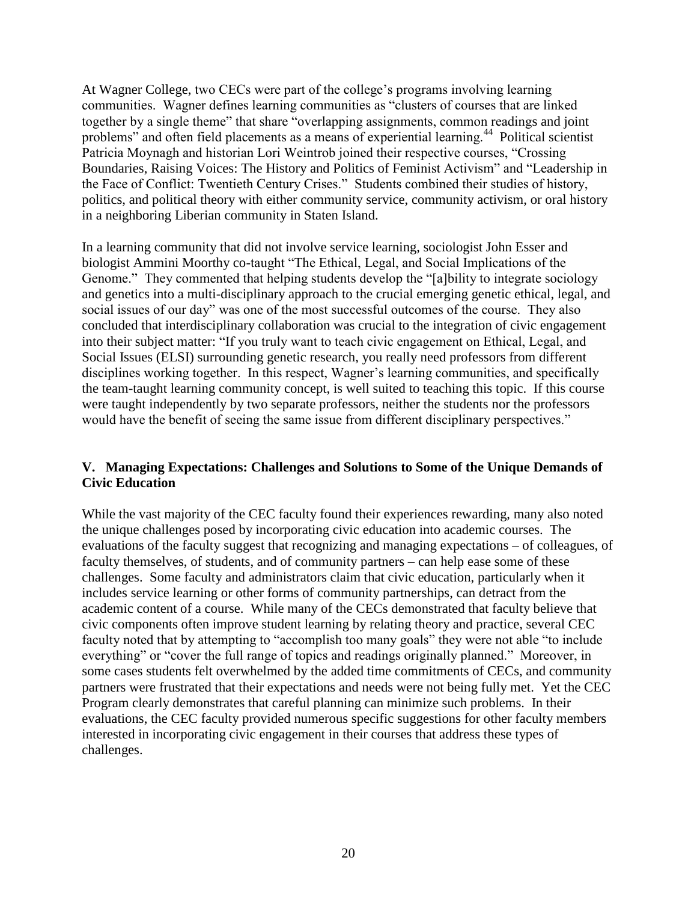At Wagner College, two CECs were part of the college's programs involving learning communities. Wagner defines learning communities as "clusters of courses that are linked together by a single theme" that share "overlapping assignments, common readings and joint problems" and often field placements as a means of experiential learning.[44] Political scientist Patricia Moynagh and historian Lori Weintrob joined their respective courses, "Crossing Boundaries, Raising Voices: The History and Politics of Feminist Activism" and "Leadership in the Face of Conflict: Twentieth Century Crises." Students combined their studies of history, politics, and political theory with either community service, community activism, or oral history in a neighboring Liberian community in Staten Island.

In a learning community that did not involve service learning, sociologist John Esser and biologist Ammini Moorthy co-taught "The Ethical, Legal, and Social Implications of the Genome." They commented that helping students develop the "[a]bility to integrate sociology and genetics into a multi-disciplinary approach to the crucial emerging genetic ethical, legal, and social issues of our day" was one of the most successful outcomes of the course. They also concluded that interdisciplinary collaboration was crucial to the integration of civic engagement into their subject matter: "If you truly want to teach civic engagement on Ethical, Legal, and Social Issues (ELSI) surrounding genetic research, you really need professors from different disciplines working together. In this respect, Wagner's learning communities, and specifically the team-taught learning community concept, is well suited to teaching this topic. If this course were taught independently by two separate professors, neither the students nor the professors would have the benefit of seeing the same issue from different disciplinary perspectives."

## V. Managing Expectations: Challenges and Solutions to Some of the Unique Demands of Civic Education

While the vast majority of the CEC faculty found their experiences rewarding, many also noted the unique challenges posed by incorporating civic education into academic courses. The evaluations of the faculty suggest that recognizing and managing expectations – of colleagues, of faculty themselves, of students, and of community partners – can help ease some of these challenges. Some faculty and administrators claim that civic education, particularly when it includes service learning or other forms of community partnerships, can detract from the academic content of a course. While many of the CECs demonstrated that faculty believe that civic components often improve student learning by relating theory and practice, several CEC faculty noted that by attempting to "accomplish too many goals" they were not able "to include everything" or "cover the full range of topics and readings originally planned." Moreover, in some cases students felt overwhelmed by the added time commitments of CECs, and community partners were frustrated that their expectations and needs were not being fully met. Yet the CEC Program clearly demonstrates that careful planning can minimize such problems. In their evaluations, the CEC faculty provided numerous specific suggestions for other faculty members interested in incorporating civic engagement in their courses that address these types of challenges.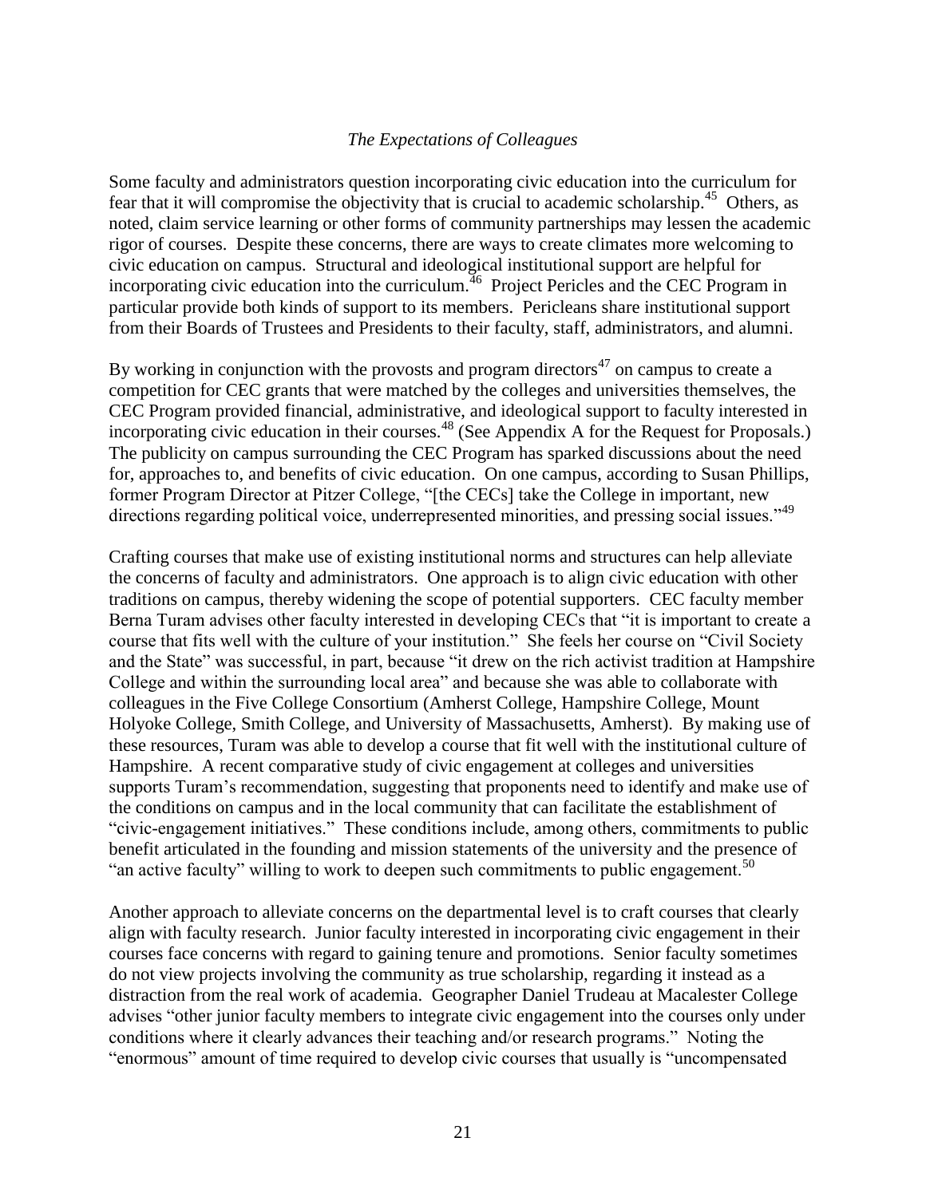### *The Expectations of Colleagues*

Some faculty and administrators question incorporating civic education into the curriculum for fear that it will compromise the objectivity that is crucial to academic scholarship.[45] Others, as noted, claim service learning or other forms of community partnerships may lessen the academic rigor of courses. Despite these concerns, there are ways to create climates more welcoming to civic education on campus. Structural and ideological institutional support are helpful for incorporating civic education into the curriculum.[46] Project Pericles and the CEC Program in particular provide both kinds of support to its members. Pericleans share institutional support from their Boards of Trustees and Presidents to their faculty, staff, administrators, and alumni.

By working in conjunction with the provosts and program directors[47] on campus to create a competition for CEC grants that were matched by the colleges and universities themselves, the CEC Program provided financial, administrative, and ideological support to faculty interested in incorporating civic education in their courses.[48] (See Appendix A for the Request for Proposals.) The publicity on campus surrounding the CEC Program has sparked discussions about the need for, approaches to, and benefits of civic education. On one campus, according to Susan Phillips, former Program Director at Pitzer College, "[the CECs] take the College in important, new directions regarding political voice, underrepresented minorities, and pressing social issues."[49]

Crafting courses that make use of existing institutional norms and structures can help alleviate the concerns of faculty and administrators. One approach is to align civic education with other traditions on campus, thereby widening the scope of potential supporters. CEC faculty member Berna Turam advises other faculty interested in developing CECs that "it is important to create a course that fits well with the culture of your institution." She feels her course on "Civil Society and the State" was successful, in part, because "it drew on the rich activist tradition at Hampshire College and within the surrounding local area" and because she was able to collaborate with colleagues in the Five College Consortium (Amherst College, Hampshire College, Mount Holyoke College, Smith College, and University of Massachusetts, Amherst). By making use of these resources, Turam was able to develop a course that fit well with the institutional culture of Hampshire. A recent comparative study of civic engagement at colleges and universities supports Turam's recommendation, suggesting that proponents need to identify and make use of the conditions on campus and in the local community that can facilitate the establishment of "civic-engagement initiatives." These conditions include, among others, commitments to public benefit articulated in the founding and mission statements of the university and the presence of "an active faculty" willing to work to deepen such commitments to public engagement.[50]

Another approach to alleviate concerns on the departmental level is to craft courses that clearly align with faculty research. Junior faculty interested in incorporating civic engagement in their courses face concerns with regard to gaining tenure and promotions. Senior faculty sometimes do not view projects involving the community as true scholarship, regarding it instead as a distraction from the real work of academia. Geographer Daniel Trudeau at Macalester College advises "other junior faculty members to integrate civic engagement into the courses only under conditions where it clearly advances their teaching and/or research programs." Noting the "enormous" amount of time required to develop civic courses that usually is "uncompensated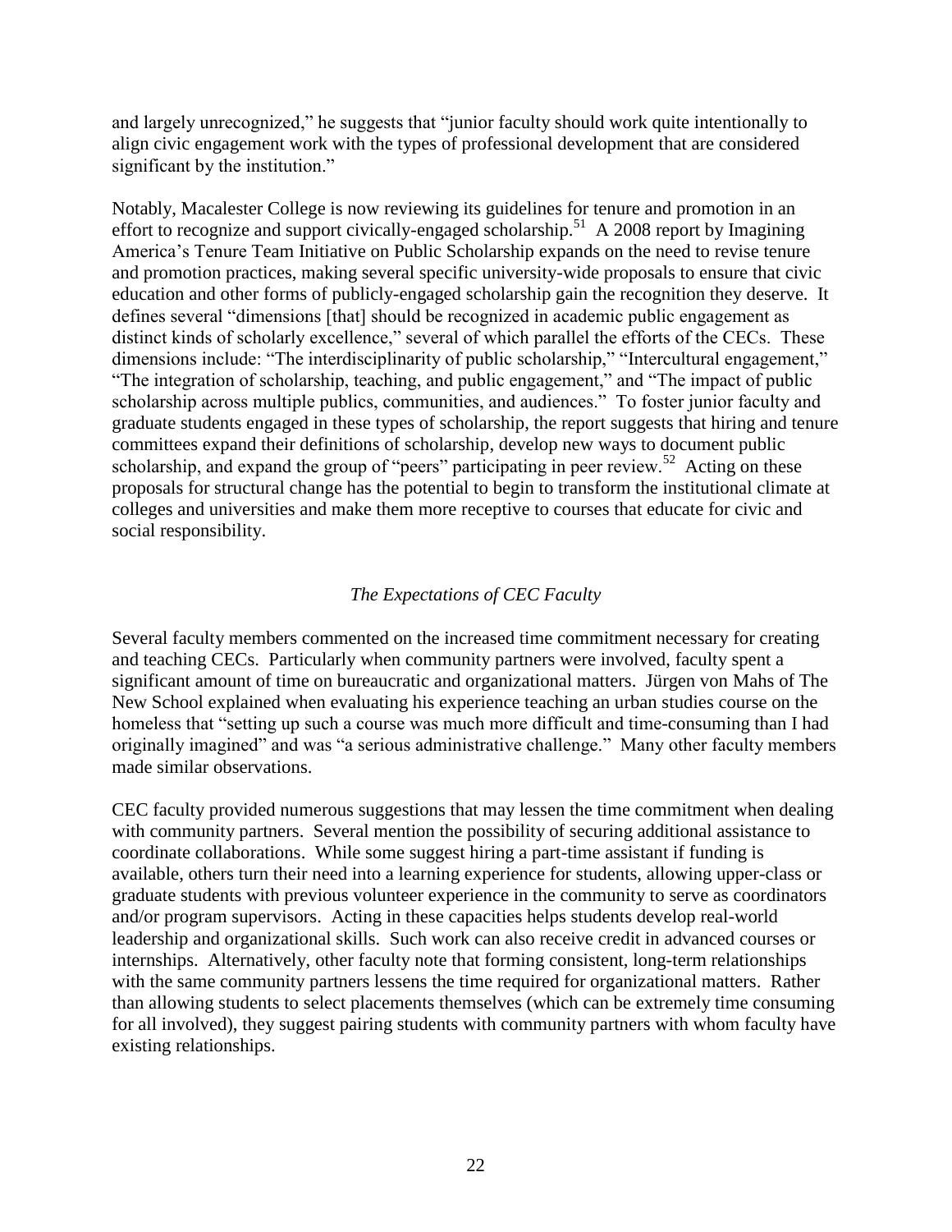and largely unrecognized," he suggests that "junior faculty should work quite intentionally to align civic engagement work with the types of professional development that are considered significant by the institution."

Notably, Macalester College is now reviewing its guidelines for tenure and promotion in an effort to recognize and support civically-engaged scholarship.[51] A 2008 report by Imagining America's Tenure Team Initiative on Public Scholarship expands on the need to revise tenure and promotion practices, making several specific university-wide proposals to ensure that civic education and other forms of publicly-engaged scholarship gain the recognition they deserve. It defines several "dimensions [that] should be recognized in academic public engagement as distinct kinds of scholarly excellence," several of which parallel the efforts of the CECs. These dimensions include: "The interdisciplinarity of public scholarship," "Intercultural engagement," "The integration of scholarship, teaching, and public engagement," and "The impact of public scholarship across multiple publics, communities, and audiences." To foster junior faculty and graduate students engaged in these types of scholarship, the report suggests that hiring and tenure committees expand their definitions of scholarship, develop new ways to document public scholarship, and expand the group of "peers" participating in peer review.[52] Acting on these proposals for structural change has the potential to begin to transform the institutional climate at colleges and universities and make them more receptive to courses that educate for civic and social responsibility.

### *The Expectations of CEC Faculty*

Several faculty members commented on the increased time commitment necessary for creating and teaching CECs. Particularly when community partners were involved, faculty spent a significant amount of time on bureaucratic and organizational matters. Jürgen von Mahs of The New School explained when evaluating his experience teaching an urban studies course on the homeless that "setting up such a course was much more difficult and time-consuming than I had originally imagined" and was "a serious administrative challenge." Many other faculty members made similar observations.

CEC faculty provided numerous suggestions that may lessen the time commitment when dealing with community partners. Several mention the possibility of securing additional assistance to coordinate collaborations. While some suggest hiring a part-time assistant if funding is available, others turn their need into a learning experience for students, allowing upper-class or graduate students with previous volunteer experience in the community to serve as coordinators and/or program supervisors. Acting in these capacities helps students develop real-world leadership and organizational skills. Such work can also receive credit in advanced courses or internships. Alternatively, other faculty note that forming consistent, long-term relationships with the same community partners lessens the time required for organizational matters. Rather than allowing students to select placements themselves (which can be extremely time consuming for all involved), they suggest pairing students with community partners with whom faculty have existing relationships.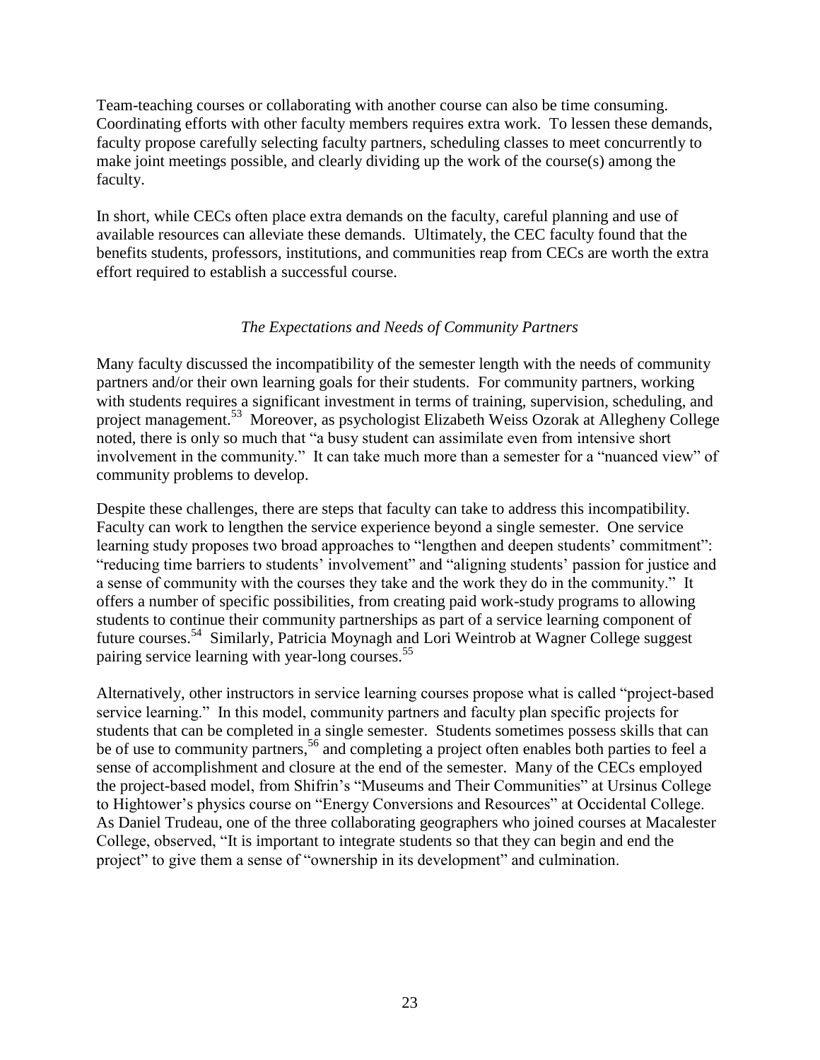Team-teaching courses or collaborating with another course can also be time consuming. Coordinating efforts with other faculty members requires extra work. To lessen these demands, faculty propose carefully selecting faculty partners, scheduling classes to meet concurrently to make joint meetings possible, and clearly dividing up the work of the course(s) among the faculty.

In short, while CECs often place extra demands on the faculty, careful planning and use of available resources can alleviate these demands. Ultimately, the CEC faculty found that the benefits students, professors, institutions, and communities reap from CECs are worth the extra effort required to establish a successful course.

### *The Expectations and Needs of Community Partners*

Many faculty discussed the incompatibility of the semester length with the needs of community partners and/or their own learning goals for their students. For community partners, working with students requires a significant investment in terms of training, supervision, scheduling, and project management.[53] Moreover, as psychologist Elizabeth Weiss Ozorak at Allegheny College noted, there is only so much that "a busy student can assimilate even from intensive short involvement in the community." It can take much more than a semester for a "nuanced view" of community problems to develop.

Despite these challenges, there are steps that faculty can take to address this incompatibility. Faculty can work to lengthen the service experience beyond a single semester. One service learning study proposes two broad approaches to "lengthen and deepen students' commitment": "reducing time barriers to students' involvement" and "aligning students' passion for justice and a sense of community with the courses they take and the work they do in the community." It offers a number of specific possibilities, from creating paid work-study programs to allowing students to continue their community partnerships as part of a service learning component of future courses.[54] Similarly, Patricia Moynagh and Lori Weintrob at Wagner College suggest pairing service learning with year-long courses.[55]

Alternatively, other instructors in service learning courses propose what is called "project-based service learning." In this model, community partners and faculty plan specific projects for students that can be completed in a single semester. Students sometimes possess skills that can be of use to community partners,[56] and completing a project often enables both parties to feel a sense of accomplishment and closure at the end of the semester. Many of the CECs employed the project-based model, from Shifrin's "Museums and Their Communities" at Ursinus College to Hightower's physics course on "Energy Conversions and Resources" at Occidental College. As Daniel Trudeau, one of the three collaborating geographers who joined courses at Macalester College, observed, "It is important to integrate students so that they can begin and end the project" to give them a sense of "ownership in its development" and culmination.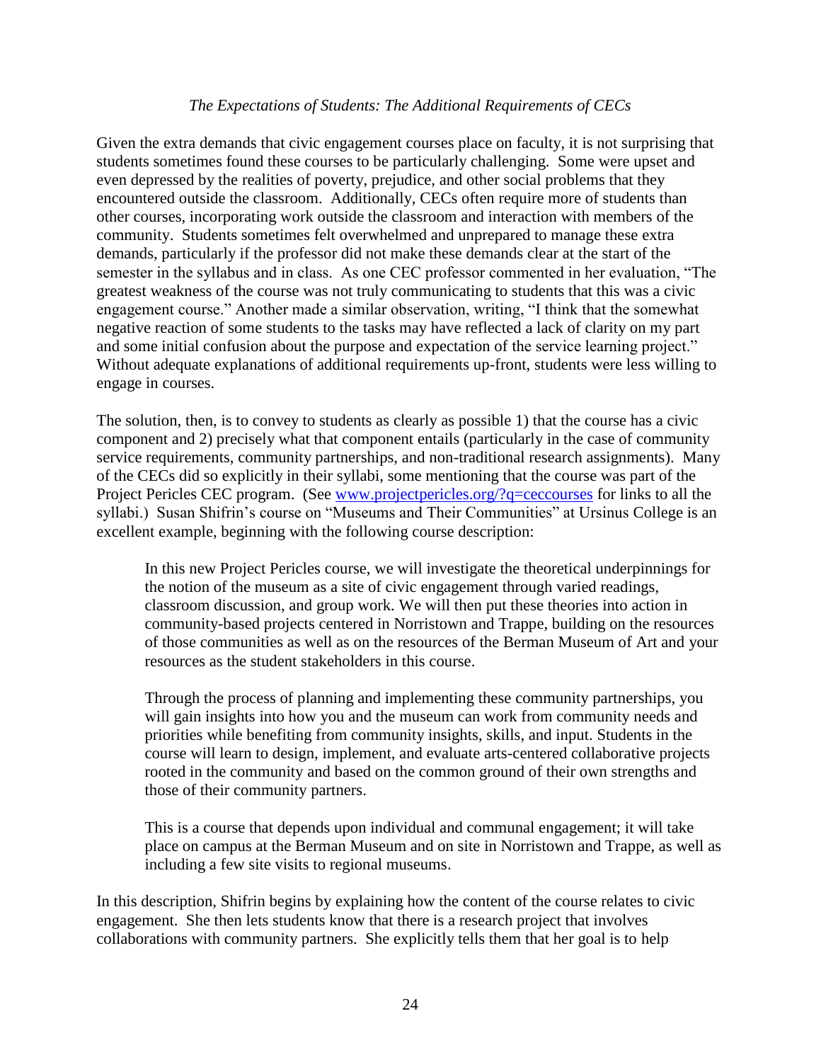*The Expectations of Students: The Additional Requirements of CECs*

Given the extra demands that civic engagement courses place on faculty, it is not surprising that students sometimes found these courses to be particularly challenging. Some were upset and even depressed by the realities of poverty, prejudice, and other social problems that they encountered outside the classroom. Additionally, CECs often require more of students than other courses, incorporating work outside the classroom and interaction with members of the community. Students sometimes felt overwhelmed and unprepared to manage these extra demands, particularly if the professor did not make these demands clear at the start of the semester in the syllabus and in class. As one CEC professor commented in her evaluation, "The greatest weakness of the course was not truly communicating to students that this was a civic engagement course." Another made a similar observation, writing, "I think that the somewhat negative reaction of some students to the tasks may have reflected a lack of clarity on my part and some initial confusion about the purpose and expectation of the service learning project." Without adequate explanations of additional requirements up-front, students were less willing to engage in courses.

The solution, then, is to convey to students as clearly as possible 1) that the course has a civic component and 2) precisely what that component entails (particularly in the case of community service requirements, community partnerships, and non-traditional research assignments). Many of the CECs did so explicitly in their syllabi, some mentioning that the course was part of the Project Pericles CEC program. (See [www.projectpericles.org/?q=ceccourses](www.projectpericles.org/?q=ceccourses) for links to all the syllabi.) Susan Shifrin's course on "Museums and Their Communities" at Ursinus College is an excellent example, beginning with the following course description:

> In this new Project Pericles course, we will investigate the theoretical underpinnings for the notion of the museum as a site of civic engagement through varied readings, classroom discussion, and group work. We will then put these theories into action in community-based projects centered in Norristown and Trappe, building on the resources of those communities as well as on the resources of the Berman Museum of Art and your resources as the student stakeholders in this course.
>
> Through the process of planning and implementing these community partnerships, you will gain insights into how you and the museum can work from community needs and priorities while benefiting from community insights, skills, and input. Students in the course will learn to design, implement, and evaluate arts-centered collaborative projects rooted in the community and based on the common ground of their own strengths and those of their community partners.
>
> This is a course that depends upon individual and communal engagement; it will take place on campus at the Berman Museum and on site in Norristown and Trappe, as well as including a few site visits to regional museums.

In this description, Shifrin begins by explaining how the content of the course relates to civic engagement. She then lets students know that there is a research project that involves collaborations with community partners. She explicitly tells them that her goal is to help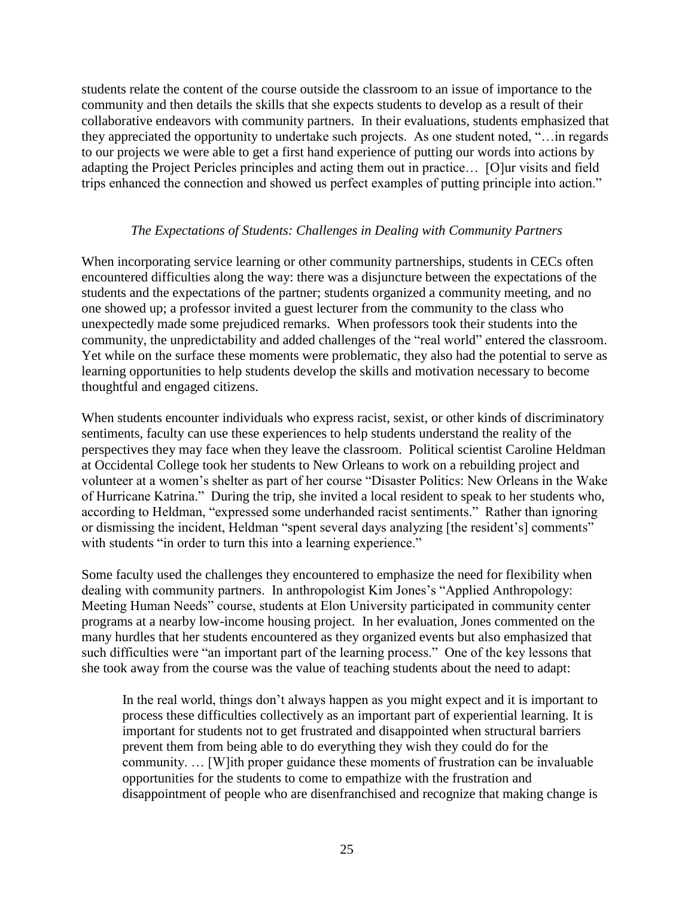students relate the content of the course outside the classroom to an issue of importance to the community and then details the skills that she expects students to develop as a result of their collaborative endeavors with community partners. In their evaluations, students emphasized that they appreciated the opportunity to undertake such projects. As one student noted, "…in regards to our projects we were able to get a first hand experience of putting our words into actions by adapting the Project Pericles principles and acting them out in practice… [O]ur visits and field trips enhanced the connection and showed us perfect examples of putting principle into action."

*The Expectations of Students: Challenges in Dealing with Community Partners*

When incorporating service learning or other community partnerships, students in CECs often encountered difficulties along the way: there was a disjuncture between the expectations of the students and the expectations of the partner; students organized a community meeting, and no one showed up; a professor invited a guest lecturer from the community to the class who unexpectedly made some prejudiced remarks. When professors took their students into the community, the unpredictability and added challenges of the "real world" entered the classroom. Yet while on the surface these moments were problematic, they also had the potential to serve as learning opportunities to help students develop the skills and motivation necessary to become thoughtful and engaged citizens.

When students encounter individuals who express racist, sexist, or other kinds of discriminatory sentiments, faculty can use these experiences to help students understand the reality of the perspectives they may face when they leave the classroom. Political scientist Caroline Heldman at Occidental College took her students to New Orleans to work on a rebuilding project and volunteer at a women's shelter as part of her course "Disaster Politics: New Orleans in the Wake of Hurricane Katrina." During the trip, she invited a local resident to speak to her students who, according to Heldman, "expressed some underhanded racist sentiments." Rather than ignoring or dismissing the incident, Heldman "spent several days analyzing [the resident's] comments" with students "in order to turn this into a learning experience."

Some faculty used the challenges they encountered to emphasize the need for flexibility when dealing with community partners. In anthropologist Kim Jones's "Applied Anthropology: Meeting Human Needs" course, students at Elon University participated in community center programs at a nearby low-income housing project. In her evaluation, Jones commented on the many hurdles that her students encountered as they organized events but also emphasized that such difficulties were "an important part of the learning process." One of the key lessons that she took away from the course was the value of teaching students about the need to adapt:

> In the real world, things don't always happen as you might expect and it is important to process these difficulties collectively as an important part of experiential learning. It is important for students not to get frustrated and disappointed when structural barriers prevent them from being able to do everything they wish they could do for the community. … [W]ith proper guidance these moments of frustration can be invaluable opportunities for the students to come to empathize with the frustration and disappointment of people who are disenfranchised and recognize that making change is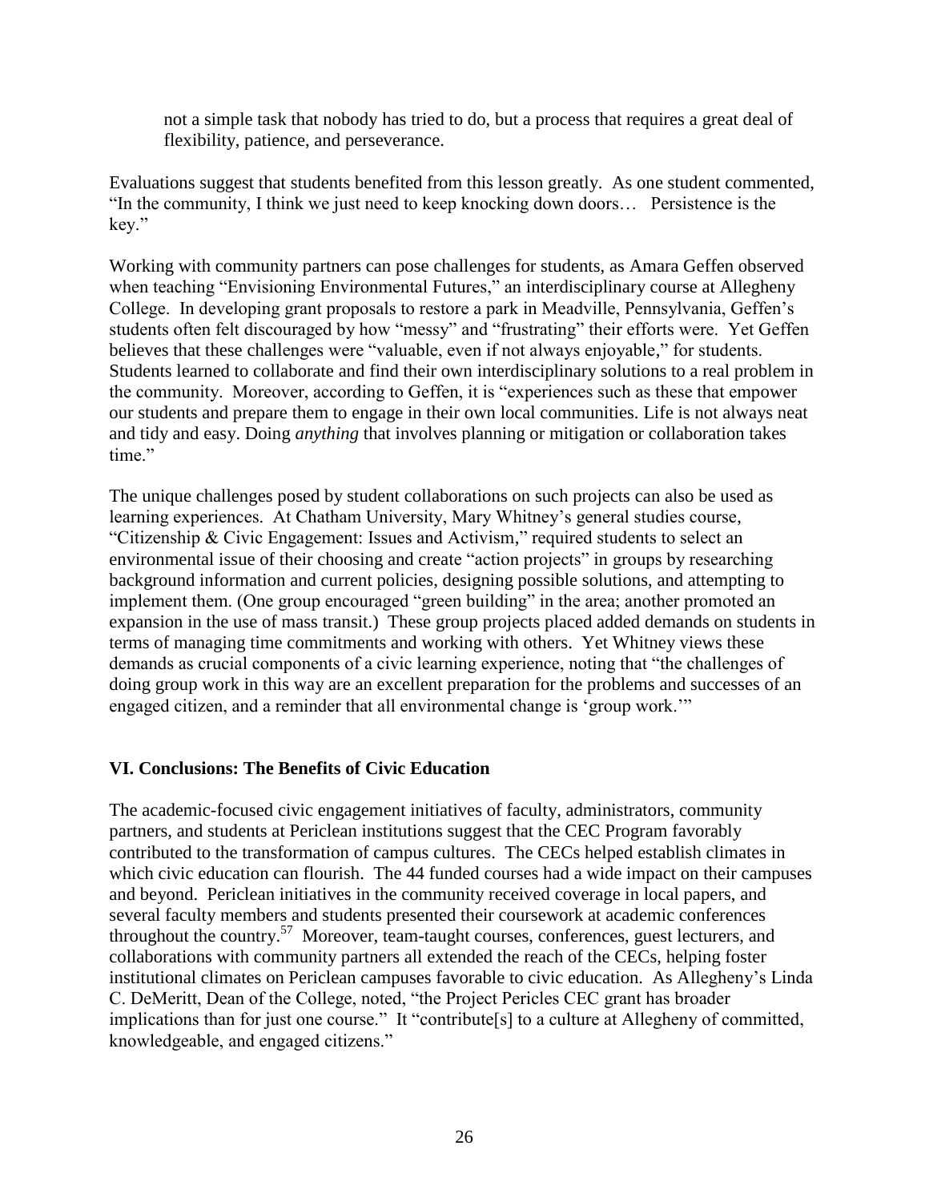> not a simple task that nobody has tried to do, but a process that requires a great deal of flexibility, patience, and perseverance.

Evaluations suggest that students benefited from this lesson greatly. As one student commented, "In the community, I think we just need to keep knocking down doors… Persistence is the key."

Working with community partners can pose challenges for students, as Amara Geffen observed when teaching "Envisioning Environmental Futures," an interdisciplinary course at Allegheny College. In developing grant proposals to restore a park in Meadville, Pennsylvania, Geffen's students often felt discouraged by how "messy" and "frustrating" their efforts were. Yet Geffen believes that these challenges were "valuable, even if not always enjoyable," for students. Students learned to collaborate and find their own interdisciplinary solutions to a real problem in the community. Moreover, according to Geffen, it is "experiences such as these that empower our students and prepare them to engage in their own local communities. Life is not always neat and tidy and easy. Doing *anything* that involves planning or mitigation or collaboration takes time."

The unique challenges posed by student collaborations on such projects can also be used as learning experiences. At Chatham University, Mary Whitney's general studies course, "Citizenship & Civic Engagement: Issues and Activism," required students to select an environmental issue of their choosing and create "action projects" in groups by researching background information and current policies, designing possible solutions, and attempting to implement them. (One group encouraged "green building" in the area; another promoted an expansion in the use of mass transit.) These group projects placed added demands on students in terms of managing time commitments and working with others. Yet Whitney views these demands as crucial components of a civic learning experience, noting that "the challenges of doing group work in this way are an excellent preparation for the problems and successes of an engaged citizen, and a reminder that all environmental change is 'group work.'"

### VI. Conclusions: The Benefits of Civic Education

The academic-focused civic engagement initiatives of faculty, administrators, community partners, and students at Periclean institutions suggest that the CEC Program favorably contributed to the transformation of campus cultures. The CECs helped establish climates in which civic education can flourish. The 44 funded courses had a wide impact on their campuses and beyond. Periclean initiatives in the community received coverage in local papers, and several faculty members and students presented their coursework at academic conferences throughout the country.[57] Moreover, team-taught courses, conferences, guest lecturers, and collaborations with community partners all extended the reach of the CECs, helping foster institutional climates on Periclean campuses favorable to civic education. As Allegheny's Linda C. DeMeritt, Dean of the College, noted, "the Project Pericles CEC grant has broader implications than for just one course." It "contribute[s] to a culture at Allegheny of committed, knowledgeable, and engaged citizens."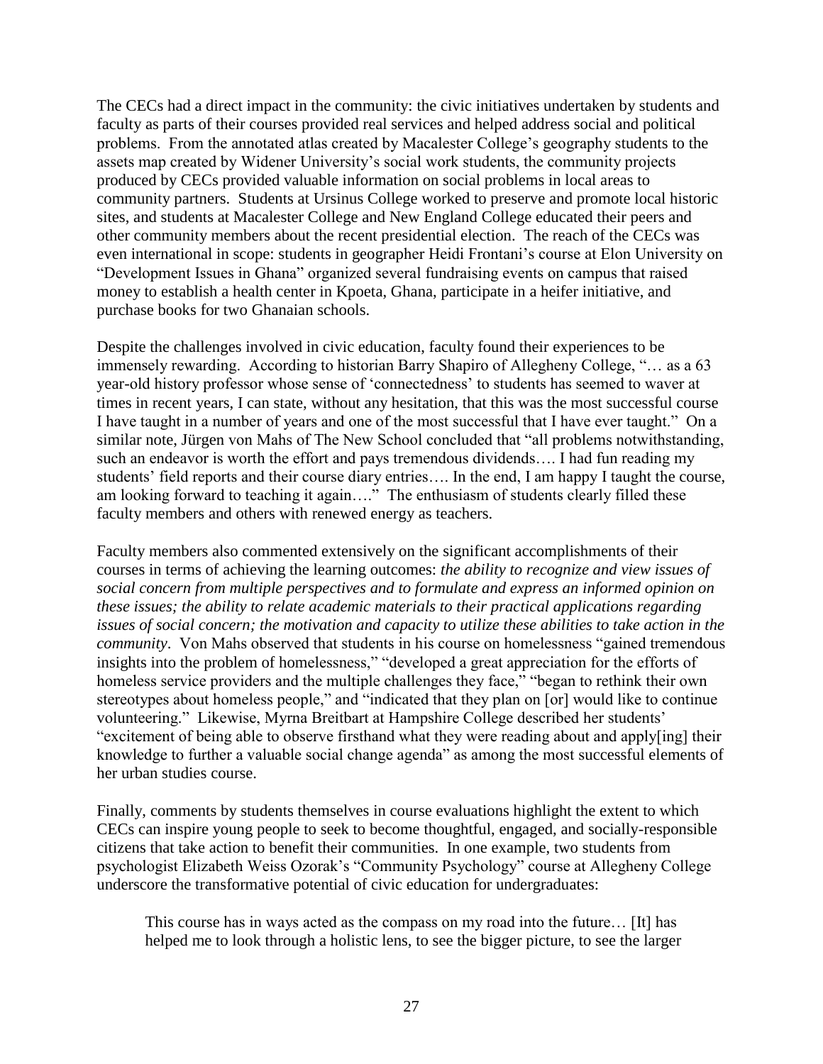The CECs had a direct impact in the community: the civic initiatives undertaken by students and faculty as parts of their courses provided real services and helped address social and political problems. From the annotated atlas created by Macalester College's geography students to the assets map created by Widener University's social work students, the community projects produced by CECs provided valuable information on social problems in local areas to community partners. Students at Ursinus College worked to preserve and promote local historic sites, and students at Macalester College and New England College educated their peers and other community members about the recent presidential election. The reach of the CECs was even international in scope: students in geographer Heidi Frontani's course at Elon University on "Development Issues in Ghana" organized several fundraising events on campus that raised money to establish a health center in Kpoeta, Ghana, participate in a heifer initiative, and purchase books for two Ghanaian schools.

Despite the challenges involved in civic education, faculty found their experiences to be immensely rewarding. According to historian Barry Shapiro of Allegheny College, "… as a 63 year-old history professor whose sense of 'connectedness' to students has seemed to waver at times in recent years, I can state, without any hesitation, that this was the most successful course I have taught in a number of years and one of the most successful that I have ever taught." On a similar note, Jürgen von Mahs of The New School concluded that "all problems notwithstanding, such an endeavor is worth the effort and pays tremendous dividends…. I had fun reading my students' field reports and their course diary entries…. In the end, I am happy I taught the course, am looking forward to teaching it again…." The enthusiasm of students clearly filled these faculty members and others with renewed energy as teachers.

Faculty members also commented extensively on the significant accomplishments of their courses in terms of achieving the learning outcomes: *the ability to recognize and view issues of social concern from multiple perspectives and to formulate and express an informed opinion on these issues; the ability to relate academic materials to their practical applications regarding issues of social concern; the motivation and capacity to utilize these abilities to take action in the community*. Von Mahs observed that students in his course on homelessness "gained tremendous insights into the problem of homelessness," "developed a great appreciation for the efforts of homeless service providers and the multiple challenges they face," "began to rethink their own stereotypes about homeless people," and "indicated that they plan on [or] would like to continue volunteering." Likewise, Myrna Breitbart at Hampshire College described her students' "excitement of being able to observe firsthand what they were reading about and apply[ing] their knowledge to further a valuable social change agenda" as among the most successful elements of her urban studies course.

Finally, comments by students themselves in course evaluations highlight the extent to which CECs can inspire young people to seek to become thoughtful, engaged, and socially-responsible citizens that take action to benefit their communities. In one example, two students from psychologist Elizabeth Weiss Ozorak's "Community Psychology" course at Allegheny College underscore the transformative potential of civic education for undergraduates:

> This course has in ways acted as the compass on my road into the future… [It] has helped me to look through a holistic lens, to see the bigger picture, to see the larger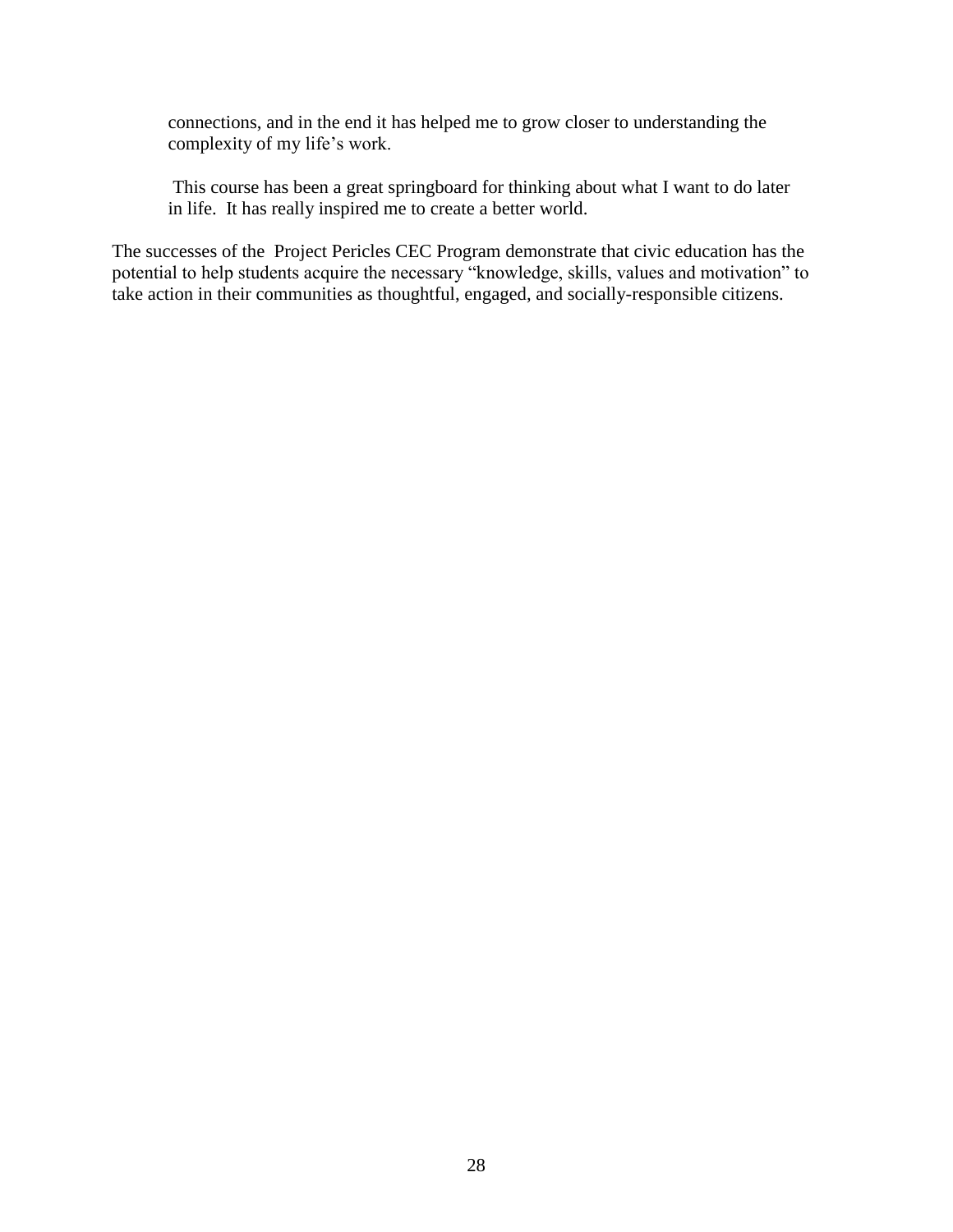> connections, and in the end it has helped me to grow closer to understanding the complexity of my life's work.

> This course has been a great springboard for thinking about what I want to do later in life. It has really inspired me to create a better world.

The successes of the Project Pericles CEC Program demonstrate that civic education has the potential to help students acquire the necessary "knowledge, skills, values and motivation" to take action in their communities as thoughtful, engaged, and socially-responsible citizens.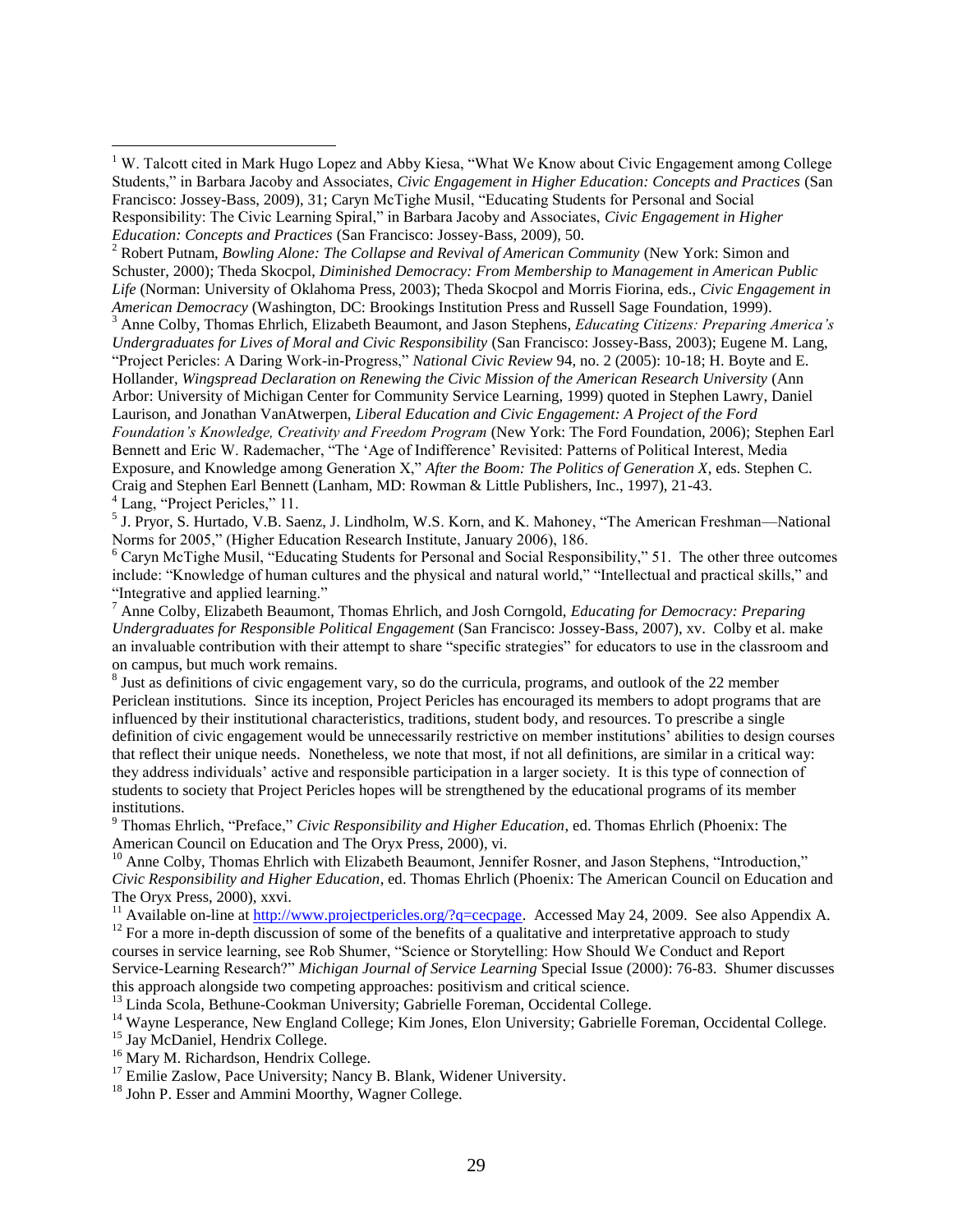[1] W. Talcott cited in Mark Hugo Lopez and Abby Kiesa, "What We Know about Civic Engagement among College Students," in Barbara Jacoby and Associates, *Civic Engagement in Higher Education: Concepts and Practices* (San Francisco: Jossey-Bass, 2009), 31; Caryn McTighe Musil, "Educating Students for Personal and Social Responsibility: The Civic Learning Spiral," in Barbara Jacoby and Associates, *Civic Engagement in Higher Education: Concepts and Practices* (San Francisco: Jossey-Bass, 2009), 50.

[2] Robert Putnam, *Bowling Alone: The Collapse and Revival of American Community* (New York: Simon and Schuster, 2000); Theda Skocpol, *Diminished Democracy: From Membership to Management in American Public Life* (Norman: University of Oklahoma Press, 2003); Theda Skocpol and Morris Fiorina, eds., *Civic Engagement in American Democracy* (Washington, DC: Brookings Institution Press and Russell Sage Foundation, 1999).

[3] Anne Colby, Thomas Ehrlich, Elizabeth Beaumont, and Jason Stephens, *Educating Citizens: Preparing America's Undergraduates for Lives of Moral and Civic Responsibility* (San Francisco: Jossey-Bass, 2003); Eugene M. Lang, "Project Pericles: A Daring Work-in-Progress," *National Civic Review* 94, no. 2 (2005): 10-18; H. Boyte and E. Hollander, *Wingspread Declaration on Renewing the Civic Mission of the American Research University* (Ann Arbor: University of Michigan Center for Community Service Learning, 1999) quoted in Stephen Lawry, Daniel Laurison, and Jonathan VanAtwerpen, *Liberal Education and Civic Engagement: A Project of the Ford Foundation's Knowledge, Creativity and Freedom Program* (New York: The Ford Foundation, 2006); Stephen Earl Bennett and Eric W. Rademacher, "The 'Age of Indifference' Revisited: Patterns of Political Interest, Media Exposure, and Knowledge among Generation X," *After the Boom: The Politics of Generation X*, eds. Stephen C. Craig and Stephen Earl Bennett (Lanham, MD: Rowman & Little Publishers, Inc., 1997), 21-43.

[4] Lang, "Project Pericles," 11.

[5] J. Pryor, S. Hurtado, V.B. Saenz, J. Lindholm, W.S. Korn, and K. Mahoney, "The American Freshman—National Norms for 2005," (Higher Education Research Institute, January 2006), 186.

[6] Caryn McTighe Musil, "Educating Students for Personal and Social Responsibility," 51. The other three outcomes include: "Knowledge of human cultures and the physical and natural world," "Intellectual and practical skills," and "Integrative and applied learning."

[7] Anne Colby, Elizabeth Beaumont, Thomas Ehrlich, and Josh Corngold, *Educating for Democracy: Preparing Undergraduates for Responsible Political Engagement* (San Francisco: Jossey-Bass, 2007), xv. Colby et al. make an invaluable contribution with their attempt to share "specific strategies" for educators to use in the classroom and on campus, but much work remains.

[8] Just as definitions of civic engagement vary, so do the curricula, programs, and outlook of the 22 member Periclean institutions. Since its inception, Project Pericles has encouraged its members to adopt programs that are influenced by their institutional characteristics, traditions, student body, and resources. To prescribe a single definition of civic engagement would be unnecessarily restrictive on member institutions' abilities to design courses that reflect their unique needs. Nonetheless, we note that most, if not all definitions, are similar in a critical way: they address individuals' active and responsible participation in a larger society. It is this type of connection of students to society that Project Pericles hopes will be strengthened by the educational programs of its member institutions.

[9] Thomas Ehrlich, "Preface," *Civic Responsibility and Higher Education*, ed. Thomas Ehrlich (Phoenix: The American Council on Education and The Oryx Press, 2000), vi.

[10] Anne Colby, Thomas Ehrlich with Elizabeth Beaumont, Jennifer Rosner, and Jason Stephens, "Introduction," *Civic Responsibility and Higher Education*, ed. Thomas Ehrlich (Phoenix: The American Council on Education and The Oryx Press, 2000), xxvi.

[11] Available on-line at http://www.projectpericles.org/?q=cecpage. Accessed May 24, 2009. See also Appendix A.

[12] For a more in-depth discussion of some of the benefits of a qualitative and interpretative approach to study courses in service learning, see Rob Shumer, "Science or Storytelling: How Should We Conduct and Report Service-Learning Research?" *Michigan Journal of Service Learning* Special Issue (2000): 76-83. Shumer discusses this approach alongside two competing approaches: positivism and critical science.

[13] Linda Scola, Bethune-Cookman University; Gabrielle Foreman, Occidental College.

[14] Wayne Lesperance, New England College; Kim Jones, Elon University; Gabrielle Foreman, Occidental College.

[15] Jay McDaniel, Hendrix College.

[16] Mary M. Richardson, Hendrix College.

[17] Emilie Zaslow, Pace University; Nancy B. Blank, Widener University.

[18] John P. Esser and Ammini Moorthy, Wagner College.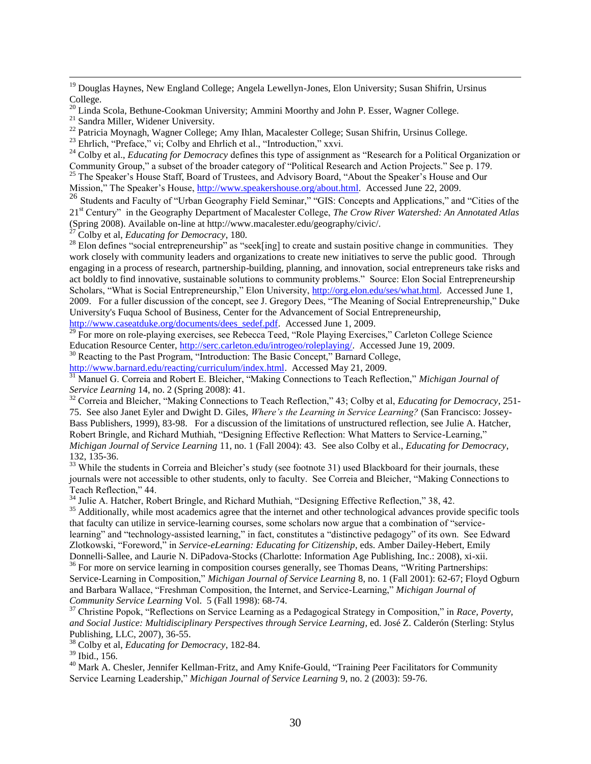[19] Douglas Haynes, New England College; Angela Lewellyn-Jones, Elon University; Susan Shifrin, Ursinus College.

[20] Linda Scola, Bethune-Cookman University; Ammini Moorthy and John P. Esser, Wagner College.

[21] Sandra Miller, Widener University.

[22] Patricia Moynagh, Wagner College; Amy Ihlan, Macalester College; Susan Shifrin, Ursinus College.

[23] Ehrlich, "Preface," vi; Colby and Ehrlich et al., "Introduction," xxvi.

[24] Colby et al., *Educating for Democracy* defines this type of assignment as "Research for a Political Organization or Community Group," a subset of the broader category of "Political Research and Action Projects." See p. 179.

[25] The Speaker's House Staff, Board of Trustees, and Advisory Board, "About the Speaker's House and Our Mission," The Speaker's House, http://www.speakershouse.org/about.html. Accessed June 22, 2009.

[26] Students and Faculty of "Urban Geography Field Seminar," "GIS: Concepts and Applications," and "Cities of the 21st Century" in the Geography Department of Macalester College, *The Crow River Watershed: An Annotated Atlas* (Spring 2008). Available on-line at http://www.macalester.edu/geography/civic/.

[27] Colby et al, *Educating for Democracy*, 180.

[28] Elon defines "social entrepreneurship" as "seek[ing] to create and sustain positive change in communities. They work closely with community leaders and organizations to create new initiatives to serve the public good. Through engaging in a process of research, partnership-building, planning, and innovation, social entrepreneurs take risks and act boldly to find innovative, sustainable solutions to community problems." Source: Elon Social Entrepreneurship Scholars, "What is Social Entrepreneurship," Elon University, http://org.elon.edu/ses/what.html. Accessed June 1, 2009. For a fuller discussion of the concept, see J. Gregory Dees, "The Meaning of Social Entrepreneurship," Duke University's Fuqua School of Business, Center for the Advancement of Social Entrepreneurship, http://www.caseatduke.org/documents/dees_sedef.pdf. Accessed June 1, 2009.

[29] For more on role-playing exercises, see Rebecca Teed, "Role Playing Exercises," Carleton College Science Education Resource Center, http://serc.carleton.edu/introgeo/roleplaying/. Accessed June 19, 2009.

[30] Reacting to the Past Program, "Introduction: The Basic Concept," Barnard College, http://www.barnard.edu/reacting/curriculum/index.html. Accessed May 21, 2009.

[31] Manuel G. Correia and Robert E. Bleicher, "Making Connections to Teach Reflection," *Michigan Journal of Service Learning* 14, no. 2 (Spring 2008): 41.

[32] Correia and Bleicher, "Making Connections to Teach Reflection," 43; Colby et al, *Educating for Democracy*, 251-75. See also Janet Eyler and Dwight D. Giles, *Where's the Learning in Service Learning?* (San Francisco: Jossey-Bass Publishers, 1999), 83-98. For a discussion of the limitations of unstructured reflection, see Julie A. Hatcher, Robert Bringle, and Richard Muthiah, "Designing Effective Reflection: What Matters to Service-Learning," *Michigan Journal of Service Learning* 11, no. 1 (Fall 2004): 43. See also Colby et al., *Educating for Democracy*, 132, 135-36.

[33] While the students in Correia and Bleicher's study (see footnote 31) used Blackboard for their journals, these journals were not accessible to other students, only to faculty. See Correia and Bleicher, "Making Connections to Teach Reflection," 44.

[34] Julie A. Hatcher, Robert Bringle, and Richard Muthiah, "Designing Effective Reflection," 38, 42.

[35] Additionally, while most academics agree that the internet and other technological advances provide specific tools that faculty can utilize in service-learning courses, some scholars now argue that a combination of "service-learning" and "technology-assisted learning," in fact, constitutes a "distinctive pedagogy" of its own. See Edward Zlotkowski, "Foreword," in *Service-eLearning: Educating for Citizenship*, eds. Amber Dailey-Hebert, Emily Donnelli-Sallee, and Laurie N. DiPadova-Stocks (Charlotte: Information Age Publishing, Inc.: 2008), xi-xii.

[36] For more on service learning in composition courses generally, see Thomas Deans, "Writing Partnerships: Service-Learning in Composition," *Michigan Journal of Service Learning* 8, no. 1 (Fall 2001): 62-67; Floyd Ogburn and Barbara Wallace, "Freshman Composition, the Internet, and Service-Learning," *Michigan Journal of Community Service Learning* Vol. 5 (Fall 1998): 68-74.

[37] Christine Popok, "Reflections on Service Learning as a Pedagogical Strategy in Composition," in *Race, Poverty, and Social Justice: Multidisciplinary Perspectives through Service Learning*, ed. José Z. Calderón (Sterling: Stylus Publishing, LLC, 2007), 36-55.

[38] Colby et al, *Educating for Democracy*, 182-84.

[39] Ibid., 156.

[40] Mark A. Chesler, Jennifer Kellman-Fritz, and Amy Knife-Gould, "Training Peer Facilitators for Community Service Learning Leadership," *Michigan Journal of Service Learning* 9, no. 2 (2003): 59-76.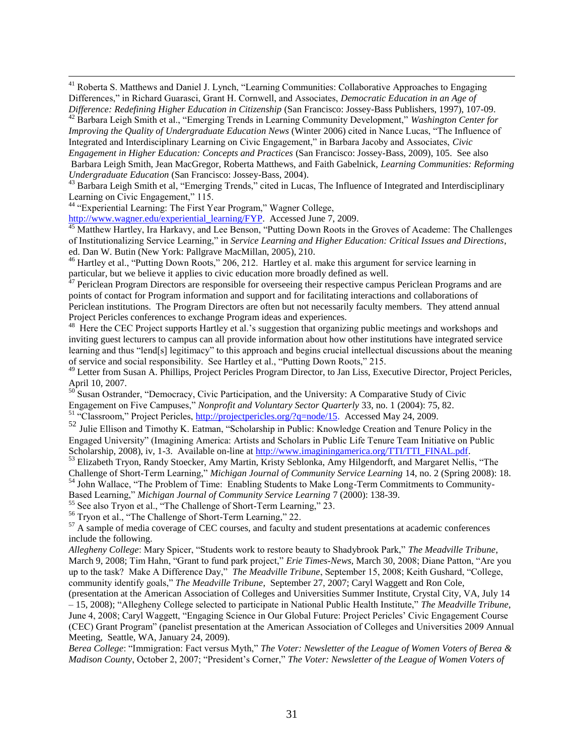[41] Roberta S. Matthews and Daniel J. Lynch, "Learning Communities: Collaborative Approaches to Engaging Differences," in Richard Guarasci, Grant H. Cornwell, and Associates, *Democratic Education in an Age of Difference: Redefining Higher Education in Citizenship* (San Francisco: Jossey-Bass Publishers, 1997), 107-09.

[42] Barbara Leigh Smith et al., "Emerging Trends in Learning Community Development," *Washington Center for Improving the Quality of Undergraduate Education News* (Winter 2006) cited in Nance Lucas, "The Influence of Integrated and Interdisciplinary Learning on Civic Engagement," in Barbara Jacoby and Associates, *Civic Engagement in Higher Education: Concepts and Practices* (San Francisco: Jossey-Bass, 2009), 105. See also Barbara Leigh Smith, Jean MacGregor, Roberta Matthews, and Faith Gabelnick, *Learning Communities: Reforming Undergraduate Education* (San Francisco: Jossey-Bass, 2004).

[43] Barbara Leigh Smith et al, "Emerging Trends," cited in Lucas, The Influence of Integrated and Interdisciplinary Learning on Civic Engagement," 115.

[44] "Experiential Learning: The First Year Program," Wagner College, http://www.wagner.edu/experiential_learning/FYP. Accessed June 7, 2009.

[45] Matthew Hartley, Ira Harkavy, and Lee Benson, "Putting Down Roots in the Groves of Academe: The Challenges of Institutionalizing Service Learning," in *Service Learning and Higher Education: Critical Issues and Directions*, ed. Dan W. Butin (New York: Pallgrave MacMillan, 2005), 210.

[46] Hartley et al., "Putting Down Roots," 206, 212. Hartley et al. make this argument for service learning in particular, but we believe it applies to civic education more broadly defined as well.

[47] Periclean Program Directors are responsible for overseeing their respective campus Periclean Programs and are points of contact for Program information and support and for facilitating interactions and collaborations of Periclean institutions. The Program Directors are often but not necessarily faculty members. They attend annual Project Pericles conferences to exchange Program ideas and experiences.

[48] Here the CEC Project supports Hartley et al.'s suggestion that organizing public meetings and workshops and inviting guest lecturers to campus can all provide information about how other institutions have integrated service learning and thus "lend[s] legitimacy" to this approach and begins crucial intellectual discussions about the meaning of service and social responsibility. See Hartley et al., "Putting Down Roots," 215.

[49] Letter from Susan A. Phillips, Project Pericles Program Director, to Jan Liss, Executive Director, Project Pericles, April 10, 2007.

[50] Susan Ostrander, "Democracy, Civic Participation, and the University: A Comparative Study of Civic Engagement on Five Campuses," *Nonprofit and Voluntary Sector Quarterly* 33, no. 1 (2004): 75, 82.

[51] "Classroom," Project Pericles, http://projectpericles.org/?q=node/15. Accessed May 24, 2009.

[52] Julie Ellison and Timothy K. Eatman, "Scholarship in Public: Knowledge Creation and Tenure Policy in the Engaged University" (Imagining America: Artists and Scholars in Public Life Tenure Team Initiative on Public Scholarship, 2008), iv, 1-3. Available on-line at http://www.imaginingamerica.org/TTI/TTI_FINAL.pdf.

[53] Elizabeth Tryon, Randy Stoecker, Amy Martin, Kristy Seblonka, Amy Hilgendorft, and Margaret Nellis, "The Challenge of Short-Term Learning," *Michigan Journal of Community Service Learning* 14, no. 2 (Spring 2008): 18.

[54] John Wallace, "The Problem of Time: Enabling Students to Make Long-Term Commitments to Community-Based Learning," *Michigan Journal of Community Service Learning* 7 (2000): 138-39.

[55] See also Tryon et al., "The Challenge of Short-Term Learning," 23.

[56] Tryon et al., "The Challenge of Short-Term Learning," 22.

[57] A sample of media coverage of CEC courses, and faculty and student presentations at academic conferences include the following.

*Allegheny College*: Mary Spicer, "Students work to restore beauty to Shadybrook Park," *The Meadville Tribune*, March 9, 2008; Tim Hahn, "Grant to fund park project," *Erie Times-News*, March 30, 2008; Diane Patton, "Are you up to the task? Make A Difference Day," *The Meadville Tribune*, September 15, 2008; Keith Gushard, "College, community identify goals," *The Meadville Tribune*, September 27, 2007; Caryl Waggett and Ron Cole, (presentation at the American Association of Colleges and Universities Summer Institute, Crystal City, VA, July 14 – 15, 2008); "Allegheny College selected to participate in National Public Health Institute," *The Meadville Tribune*, June 4, 2008; Caryl Waggett, "Engaging Science in Our Global Future: Project Pericles' Civic Engagement Course (CEC) Grant Program" (panelist presentation at the American Association of Colleges and Universities 2009 Annual Meeting, Seattle, WA, January 24, 2009).

*Berea College*: "Immigration: Fact versus Myth," *The Voter: Newsletter of the League of Women Voters of Berea & Madison County*, October 2, 2007; "President's Corner," *The Voter: Newsletter of the League of Women Voters of*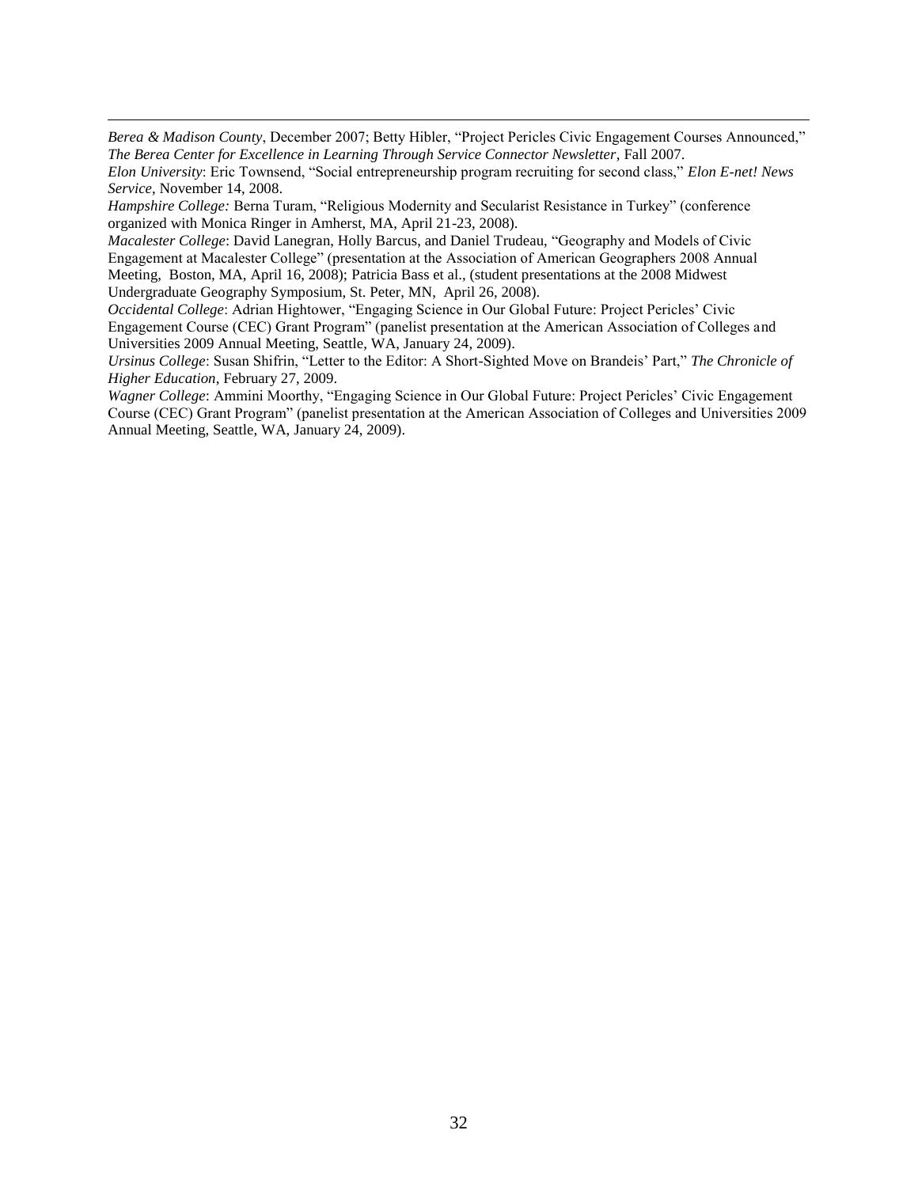*Berea & Madison County*, December 2007; Betty Hibler, "Project Pericles Civic Engagement Courses Announced," *The Berea Center for Excellence in Learning Through Service Connector Newsletter*, Fall 2007.
*Elon University*: Eric Townsend, "Social entrepreneurship program recruiting for second class," *Elon E-net! News Service*, November 14, 2008.
*Hampshire College:* Berna Turam, "Religious Modernity and Secularist Resistance in Turkey" (conference organized with Monica Ringer in Amherst, MA, April 21-23, 2008).
*Macalester College*: David Lanegran, Holly Barcus, and Daniel Trudeau, "Geography and Models of Civic Engagement at Macalester College" (presentation at the Association of American Geographers 2008 Annual Meeting, Boston, MA, April 16, 2008); Patricia Bass et al., (student presentations at the 2008 Midwest Undergraduate Geography Symposium, St. Peter, MN, April 26, 2008).
*Occidental College*: Adrian Hightower, "Engaging Science in Our Global Future: Project Pericles' Civic Engagement Course (CEC) Grant Program" (panelist presentation at the American Association of Colleges and Universities 2009 Annual Meeting, Seattle, WA, January 24, 2009).
*Ursinus College*: Susan Shifrin, "Letter to the Editor: A Short-Sighted Move on Brandeis' Part," *The Chronicle of Higher Education*, February 27, 2009.
*Wagner College*: Ammini Moorthy, "Engaging Science in Our Global Future: Project Pericles' Civic Engagement Course (CEC) Grant Program" (panelist presentation at the American Association of Colleges and Universities 2009 Annual Meeting, Seattle, WA, January 24, 2009).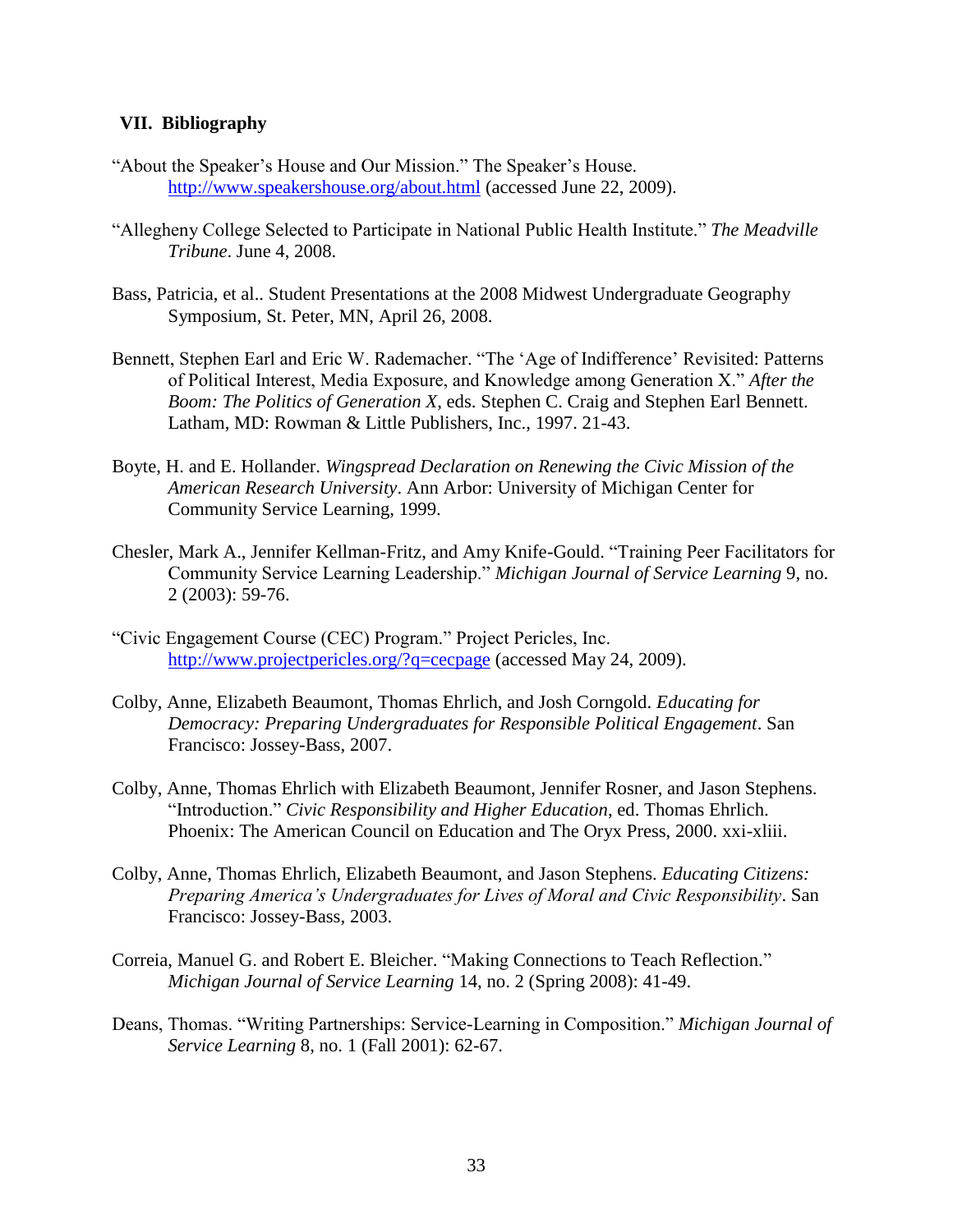## VII. Bibliography

"About the Speaker's House and Our Mission." The Speaker's House. http://www.speakershouse.org/about.html (accessed June 22, 2009).

"Allegheny College Selected to Participate in National Public Health Institute." *The Meadville Tribune*. June 4, 2008.

Bass, Patricia, et al.. Student Presentations at the 2008 Midwest Undergraduate Geography Symposium, St. Peter, MN, April 26, 2008.

Bennett, Stephen Earl and Eric W. Rademacher. "The 'Age of Indifference' Revisited: Patterns of Political Interest, Media Exposure, and Knowledge among Generation X." *After the Boom: The Politics of Generation X*, eds. Stephen C. Craig and Stephen Earl Bennett. Latham, MD: Rowman & Little Publishers, Inc., 1997. 21-43.

Boyte, H. and E. Hollander. *Wingspread Declaration on Renewing the Civic Mission of the American Research University*. Ann Arbor: University of Michigan Center for Community Service Learning, 1999.

Chesler, Mark A., Jennifer Kellman-Fritz, and Amy Knife-Gould. "Training Peer Facilitators for Community Service Learning Leadership." *Michigan Journal of Service Learning* 9, no. 2 (2003): 59-76.

"Civic Engagement Course (CEC) Program." Project Pericles, Inc. http://www.projectpericles.org/?q=cecpage (accessed May 24, 2009).

Colby, Anne, Elizabeth Beaumont, Thomas Ehrlich, and Josh Corngold. *Educating for Democracy: Preparing Undergraduates for Responsible Political Engagement*. San Francisco: Jossey-Bass, 2007.

Colby, Anne, Thomas Ehrlich with Elizabeth Beaumont, Jennifer Rosner, and Jason Stephens. "Introduction." *Civic Responsibility and Higher Education*, ed. Thomas Ehrlich. Phoenix: The American Council on Education and The Oryx Press, 2000. xxi-xliii.

Colby, Anne, Thomas Ehrlich, Elizabeth Beaumont, and Jason Stephens. *Educating Citizens: Preparing America's Undergraduates for Lives of Moral and Civic Responsibility*. San Francisco: Jossey-Bass, 2003.

Correia, Manuel G. and Robert E. Bleicher. "Making Connections to Teach Reflection." *Michigan Journal of Service Learning* 14, no. 2 (Spring 2008): 41-49.

Deans, Thomas. "Writing Partnerships: Service-Learning in Composition." *Michigan Journal of Service Learning* 8, no. 1 (Fall 2001): 62-67.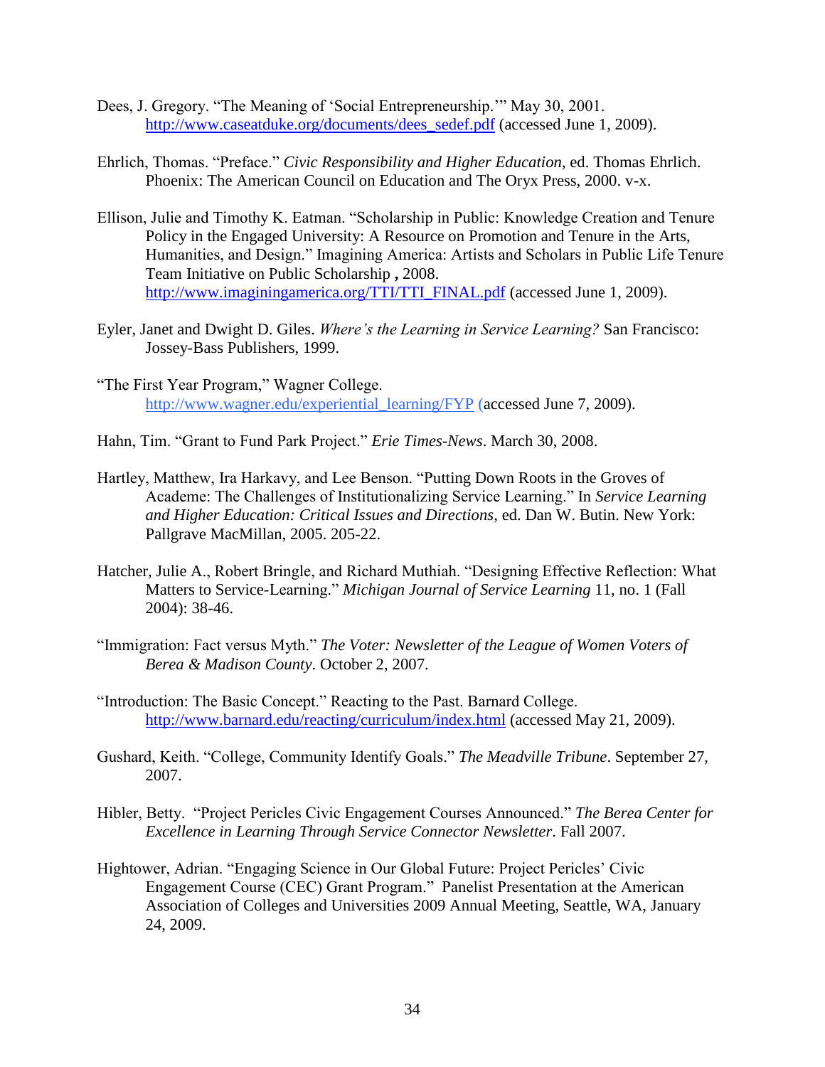Dees, J. Gregory. “The Meaning of ‘Social Entrepreneurship.’” May 30, 2001. http://www.caseatduke.org/documents/dees_sedef.pdf (accessed June 1, 2009).

Ehrlich, Thomas. “Preface.” *Civic Responsibility and Higher Education*, ed. Thomas Ehrlich. Phoenix: The American Council on Education and The Oryx Press, 2000. v-x.

Ellison, Julie and Timothy K. Eatman. “Scholarship in Public: Knowledge Creation and Tenure Policy in the Engaged University: A Resource on Promotion and Tenure in the Arts, Humanities, and Design.” Imagining America: Artists and Scholars in Public Life Tenure Team Initiative on Public Scholarship **,** 2008. http://www.imaginingamerica.org/TTI/TTI_FINAL.pdf (accessed June 1, 2009).

Eyler, Janet and Dwight D. Giles. *Where's the Learning in Service Learning?* San Francisco: Jossey-Bass Publishers, 1999.

“The First Year Program,” Wagner College. http://www.wagner.edu/experiential_learning/FYP (accessed June 7, 2009).

Hahn, Tim. “Grant to Fund Park Project.” *Erie Times-News*. March 30, 2008.

Hartley, Matthew, Ira Harkavy, and Lee Benson. “Putting Down Roots in the Groves of Academe: The Challenges of Institutionalizing Service Learning.” In *Service Learning and Higher Education: Critical Issues and Directions*, ed. Dan W. Butin. New York: Pallgrave MacMillan, 2005. 205-22.

Hatcher, Julie A., Robert Bringle, and Richard Muthiah. “Designing Effective Reflection: What Matters to Service-Learning.” *Michigan Journal of Service Learning* 11, no. 1 (Fall 2004): 38-46.

“Immigration: Fact versus Myth.” *The Voter: Newsletter of the League of Women Voters of Berea & Madison County*. October 2, 2007.

“Introduction: The Basic Concept.” Reacting to the Past. Barnard College. http://www.barnard.edu/reacting/curriculum/index.html (accessed May 21, 2009).

Gushard, Keith. “College, Community Identify Goals.” *The Meadville Tribune*. September 27, 2007.

Hibler, Betty. “Project Pericles Civic Engagement Courses Announced.” *The Berea Center for Excellence in Learning Through Service Connector Newsletter*. Fall 2007.

Hightower, Adrian. “Engaging Science in Our Global Future: Project Pericles' Civic Engagement Course (CEC) Grant Program.” Panelist Presentation at the American Association of Colleges and Universities 2009 Annual Meeting, Seattle, WA, January 24, 2009.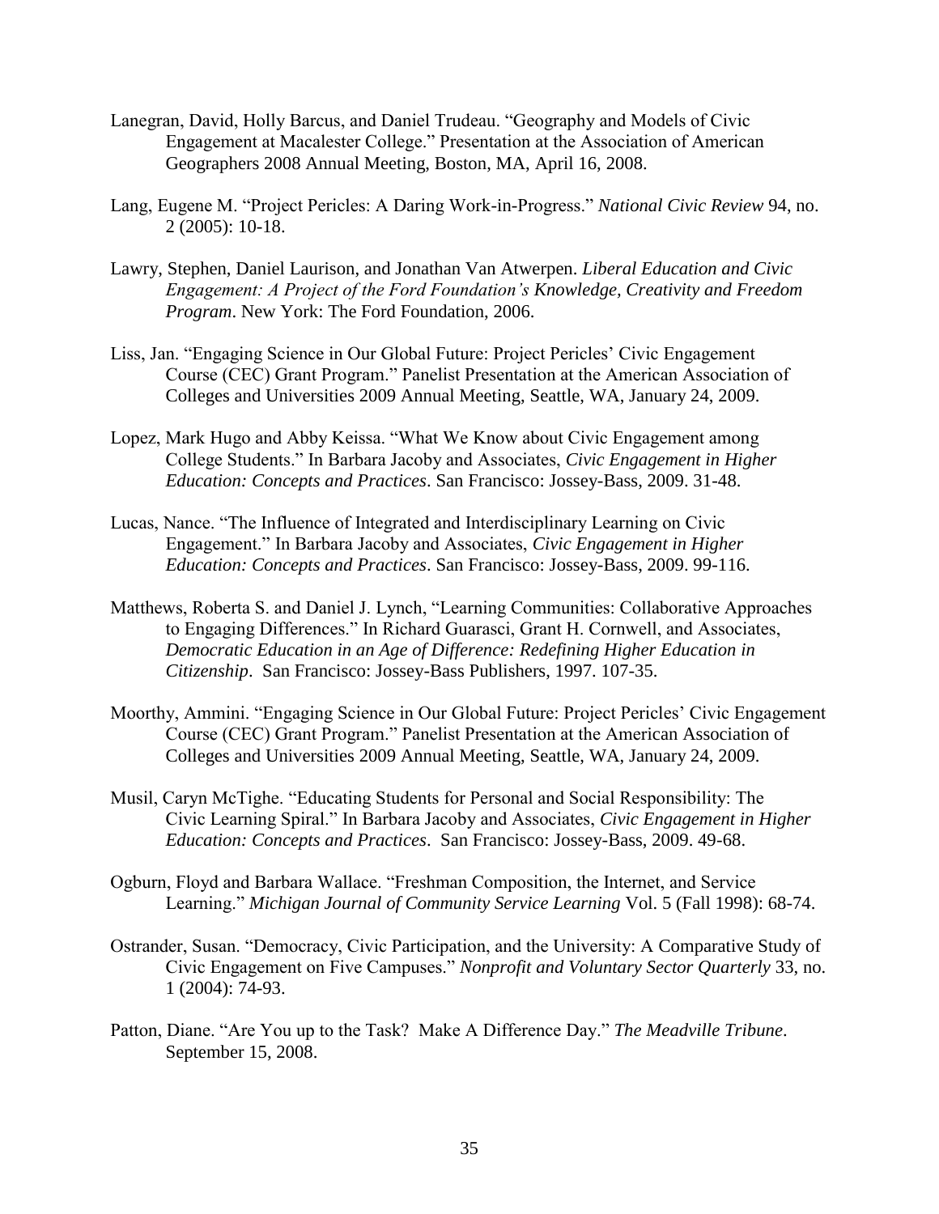Lanegran, David, Holly Barcus, and Daniel Trudeau. "Geography and Models of Civic Engagement at Macalester College." Presentation at the Association of American Geographers 2008 Annual Meeting, Boston, MA, April 16, 2008.

Lang, Eugene M. "Project Pericles: A Daring Work-in-Progress." *National Civic Review* 94, no. 2 (2005): 10-18.

Lawry, Stephen, Daniel Laurison, and Jonathan Van Atwerpen. *Liberal Education and Civic Engagement: A Project of the Ford Foundation's Knowledge, Creativity and Freedom Program*. New York: The Ford Foundation, 2006.

Liss, Jan. "Engaging Science in Our Global Future: Project Pericles' Civic Engagement Course (CEC) Grant Program." Panelist Presentation at the American Association of Colleges and Universities 2009 Annual Meeting, Seattle, WA, January 24, 2009.

Lopez, Mark Hugo and Abby Keissa. "What We Know about Civic Engagement among College Students." In Barbara Jacoby and Associates, *Civic Engagement in Higher Education: Concepts and Practices*. San Francisco: Jossey-Bass, 2009. 31-48.

Lucas, Nance. "The Influence of Integrated and Interdisciplinary Learning on Civic Engagement." In Barbara Jacoby and Associates, *Civic Engagement in Higher Education: Concepts and Practices*. San Francisco: Jossey-Bass, 2009. 99-116.

Matthews, Roberta S. and Daniel J. Lynch, "Learning Communities: Collaborative Approaches to Engaging Differences." In Richard Guarasci, Grant H. Cornwell, and Associates, *Democratic Education in an Age of Difference: Redefining Higher Education in Citizenship*. San Francisco: Jossey-Bass Publishers, 1997. 107-35.

Moorthy, Ammini. "Engaging Science in Our Global Future: Project Pericles' Civic Engagement Course (CEC) Grant Program." Panelist Presentation at the American Association of Colleges and Universities 2009 Annual Meeting, Seattle, WA, January 24, 2009.

Musil, Caryn McTighe. "Educating Students for Personal and Social Responsibility: The Civic Learning Spiral." In Barbara Jacoby and Associates, *Civic Engagement in Higher Education: Concepts and Practices*. San Francisco: Jossey-Bass, 2009. 49-68.

Ogburn, Floyd and Barbara Wallace. "Freshman Composition, the Internet, and Service Learning." *Michigan Journal of Community Service Learning* Vol. 5 (Fall 1998): 68-74.

Ostrander, Susan. "Democracy, Civic Participation, and the University: A Comparative Study of Civic Engagement on Five Campuses." *Nonprofit and Voluntary Sector Quarterly* 33, no. 1 (2004): 74-93.

Patton, Diane. "Are You up to the Task? Make A Difference Day." *The Meadville Tribune*. September 15, 2008.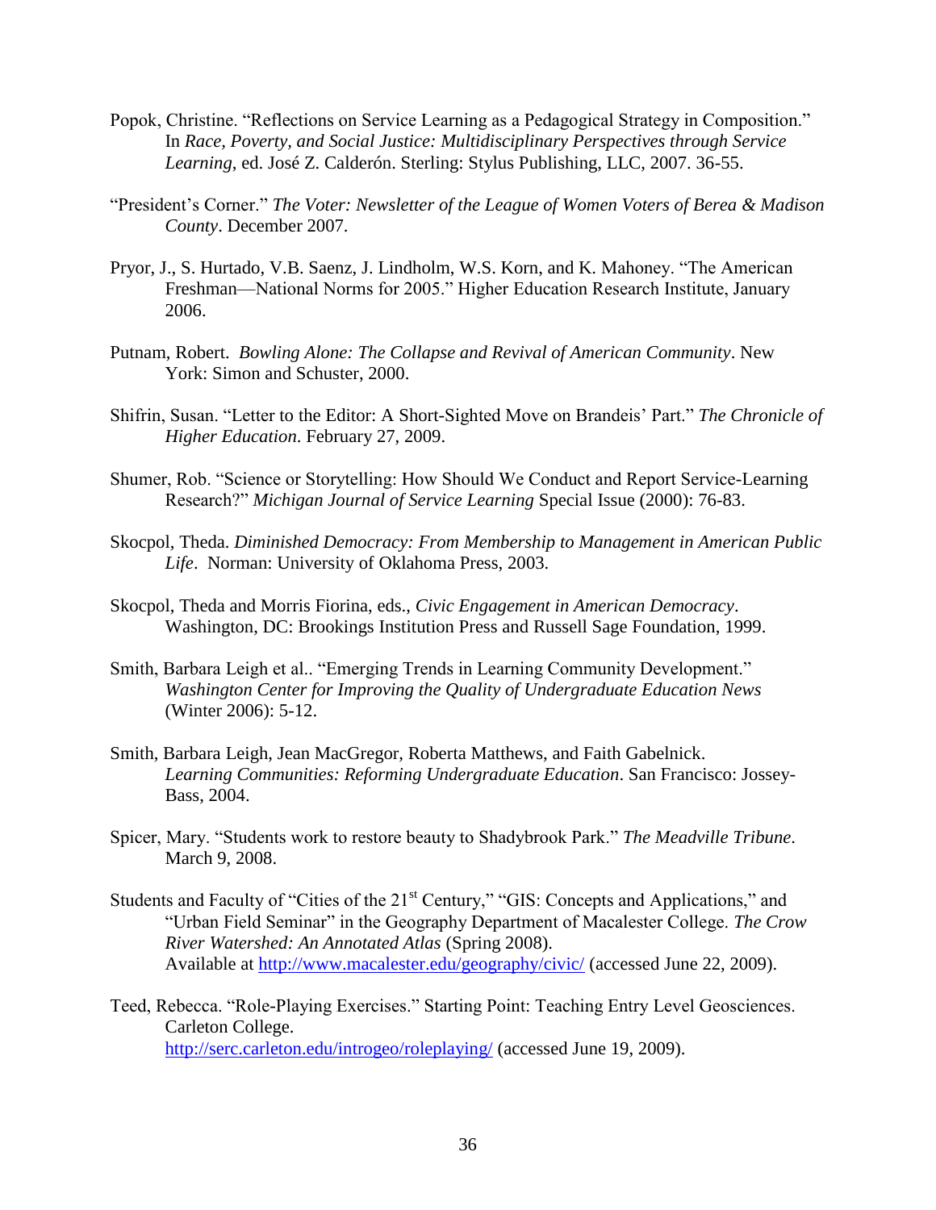Popok, Christine. “Reflections on Service Learning as a Pedagogical Strategy in Composition.” In *Race, Poverty, and Social Justice: Multidisciplinary Perspectives through Service Learning*, ed. José Z. Calderón. Sterling: Stylus Publishing, LLC, 2007. 36-55.

“President’s Corner.” *The Voter: Newsletter of the League of Women Voters of Berea & Madison County*. December 2007.

Pryor, J., S. Hurtado, V.B. Saenz, J. Lindholm, W.S. Korn, and K. Mahoney. “The American Freshman—National Norms for 2005.” Higher Education Research Institute, January 2006.

Putnam, Robert. *Bowling Alone: The Collapse and Revival of American Community*. New York: Simon and Schuster, 2000.

Shifrin, Susan. “Letter to the Editor: A Short-Sighted Move on Brandeis’ Part.” *The Chronicle of Higher Education*. February 27, 2009.

Shumer, Rob. “Science or Storytelling: How Should We Conduct and Report Service-Learning Research?” *Michigan Journal of Service Learning* Special Issue (2000): 76-83.

Skocpol, Theda. *Diminished Democracy: From Membership to Management in American Public Life*. Norman: University of Oklahoma Press, 2003.

Skocpol, Theda and Morris Fiorina, eds., *Civic Engagement in American Democracy*. Washington, DC: Brookings Institution Press and Russell Sage Foundation, 1999.

Smith, Barbara Leigh et al.. “Emerging Trends in Learning Community Development.” *Washington Center for Improving the Quality of Undergraduate Education News* (Winter 2006): 5-12.

Smith, Barbara Leigh, Jean MacGregor, Roberta Matthews, and Faith Gabelnick. *Learning Communities: Reforming Undergraduate Education*. San Francisco: Jossey-Bass, 2004.

Spicer, Mary. “Students work to restore beauty to Shadybrook Park.” *The Meadville Tribune*. March 9, 2008.

Students and Faculty of “Cities of the 21st Century,” “GIS: Concepts and Applications,” and “Urban Field Seminar” in the Geography Department of Macalester College. *The Crow River Watershed: An Annotated Atlas* (Spring 2008). Available at http://www.macalester.edu/geography/civic/ (accessed June 22, 2009).

Teed, Rebecca. “Role-Playing Exercises.” Starting Point: Teaching Entry Level Geosciences. Carleton College. http://serc.carleton.edu/introgeo/roleplaying/ (accessed June 19, 2009).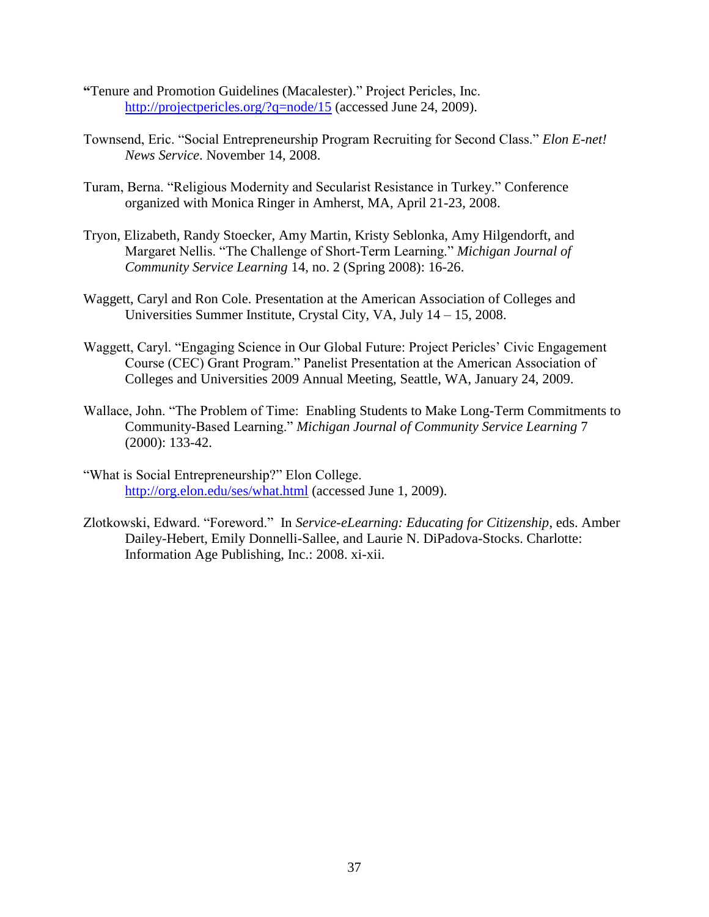"Tenure and Promotion Guidelines (Macalester)." Project Pericles, Inc. http://projectpericles.org/?q=node/15 (accessed June 24, 2009).

Townsend, Eric. "Social Entrepreneurship Program Recruiting for Second Class." *Elon E-net! News Service*. November 14, 2008.

Turam, Berna. "Religious Modernity and Secularist Resistance in Turkey." Conference organized with Monica Ringer in Amherst, MA, April 21-23, 2008.

Tryon, Elizabeth, Randy Stoecker, Amy Martin, Kristy Seblonka, Amy Hilgendorft, and Margaret Nellis. "The Challenge of Short-Term Learning." *Michigan Journal of Community Service Learning* 14, no. 2 (Spring 2008): 16-26.

Waggett, Caryl and Ron Cole. Presentation at the American Association of Colleges and Universities Summer Institute, Crystal City, VA, July 14 – 15, 2008.

Waggett, Caryl. "Engaging Science in Our Global Future: Project Pericles' Civic Engagement Course (CEC) Grant Program." Panelist Presentation at the American Association of Colleges and Universities 2009 Annual Meeting, Seattle, WA, January 24, 2009.

Wallace, John. "The Problem of Time: Enabling Students to Make Long-Term Commitments to Community-Based Learning." *Michigan Journal of Community Service Learning* 7 (2000): 133-42.

"What is Social Entrepreneurship?" Elon College. http://org.elon.edu/ses/what.html (accessed June 1, 2009).

Zlotkowski, Edward. "Foreword." In *Service-eLearning: Educating for Citizenship*, eds. Amber Dailey-Hebert, Emily Donnelli-Sallee, and Laurie N. DiPadova-Stocks. Charlotte: Information Age Publishing, Inc.: 2008. xi-xii.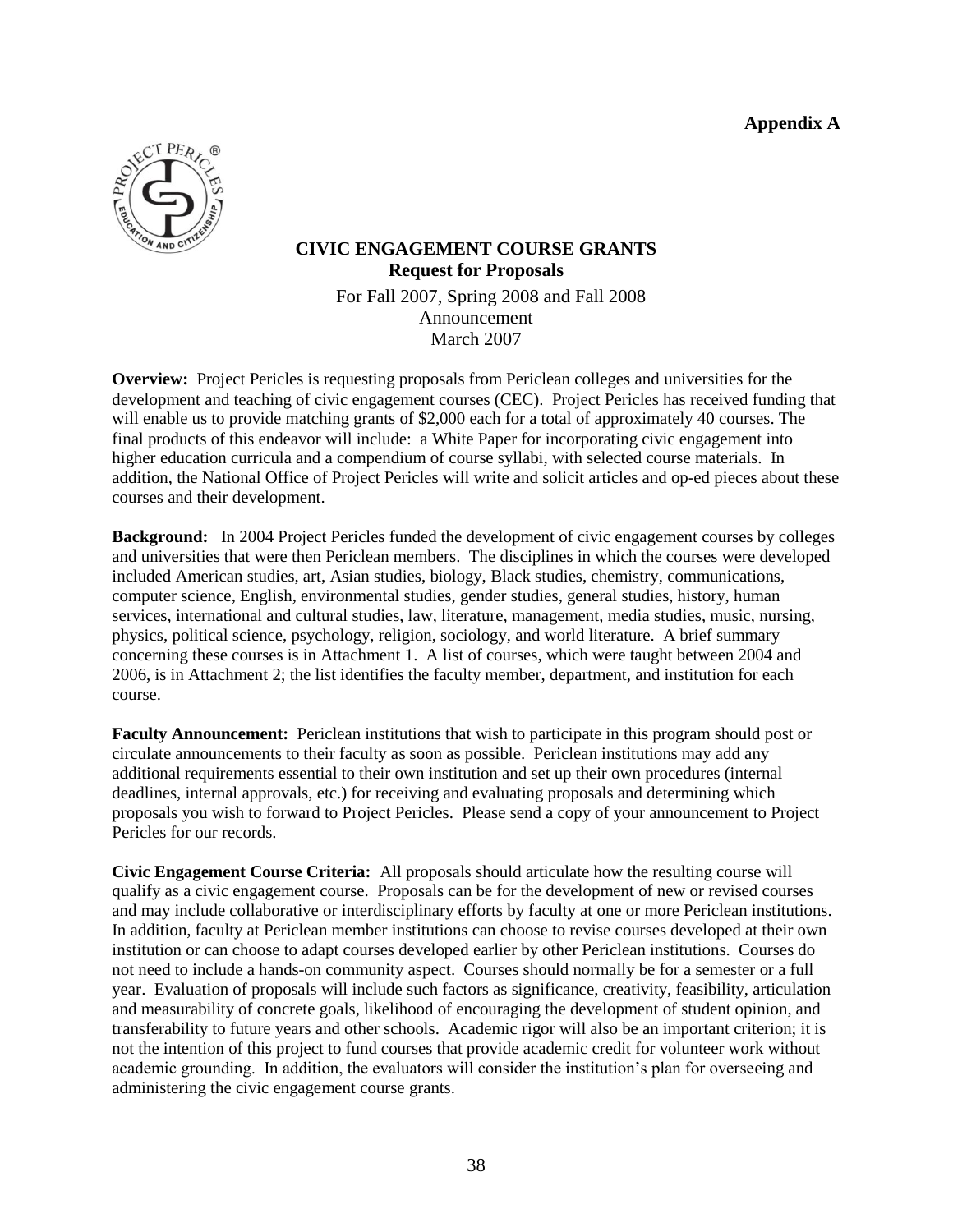**Appendix A**

# CIVIC ENGAGEMENT COURSE GRANTS

## Request for Proposals

For Fall 2007, Spring 2008 and Fall 2008
Announcement
March 2007

**Overview:** Project Pericles is requesting proposals from Periclean colleges and universities for the development and teaching of civic engagement courses (CEC). Project Pericles has received funding that will enable us to provide matching grants of $2,000 each for a total of approximately 40 courses. The final products of this endeavor will include: a White Paper for incorporating civic engagement into higher education curricula and a compendium of course syllabi, with selected course materials. In addition, the National Office of Project Pericles will write and solicit articles and op-ed pieces about these courses and their development.

**Background:** In 2004 Project Pericles funded the development of civic engagement courses by colleges and universities that were then Periclean members. The disciplines in which the courses were developed included American studies, art, Asian studies, biology, Black studies, chemistry, communications, computer science, English, environmental studies, gender studies, general studies, history, human services, international and cultural studies, law, literature, management, media studies, music, nursing, physics, political science, psychology, religion, sociology, and world literature. A brief summary concerning these courses is in Attachment 1. A list of courses, which were taught between 2004 and 2006, is in Attachment 2; the list identifies the faculty member, department, and institution for each course.

**Faculty Announcement:** Periclean institutions that wish to participate in this program should post or circulate announcements to their faculty as soon as possible. Periclean institutions may add any additional requirements essential to their own institution and set up their own procedures (internal deadlines, internal approvals, etc.) for receiving and evaluating proposals and determining which proposals you wish to forward to Project Pericles. Please send a copy of your announcement to Project Pericles for our records.

**Civic Engagement Course Criteria:** All proposals should articulate how the resulting course will qualify as a civic engagement course. Proposals can be for the development of new or revised courses and may include collaborative or interdisciplinary efforts by faculty at one or more Periclean institutions. In addition, faculty at Periclean member institutions can choose to revise courses developed at their own institution or can choose to adapt courses developed earlier by other Periclean institutions. Courses do not need to include a hands-on community aspect. Courses should normally be for a semester or a full year. Evaluation of proposals will include such factors as significance, creativity, feasibility, articulation and measurability of concrete goals, likelihood of encouraging the development of student opinion, and transferability to future years and other schools. Academic rigor will also be an important criterion; it is not the intention of this project to fund courses that provide academic credit for volunteer work without academic grounding. In addition, the evaluators will consider the institution's plan for overseeing and administering the civic engagement course grants.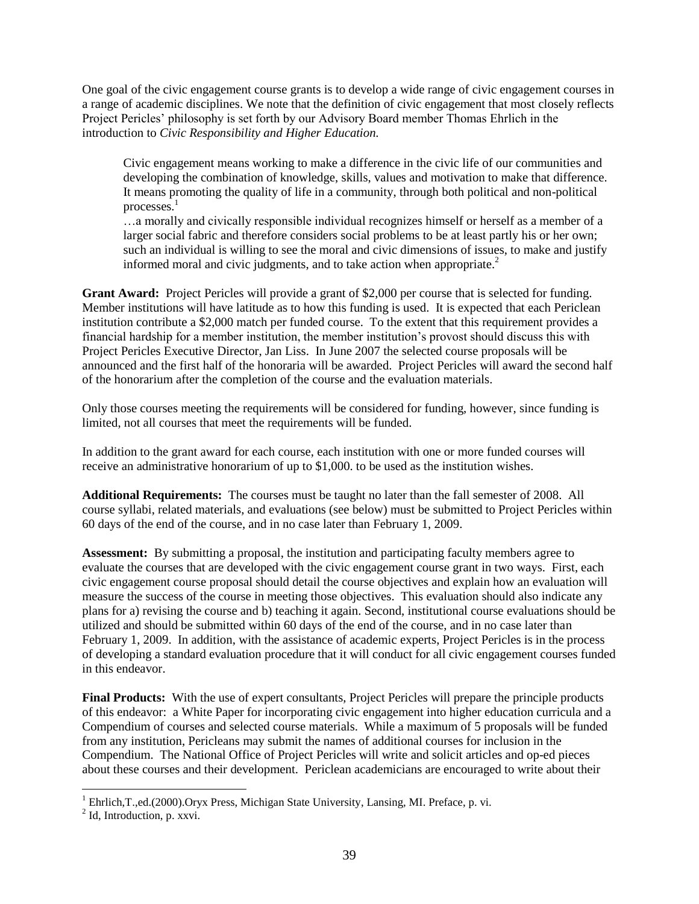One goal of the civic engagement course grants is to develop a wide range of civic engagement courses in a range of academic disciplines. We note that the definition of civic engagement that most closely reflects Project Pericles' philosophy is set forth by our Advisory Board member Thomas Ehrlich in the introduction to *Civic Responsibility and Higher Education.*

> Civic engagement means working to make a difference in the civic life of our communities and developing the combination of knowledge, skills, values and motivation to make that difference. It means promoting the quality of life in a community, through both political and non-political processes.[1]
>
> …a morally and civically responsible individual recognizes himself or herself as a member of a larger social fabric and therefore considers social problems to be at least partly his or her own; such an individual is willing to see the moral and civic dimensions of issues, to make and justify informed moral and civic judgments, and to take action when appropriate.[2]

**Grant Award:** Project Pericles will provide a grant of $2,000 per course that is selected for funding. Member institutions will have latitude as to how this funding is used. It is expected that each Periclean institution contribute a $2,000 match per funded course. To the extent that this requirement provides a financial hardship for a member institution, the member institution's provost should discuss this with Project Pericles Executive Director, Jan Liss. In June 2007 the selected course proposals will be announced and the first half of the honoraria will be awarded. Project Pericles will award the second half of the honorarium after the completion of the course and the evaluation materials.

Only those courses meeting the requirements will be considered for funding, however, since funding is limited, not all courses that meet the requirements will be funded.

In addition to the grant award for each course, each institution with one or more funded courses will receive an administrative honorarium of up to $1,000. to be used as the institution wishes.

**Additional Requirements:** The courses must be taught no later than the fall semester of 2008. All course syllabi, related materials, and evaluations (see below) must be submitted to Project Pericles within 60 days of the end of the course, and in no case later than February 1, 2009.

**Assessment:** By submitting a proposal, the institution and participating faculty members agree to evaluate the courses that are developed with the civic engagement course grant in two ways. First, each civic engagement course proposal should detail the course objectives and explain how an evaluation will measure the success of the course in meeting those objectives. This evaluation should also indicate any plans for a) revising the course and b) teaching it again. Second, institutional course evaluations should be utilized and should be submitted within 60 days of the end of the course, and in no case later than February 1, 2009. In addition, with the assistance of academic experts, Project Pericles is in the process of developing a standard evaluation procedure that it will conduct for all civic engagement courses funded in this endeavor.

**Final Products:** With the use of expert consultants, Project Pericles will prepare the principle products of this endeavor: a White Paper for incorporating civic engagement into higher education curricula and a Compendium of courses and selected course materials. While a maximum of 5 proposals will be funded from any institution, Pericleans may submit the names of additional courses for inclusion in the Compendium. The National Office of Project Pericles will write and solicit articles and op-ed pieces about these courses and their development. Periclean academicians are encouraged to write about their

---

[1] Ehrlich,T.,ed.(2000).Oryx Press, Michigan State University, Lansing, MI. Preface, p. vi.

[2] Id, Introduction, p. xxvi.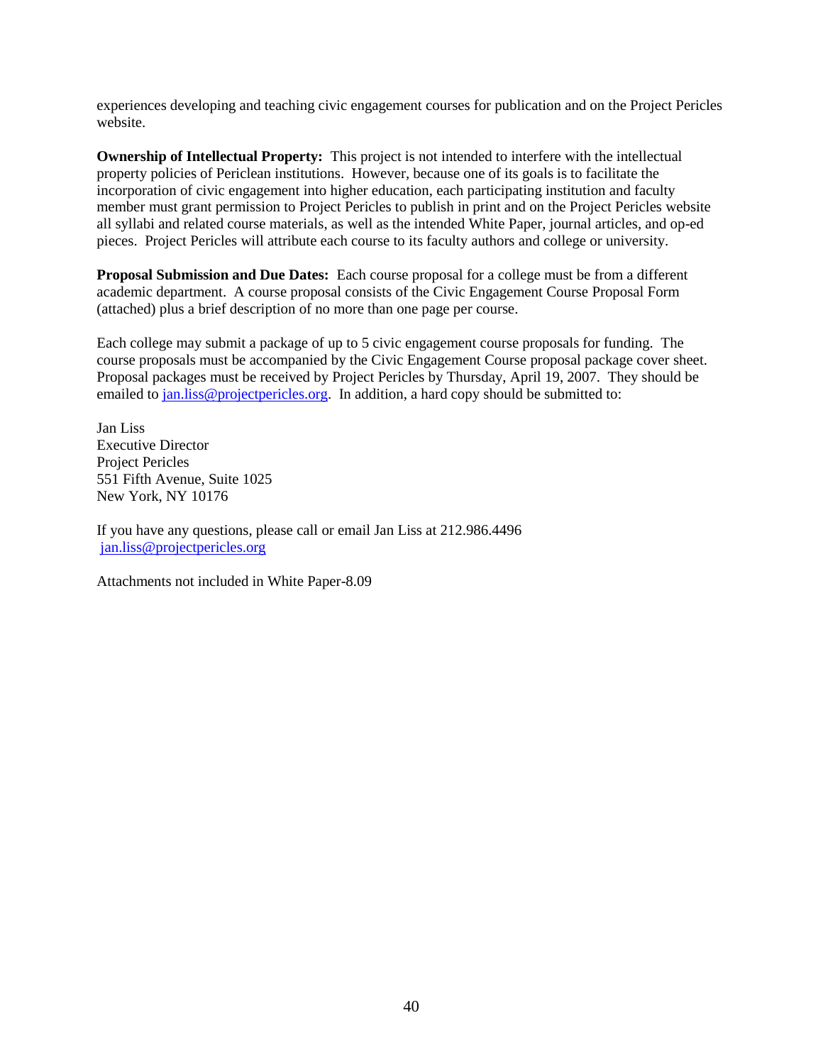experiences developing and teaching civic engagement courses for publication and on the Project Pericles website.

**Ownership of Intellectual Property:** This project is not intended to interfere with the intellectual property policies of Periclean institutions. However, because one of its goals is to facilitate the incorporation of civic engagement into higher education, each participating institution and faculty member must grant permission to Project Pericles to publish in print and on the Project Pericles website all syllabi and related course materials, as well as the intended White Paper, journal articles, and op-ed pieces. Project Pericles will attribute each course to its faculty authors and college or university.

**Proposal Submission and Due Dates:** Each course proposal for a college must be from a different academic department. A course proposal consists of the Civic Engagement Course Proposal Form (attached) plus a brief description of no more than one page per course.

Each college may submit a package of up to 5 civic engagement course proposals for funding. The course proposals must be accompanied by the Civic Engagement Course proposal package cover sheet. Proposal packages must be received by Project Pericles by Thursday, April 19, 2007. They should be emailed to jan.liss@projectpericles.org. In addition, a hard copy should be submitted to:

Jan Liss
Executive Director
Project Pericles
551 Fifth Avenue, Suite 1025
New York, NY 10176

If you have any questions, please call or email Jan Liss at 212.986.4496
jan.liss@projectpericles.org

Attachments not included in White Paper-8.09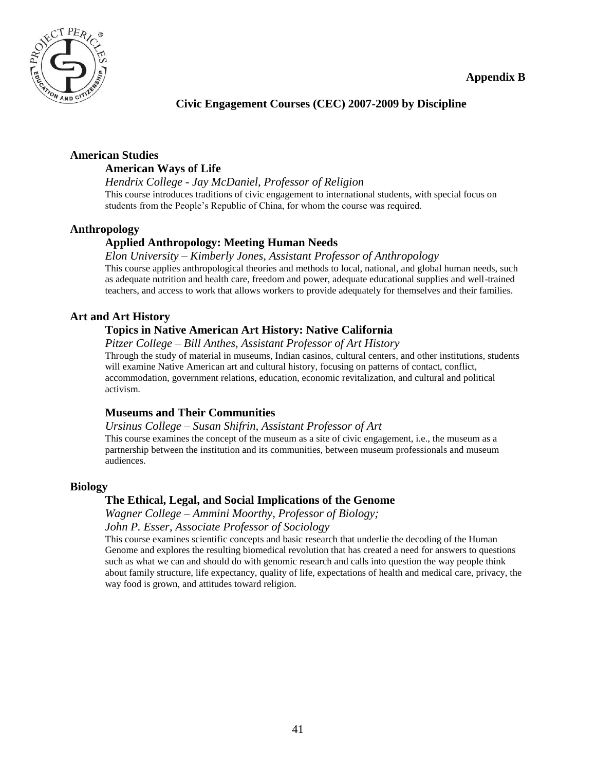**Appendix B**

## Civic Engagement Courses (CEC) 2007-2009 by Discipline

### American Studies

#### American Ways of Life

*Hendrix College - Jay McDaniel, Professor of Religion*

This course introduces traditions of civic engagement to international students, with special focus on students from the People's Republic of China, for whom the course was required.

### Anthropology

#### Applied Anthropology: Meeting Human Needs

*Elon University – Kimberly Jones, Assistant Professor of Anthropology*

This course applies anthropological theories and methods to local, national, and global human needs, such as adequate nutrition and health care, freedom and power, adequate educational supplies and well-trained teachers, and access to work that allows workers to provide adequately for themselves and their families.

### Art and Art History

#### Topics in Native American Art History: Native California

*Pitzer College – Bill Anthes, Assistant Professor of Art History*

Through the study of material in museums, Indian casinos, cultural centers, and other institutions, students will examine Native American art and cultural history, focusing on patterns of contact, conflict, accommodation, government relations, education, economic revitalization, and cultural and political activism.

#### Museums and Their Communities

*Ursinus College – Susan Shifrin, Assistant Professor of Art*

This course examines the concept of the museum as a site of civic engagement, i.e., the museum as a partnership between the institution and its communities, between museum professionals and museum audiences.

### Biology

#### The Ethical, Legal, and Social Implications of the Genome

*Wagner College – Ammini Moorthy, Professor of Biology;*
*John P. Esser, Associate Professor of Sociology*

This course examines scientific concepts and basic research that underlie the decoding of the Human Genome and explores the resulting biomedical revolution that has created a need for answers to questions such as what we can and should do with genomic research and calls into question the way people think about family structure, life expectancy, quality of life, expectations of health and medical care, privacy, the way food is grown, and attitudes toward religion.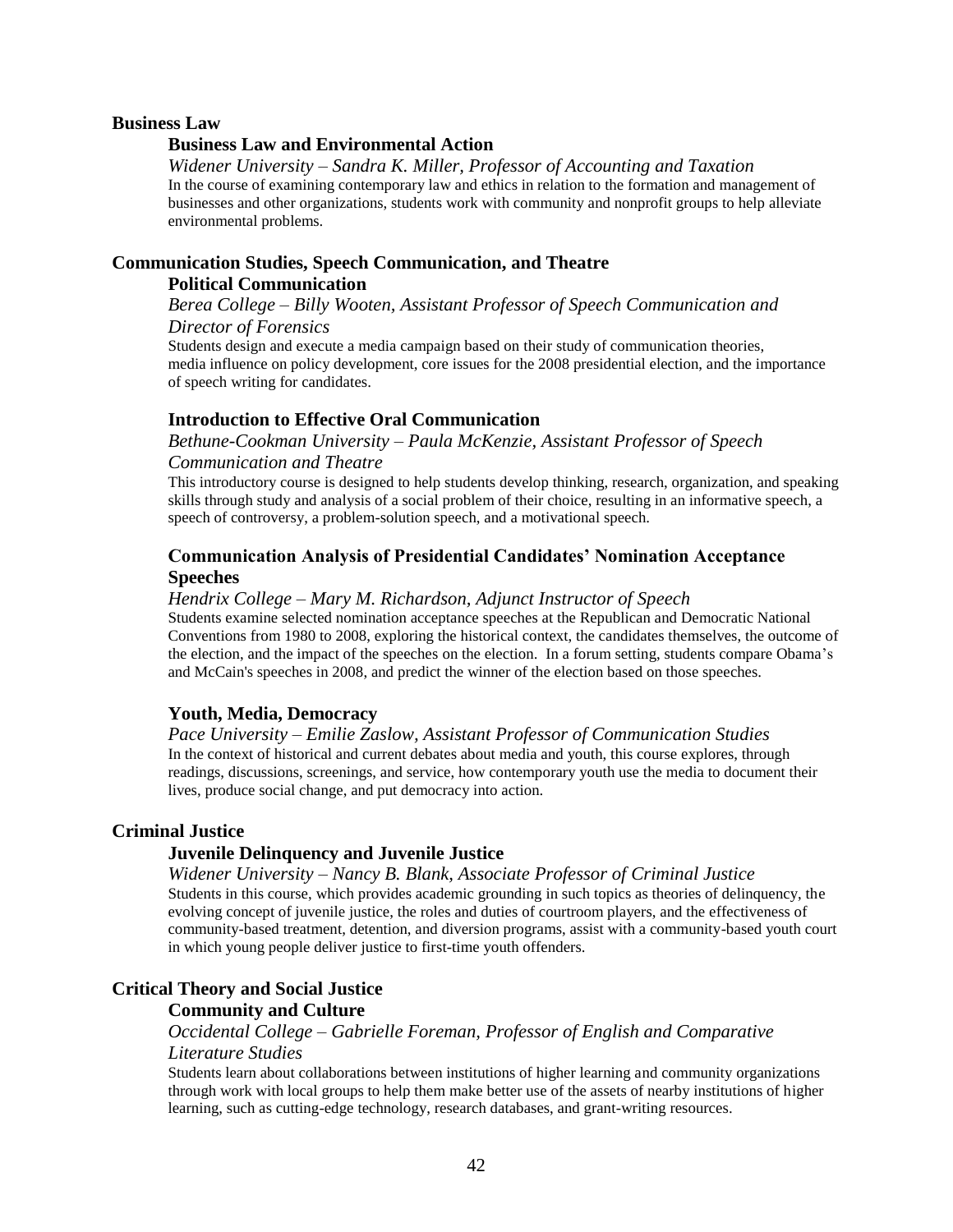## Business Law

### Business Law and Environmental Action

*Widener University – Sandra K. Miller, Professor of Accounting and Taxation*

In the course of examining contemporary law and ethics in relation to the formation and management of businesses and other organizations, students work with community and nonprofit groups to help alleviate environmental problems.

## Communication Studies, Speech Communication, and Theatre

### Political Communication

*Berea College – Billy Wooten, Assistant Professor of Speech Communication and Director of Forensics*

Students design and execute a media campaign based on their study of communication theories, media influence on policy development, core issues for the 2008 presidential election, and the importance of speech writing for candidates.

### Introduction to Effective Oral Communication

*Bethune-Cookman University – Paula McKenzie, Assistant Professor of Speech Communication and Theatre*

This introductory course is designed to help students develop thinking, research, organization, and speaking skills through study and analysis of a social problem of their choice, resulting in an informative speech, a speech of controversy, a problem-solution speech, and a motivational speech.

### Communication Analysis of Presidential Candidates' Nomination Acceptance Speeches

*Hendrix College – Mary M. Richardson, Adjunct Instructor of Speech*

Students examine selected nomination acceptance speeches at the Republican and Democratic National Conventions from 1980 to 2008, exploring the historical context, the candidates themselves, the outcome of the election, and the impact of the speeches on the election. In a forum setting, students compare Obama's and McCain's speeches in 2008, and predict the winner of the election based on those speeches.

### Youth, Media, Democracy

*Pace University – Emilie Zaslow, Assistant Professor of Communication Studies*

In the context of historical and current debates about media and youth, this course explores, through readings, discussions, screenings, and service, how contemporary youth use the media to document their lives, produce social change, and put democracy into action.

## Criminal Justice

### Juvenile Delinquency and Juvenile Justice

*Widener University – Nancy B. Blank, Associate Professor of Criminal Justice*

Students in this course, which provides academic grounding in such topics as theories of delinquency, the evolving concept of juvenile justice, the roles and duties of courtroom players, and the effectiveness of community-based treatment, detention, and diversion programs, assist with a community-based youth court in which young people deliver justice to first-time youth offenders.

## Critical Theory and Social Justice

### Community and Culture

*Occidental College – Gabrielle Foreman, Professor of English and Comparative Literature Studies*

Students learn about collaborations between institutions of higher learning and community organizations through work with local groups to help them make better use of the assets of nearby institutions of higher learning, such as cutting-edge technology, research databases, and grant-writing resources.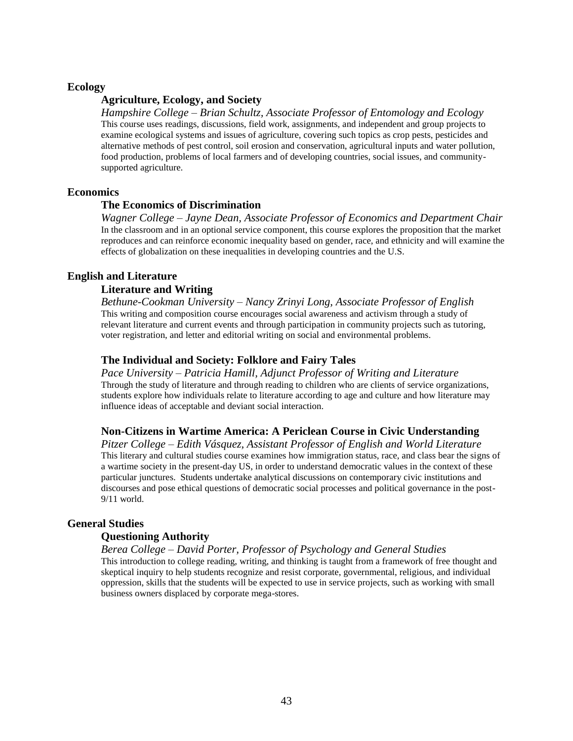## Ecology

### Agriculture, Ecology, and Society

*Hampshire College – Brian Schultz, Associate Professor of Entomology and Ecology*

This course uses readings, discussions, field work, assignments, and independent and group projects to examine ecological systems and issues of agriculture, covering such topics as crop pests, pesticides and alternative methods of pest control, soil erosion and conservation, agricultural inputs and water pollution, food production, problems of local farmers and of developing countries, social issues, and community-supported agriculture.

## Economics

### The Economics of Discrimination

*Wagner College – Jayne Dean, Associate Professor of Economics and Department Chair*

In the classroom and in an optional service component, this course explores the proposition that the market reproduces and can reinforce economic inequality based on gender, race, and ethnicity and will examine the effects of globalization on these inequalities in developing countries and the U.S.

## English and Literature

### Literature and Writing

*Bethune-Cookman University – Nancy Zrinyi Long, Associate Professor of English*

This writing and composition course encourages social awareness and activism through a study of relevant literature and current events and through participation in community projects such as tutoring, voter registration, and letter and editorial writing on social and environmental problems.

### The Individual and Society: Folklore and Fairy Tales

*Pace University – Patricia Hamill, Adjunct Professor of Writing and Literature*

Through the study of literature and through reading to children who are clients of service organizations, students explore how individuals relate to literature according to age and culture and how literature may influence ideas of acceptable and deviant social interaction.

### Non-Citizens in Wartime America: A Periclean Course in Civic Understanding

*Pitzer College – Edith Vásquez, Assistant Professor of English and World Literature*

This literary and cultural studies course examines how immigration status, race, and class bear the signs of a wartime society in the present-day US, in order to understand democratic values in the context of these particular junctures. Students undertake analytical discussions on contemporary civic institutions and discourses and pose ethical questions of democratic social processes and political governance in the post-9/11 world.

## General Studies

### Questioning Authority

*Berea College – David Porter, Professor of Psychology and General Studies*

This introduction to college reading, writing, and thinking is taught from a framework of free thought and skeptical inquiry to help students recognize and resist corporate, governmental, religious, and individual oppression, skills that the students will be expected to use in service projects, such as working with small business owners displaced by corporate mega-stores.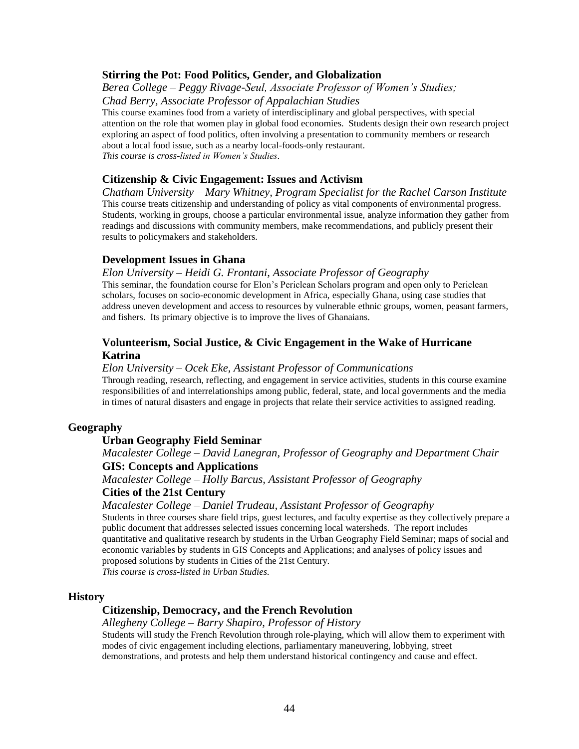### Stirring the Pot: Food Politics, Gender, and Globalization

*Berea College – Peggy Rivage-Seul, Associate Professor of Women's Studies; Chad Berry, Associate Professor of Appalachian Studies*

This course examines food from a variety of interdisciplinary and global perspectives, with special attention on the role that women play in global food economies. Students design their own research project exploring an aspect of food politics, often involving a presentation to community members or research about a local food issue, such as a nearby local-foods-only restaurant.

*This course is cross-listed in Women's Studies.*

### Citizenship & Civic Engagement: Issues and Activism

*Chatham University – Mary Whitney, Program Specialist for the Rachel Carson Institute*

This course treats citizenship and understanding of policy as vital components of environmental progress. Students, working in groups, choose a particular environmental issue, analyze information they gather from readings and discussions with community members, make recommendations, and publicly present their results to policymakers and stakeholders.

### Development Issues in Ghana

*Elon University – Heidi G. Frontani, Associate Professor of Geography*

This seminar, the foundation course for Elon's Periclean Scholars program and open only to Periclean scholars, focuses on socio-economic development in Africa, especially Ghana, using case studies that address uneven development and access to resources by vulnerable ethnic groups, women, peasant farmers, and fishers. Its primary objective is to improve the lives of Ghanaians.

### Volunteerism, Social Justice, & Civic Engagement in the Wake of Hurricane Katrina

*Elon University – Ocek Eke, Assistant Professor of Communications*

Through reading, research, reflecting, and engagement in service activities, students in this course examine responsibilities of and interrelationships among public, federal, state, and local governments and the media in times of natural disasters and engage in projects that relate their service activities to assigned reading.

## Geography

### Urban Geography Field Seminar

*Macalester College – David Lanegran, Professor of Geography and Department Chair*

### GIS: Concepts and Applications

*Macalester College – Holly Barcus, Assistant Professor of Geography*

### Cities of the 21st Century

*Macalester College – Daniel Trudeau, Assistant Professor of Geography*

Students in three courses share field trips, guest lectures, and faculty expertise as they collectively prepare a public document that addresses selected issues concerning local watersheds. The report includes quantitative and qualitative research by students in the Urban Geography Field Seminar; maps of social and economic variables by students in GIS Concepts and Applications; and analyses of policy issues and proposed solutions by students in Cities of the 21st Century.

*This course is cross-listed in Urban Studies.*

## History

### Citizenship, Democracy, and the French Revolution

*Allegheny College – Barry Shapiro, Professor of History*

Students will study the French Revolution through role-playing, which will allow them to experiment with modes of civic engagement including elections, parliamentary maneuvering, lobbying, street demonstrations, and protests and help them understand historical contingency and cause and effect.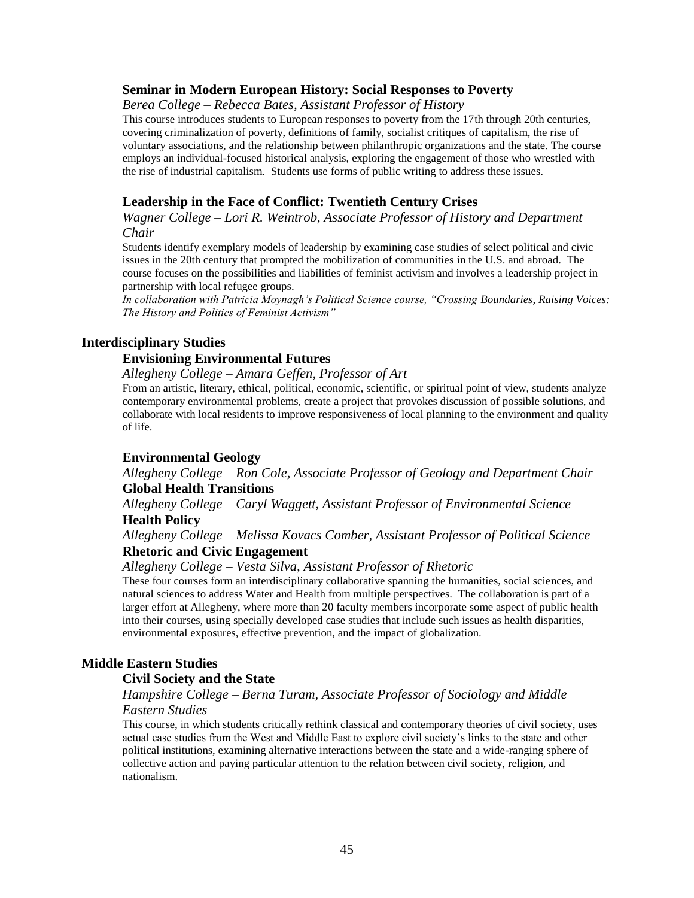### Seminar in Modern European History: Social Responses to Poverty

*Berea College – Rebecca Bates, Assistant Professor of History*

This course introduces students to European responses to poverty from the 17th through 20th centuries, covering criminalization of poverty, definitions of family, socialist critiques of capitalism, the rise of voluntary associations, and the relationship between philanthropic organizations and the state. The course employs an individual-focused historical analysis, exploring the engagement of those who wrestled with the rise of industrial capitalism. Students use forms of public writing to address these issues.

### Leadership in the Face of Conflict: Twentieth Century Crises

*Wagner College – Lori R. Weintrob, Associate Professor of History and Department Chair*

Students identify exemplary models of leadership by examining case studies of select political and civic issues in the 20th century that prompted the mobilization of communities in the U.S. and abroad. The course focuses on the possibilities and liabilities of feminist activism and involves a leadership project in partnership with local refugee groups.

*In collaboration with Patricia Moynagh's Political Science course, "Crossing Boundaries, Raising Voices: The History and Politics of Feminist Activism"*

## Interdisciplinary Studies

### Envisioning Environmental Futures

*Allegheny College – Amara Geffen, Professor of Art*

From an artistic, literary, ethical, political, economic, scientific, or spiritual point of view, students analyze contemporary environmental problems, create a project that provokes discussion of possible solutions, and collaborate with local residents to improve responsiveness of local planning to the environment and quality of life.

### Environmental Geology

*Allegheny College – Ron Cole, Associate Professor of Geology and Department Chair*

### Global Health Transitions

*Allegheny College – Caryl Waggett, Assistant Professor of Environmental Science*

### Health Policy

*Allegheny College – Melissa Kovacs Comber, Assistant Professor of Political Science*

### Rhetoric and Civic Engagement

*Allegheny College – Vesta Silva, Assistant Professor of Rhetoric*

These four courses form an interdisciplinary collaborative spanning the humanities, social sciences, and natural sciences to address Water and Health from multiple perspectives. The collaboration is part of a larger effort at Allegheny, where more than 20 faculty members incorporate some aspect of public health into their courses, using specially developed case studies that include such issues as health disparities, environmental exposures, effective prevention, and the impact of globalization.

## Middle Eastern Studies

### Civil Society and the State

*Hampshire College – Berna Turam, Associate Professor of Sociology and Middle Eastern Studies*

This course, in which students critically rethink classical and contemporary theories of civil society, uses actual case studies from the West and Middle East to explore civil society's links to the state and other political institutions, examining alternative interactions between the state and a wide-ranging sphere of collective action and paying particular attention to the relation between civil society, religion, and nationalism.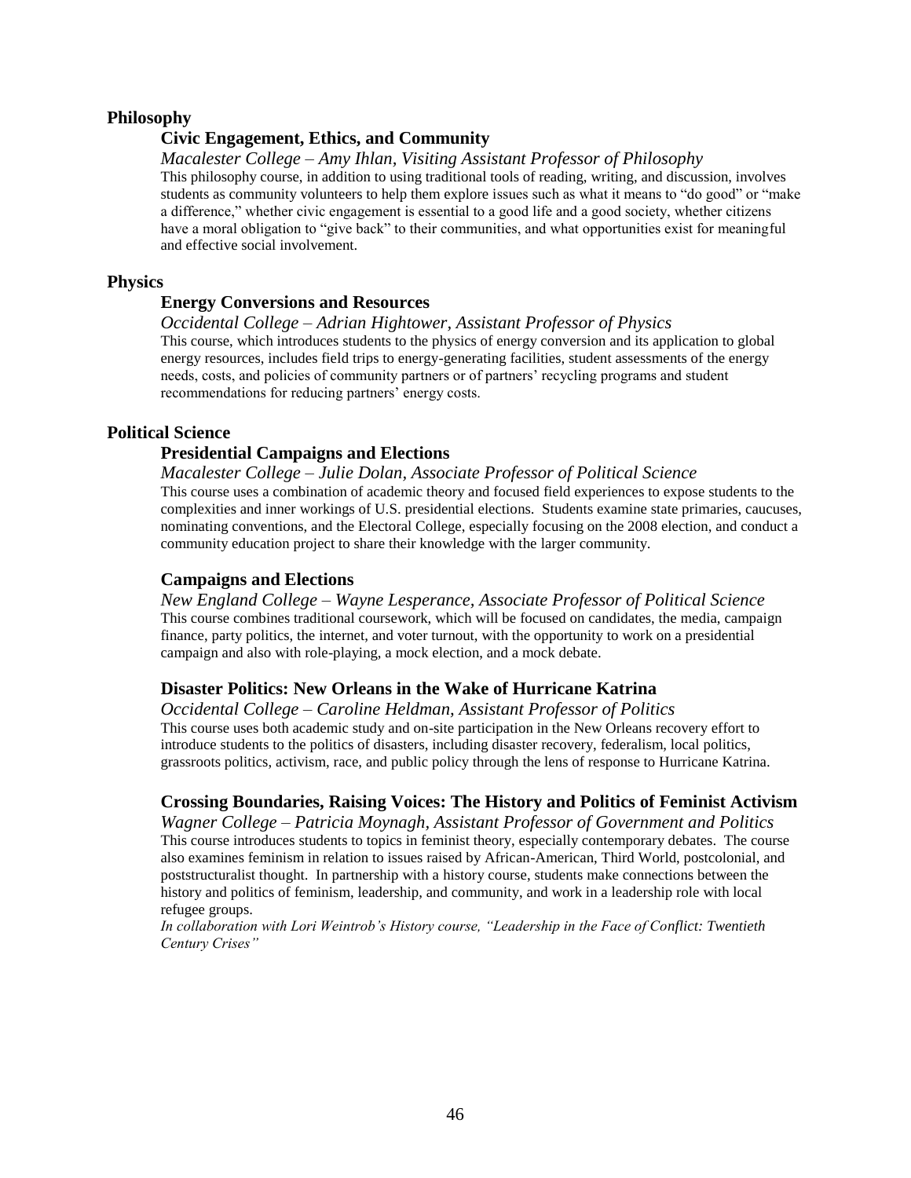## Philosophy

### Civic Engagement, Ethics, and Community

*Macalester College – Amy Ihlan, Visiting Assistant Professor of Philosophy*

This philosophy course, in addition to using traditional tools of reading, writing, and discussion, involves students as community volunteers to help them explore issues such as what it means to "do good" or "make a difference," whether civic engagement is essential to a good life and a good society, whether citizens have a moral obligation to "give back" to their communities, and what opportunities exist for meaningful and effective social involvement.

## Physics

### Energy Conversions and Resources

*Occidental College – Adrian Hightower, Assistant Professor of Physics*

This course, which introduces students to the physics of energy conversion and its application to global energy resources, includes field trips to energy-generating facilities, student assessments of the energy needs, costs, and policies of community partners or of partners' recycling programs and student recommendations for reducing partners' energy costs.

## Political Science

### Presidential Campaigns and Elections

*Macalester College – Julie Dolan, Associate Professor of Political Science*

This course uses a combination of academic theory and focused field experiences to expose students to the complexities and inner workings of U.S. presidential elections. Students examine state primaries, caucuses, nominating conventions, and the Electoral College, especially focusing on the 2008 election, and conduct a community education project to share their knowledge with the larger community.

### Campaigns and Elections

*New England College – Wayne Lesperance, Associate Professor of Political Science*

This course combines traditional coursework, which will be focused on candidates, the media, campaign finance, party politics, the internet, and voter turnout, with the opportunity to work on a presidential campaign and also with role-playing, a mock election, and a mock debate.

### Disaster Politics: New Orleans in the Wake of Hurricane Katrina

*Occidental College – Caroline Heldman, Assistant Professor of Politics*

This course uses both academic study and on-site participation in the New Orleans recovery effort to introduce students to the politics of disasters, including disaster recovery, federalism, local politics, grassroots politics, activism, race, and public policy through the lens of response to Hurricane Katrina.

### Crossing Boundaries, Raising Voices: The History and Politics of Feminist Activism

*Wagner College – Patricia Moynagh, Assistant Professor of Government and Politics*

This course introduces students to topics in feminist theory, especially contemporary debates. The course also examines feminism in relation to issues raised by African-American, Third World, postcolonial, and poststructuralist thought. In partnership with a history course, students make connections between the history and politics of feminism, leadership, and community, and work in a leadership role with local refugee groups.

*In collaboration with Lori Weintrob's History course, "Leadership in the Face of Conflict: Twentieth Century Crises"*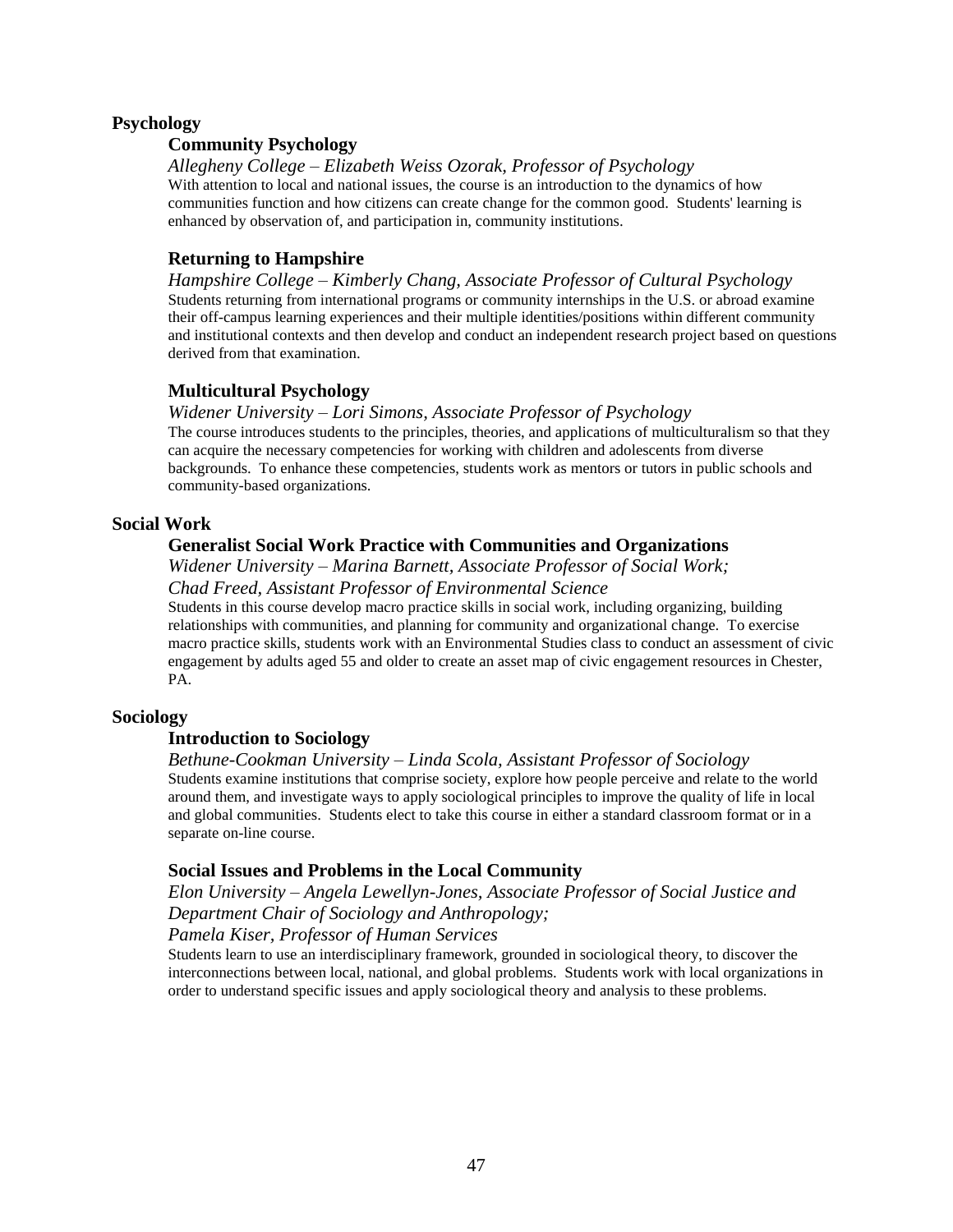## Psychology

### Community Psychology

*Allegheny College – Elizabeth Weiss Ozorak, Professor of Psychology*

With attention to local and national issues, the course is an introduction to the dynamics of how communities function and how citizens can create change for the common good. Students' learning is enhanced by observation of, and participation in, community institutions.

### Returning to Hampshire

*Hampshire College – Kimberly Chang, Associate Professor of Cultural Psychology*

Students returning from international programs or community internships in the U.S. or abroad examine their off-campus learning experiences and their multiple identities/positions within different community and institutional contexts and then develop and conduct an independent research project based on questions derived from that examination.

### Multicultural Psychology

*Widener University – Lori Simons, Associate Professor of Psychology*

The course introduces students to the principles, theories, and applications of multiculturalism so that they can acquire the necessary competencies for working with children and adolescents from diverse backgrounds. To enhance these competencies, students work as mentors or tutors in public schools and community-based organizations.

## Social Work

### Generalist Social Work Practice with Communities and Organizations

*Widener University – Marina Barnett, Associate Professor of Social Work;*
*Chad Freed, Assistant Professor of Environmental Science*

Students in this course develop macro practice skills in social work, including organizing, building relationships with communities, and planning for community and organizational change. To exercise macro practice skills, students work with an Environmental Studies class to conduct an assessment of civic engagement by adults aged 55 and older to create an asset map of civic engagement resources in Chester, PA.

## Sociology

### Introduction to Sociology

*Bethune-Cookman University – Linda Scola, Assistant Professor of Sociology*

Students examine institutions that comprise society, explore how people perceive and relate to the world around them, and investigate ways to apply sociological principles to improve the quality of life in local and global communities. Students elect to take this course in either a standard classroom format or in a separate on-line course.

### Social Issues and Problems in the Local Community

*Elon University – Angela Lewellyn-Jones, Associate Professor of Social Justice and Department Chair of Sociology and Anthropology;*
*Pamela Kiser, Professor of Human Services*

Students learn to use an interdisciplinary framework, grounded in sociological theory, to discover the interconnections between local, national, and global problems. Students work with local organizations in order to understand specific issues and apply sociological theory and analysis to these problems.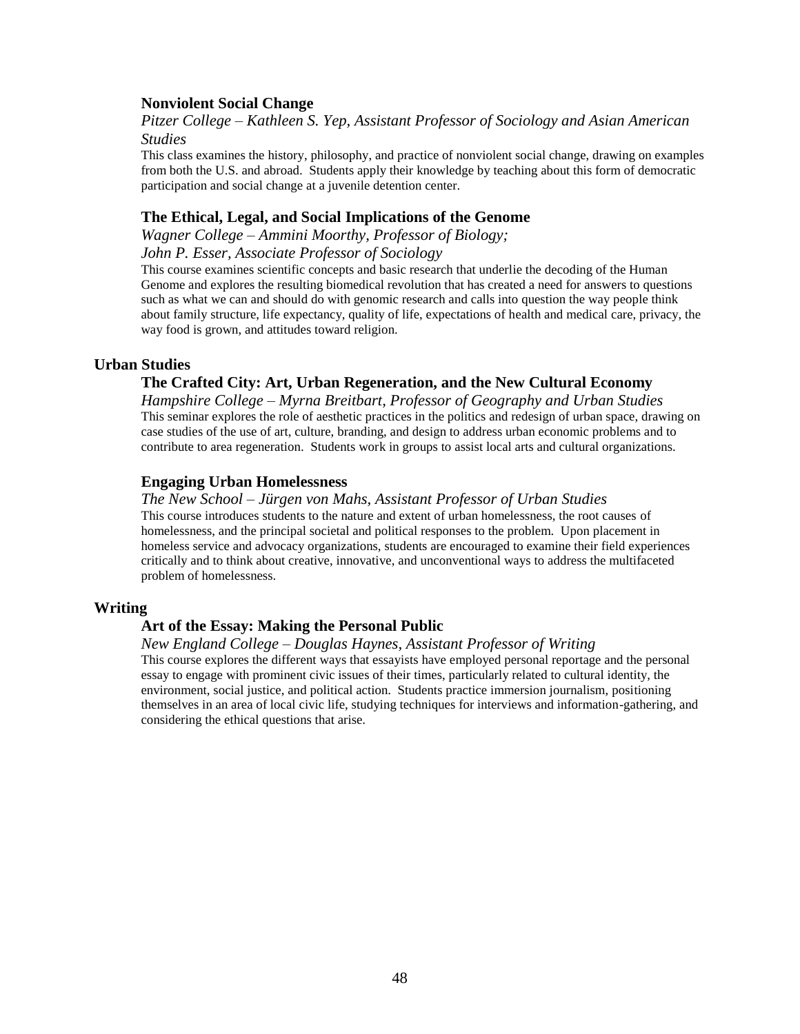### Nonviolent Social Change

*Pitzer College – Kathleen S. Yep, Assistant Professor of Sociology and Asian American Studies*

This class examines the history, philosophy, and practice of nonviolent social change, drawing on examples from both the U.S. and abroad. Students apply their knowledge by teaching about this form of democratic participation and social change at a juvenile detention center.

### The Ethical, Legal, and Social Implications of the Genome

*Wagner College – Ammini Moorthy, Professor of Biology;*
*John P. Esser, Associate Professor of Sociology*

This course examines scientific concepts and basic research that underlie the decoding of the Human Genome and explores the resulting biomedical revolution that has created a need for answers to questions such as what we can and should do with genomic research and calls into question the way people think about family structure, life expectancy, quality of life, expectations of health and medical care, privacy, the way food is grown, and attitudes toward religion.

## Urban Studies

### The Crafted City: Art, Urban Regeneration, and the New Cultural Economy

*Hampshire College – Myrna Breitbart, Professor of Geography and Urban Studies*

This seminar explores the role of aesthetic practices in the politics and redesign of urban space, drawing on case studies of the use of art, culture, branding, and design to address urban economic problems and to contribute to area regeneration. Students work in groups to assist local arts and cultural organizations.

### Engaging Urban Homelessness

*The New School – Jürgen von Mahs, Assistant Professor of Urban Studies*

This course introduces students to the nature and extent of urban homelessness, the root causes of homelessness, and the principal societal and political responses to the problem. Upon placement in homeless service and advocacy organizations, students are encouraged to examine their field experiences critically and to think about creative, innovative, and unconventional ways to address the multifaceted problem of homelessness.

## Writing

### Art of the Essay: Making the Personal Public

*New England College – Douglas Haynes, Assistant Professor of Writing*

This course explores the different ways that essayists have employed personal reportage and the personal essay to engage with prominent civic issues of their times, particularly related to cultural identity, the environment, social justice, and political action. Students practice immersion journalism, positioning themselves in an area of local civic life, studying techniques for interviews and information-gathering, and considering the ethical questions that arise.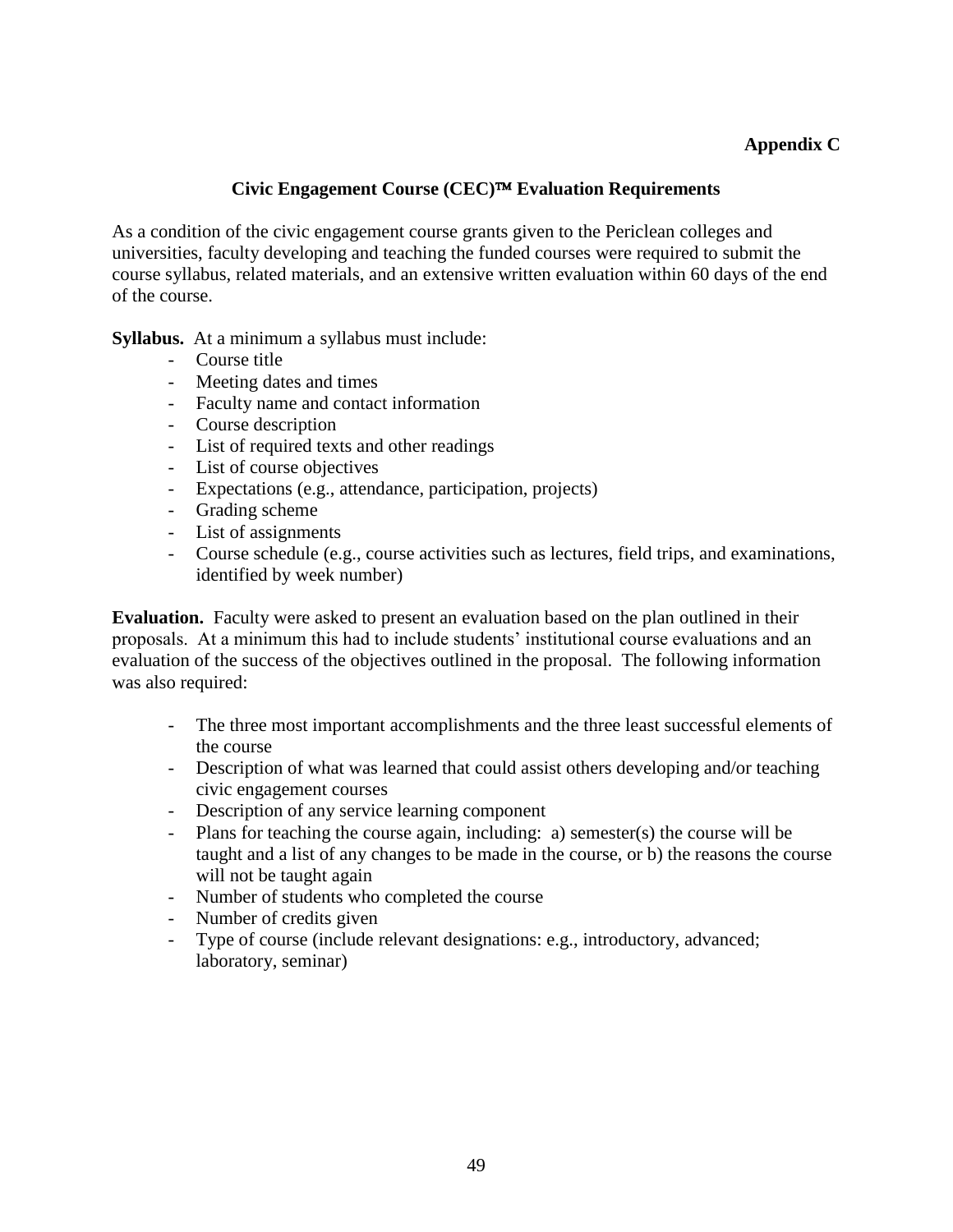**Appendix C**

## Civic Engagement Course (CEC)™ Evaluation Requirements

As a condition of the civic engagement course grants given to the Periclean colleges and universities, faculty developing and teaching the funded courses were required to submit the course syllabus, related materials, and an extensive written evaluation within 60 days of the end of the course.

**Syllabus.** At a minimum a syllabus must include:

- Course title
- Meeting dates and times
- Faculty name and contact information
- Course description
- List of required texts and other readings
- List of course objectives
- Expectations (e.g., attendance, participation, projects)
- Grading scheme
- List of assignments
- Course schedule (e.g., course activities such as lectures, field trips, and examinations, identified by week number)

**Evaluation.** Faculty were asked to present an evaluation based on the plan outlined in their proposals. At a minimum this had to include students' institutional course evaluations and an evaluation of the success of the objectives outlined in the proposal. The following information was also required:

- The three most important accomplishments and the three least successful elements of the course
- Description of what was learned that could assist others developing and/or teaching civic engagement courses
- Description of any service learning component
- Plans for teaching the course again, including: a) semester(s) the course will be taught and a list of any changes to be made in the course, or b) the reasons the course will not be taught again
- Number of students who completed the course
- Number of credits given
- Type of course (include relevant designations: e.g., introductory, advanced; laboratory, seminar)